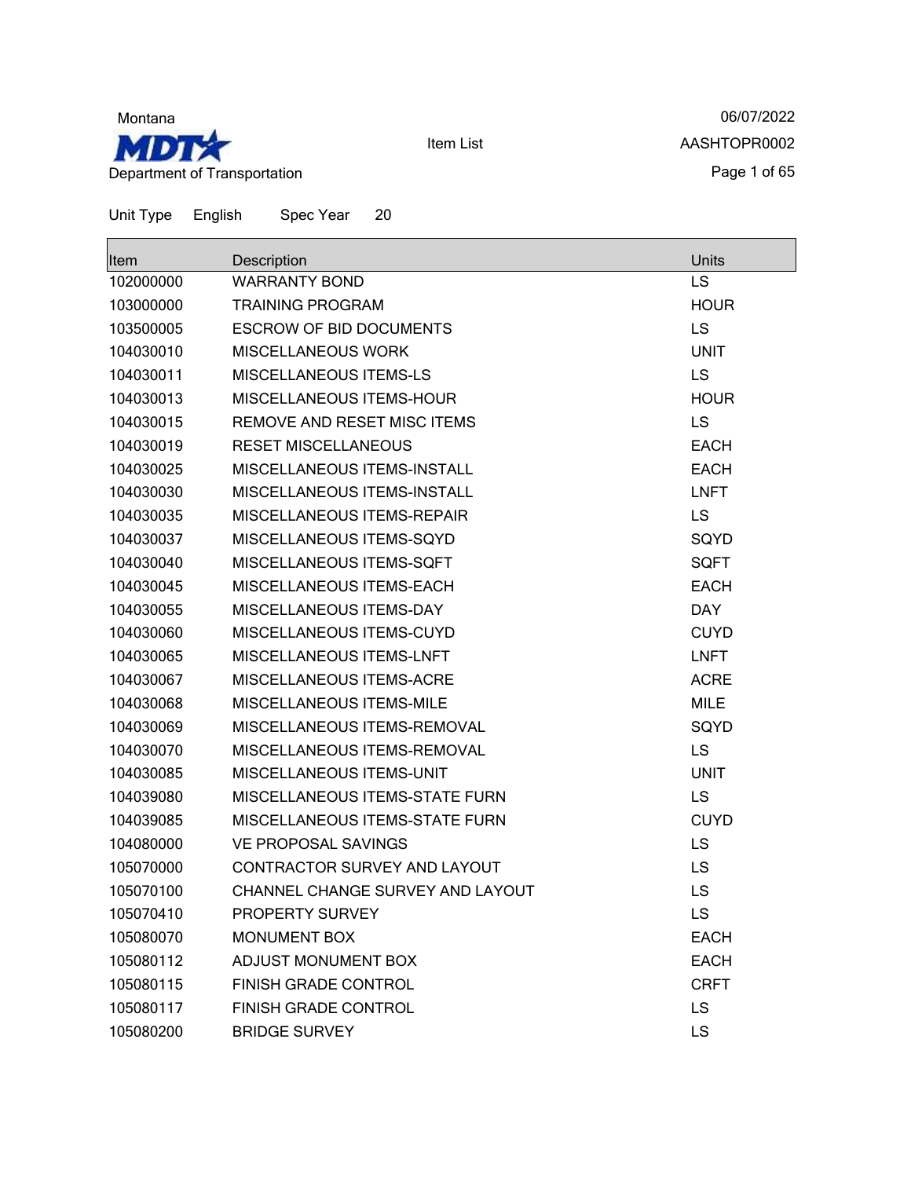Montana

**MDT**

Department of Transportation

Item List

06/07/2022

AASHTOPR0002

Unit Type English Spec Year 20

| Item | Description | Units |
|---|---|---|
| 102000000 | WARRANTY BOND | LS |
| 103000000 | TRAINING PROGRAM | HOUR |
| 103500005 | ESCROW OF BID DOCUMENTS | LS |
| 104030010 | MISCELLANEOUS WORK | UNIT |
| 104030011 | MISCELLANEOUS ITEMS-LS | LS |
| 104030013 | MISCELLANEOUS ITEMS-HOUR | HOUR |
| 104030015 | REMOVE AND RESET MISC ITEMS | LS |
| 104030019 | RESET MISCELLANEOUS | EACH |
| 104030025 | MISCELLANEOUS ITEMS-INSTALL | EACH |
| 104030030 | MISCELLANEOUS ITEMS-INSTALL | LNFT |
| 104030035 | MISCELLANEOUS ITEMS-REPAIR | LS |
| 104030037 | MISCELLANEOUS ITEMS-SQYD | SQYD |
| 104030040 | MISCELLANEOUS ITEMS-SQFT | SQFT |
| 104030045 | MISCELLANEOUS ITEMS-EACH | EACH |
| 104030055 | MISCELLANEOUS ITEMS-DAY | DAY |
| 104030060 | MISCELLANEOUS ITEMS-CUYD | CUYD |
| 104030065 | MISCELLANEOUS ITEMS-LNFT | LNFT |
| 104030067 | MISCELLANEOUS ITEMS-ACRE | ACRE |
| 104030068 | MISCELLANEOUS ITEMS-MILE | MILE |
| 104030069 | MISCELLANEOUS ITEMS-REMOVAL | SQYD |
| 104030070 | MISCELLANEOUS ITEMS-REMOVAL | LS |
| 104030085 | MISCELLANEOUS ITEMS-UNIT | UNIT |
| 104039080 | MISCELLANEOUS ITEMS-STATE FURN | LS |
| 104039085 | MISCELLANEOUS ITEMS-STATE FURN | CUYD |
| 104080000 | VE PROPOSAL SAVINGS | LS |
| 105070000 | CONTRACTOR SURVEY AND LAYOUT | LS |
| 105070100 | CHANNEL CHANGE SURVEY AND LAYOUT | LS |
| 105070410 | PROPERTY SURVEY | LS |
| 105080070 | MONUMENT BOX | EACH |
| 105080112 | ADJUST MONUMENT BOX | EACH |
| 105080115 | FINISH GRADE CONTROL | CRFT |
| 105080117 | FINISH GRADE CONTROL | LS |
| 105080200 | BRIDGE SURVEY | LS |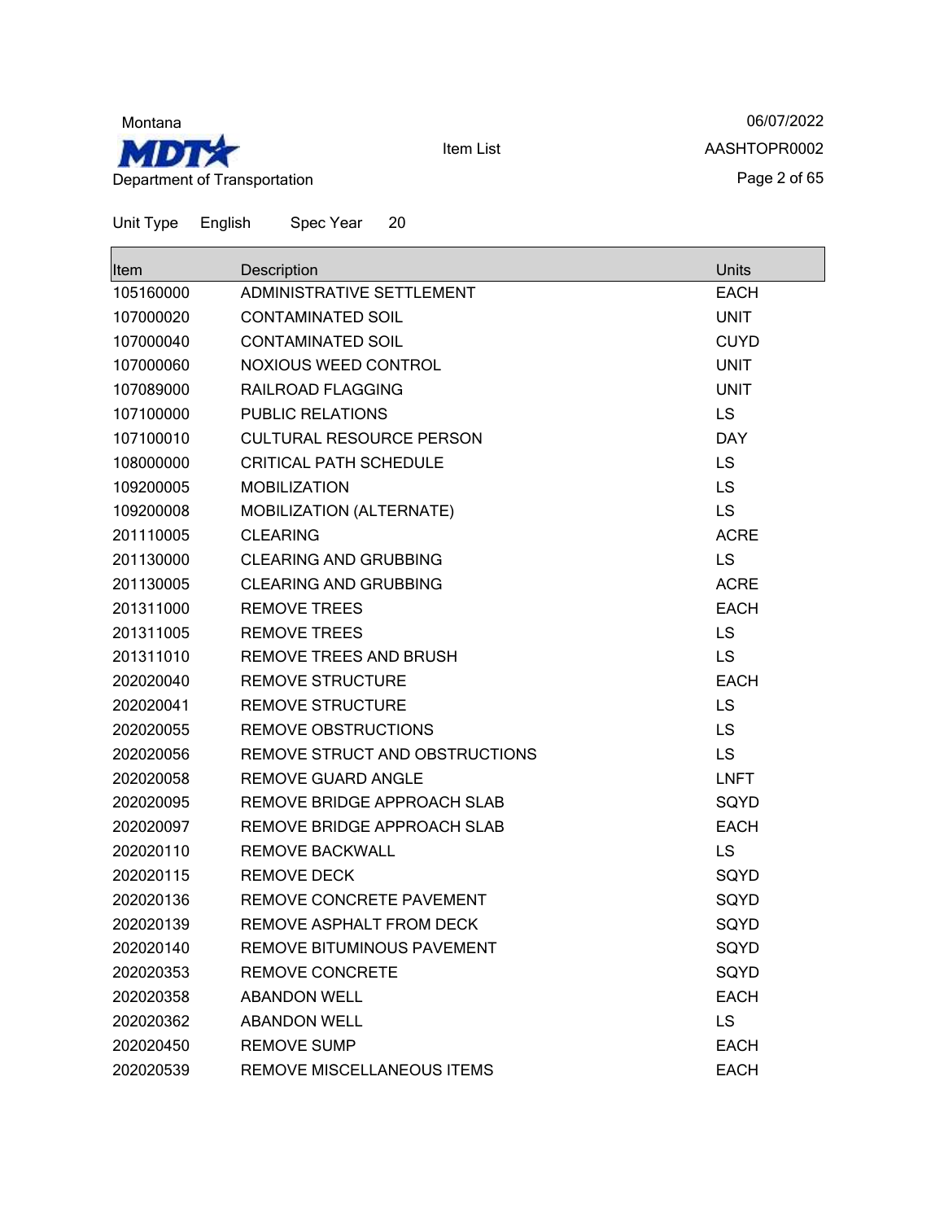Unit Type English Spec Year 20

| Item | Description | Units |
|---|---|---|
| 105160000 | ADMINISTRATIVE SETTLEMENT | EACH |
| 107000020 | CONTAMINATED SOIL | UNIT |
| 107000040 | CONTAMINATED SOIL | CUYD |
| 107000060 | NOXIOUS WEED CONTROL | UNIT |
| 107089000 | RAILROAD FLAGGING | UNIT |
| 107100000 | PUBLIC RELATIONS | LS |
| 107100010 | CULTURAL RESOURCE PERSON | DAY |
| 108000000 | CRITICAL PATH SCHEDULE | LS |
| 109200005 | MOBILIZATION | LS |
| 109200008 | MOBILIZATION (ALTERNATE) | LS |
| 201110005 | CLEARING | ACRE |
| 201130000 | CLEARING AND GRUBBING | LS |
| 201130005 | CLEARING AND GRUBBING | ACRE |
| 201311000 | REMOVE TREES | EACH |
| 201311005 | REMOVE TREES | LS |
| 201311010 | REMOVE TREES AND BRUSH | LS |
| 202020040 | REMOVE STRUCTURE | EACH |
| 202020041 | REMOVE STRUCTURE | LS |
| 202020055 | REMOVE OBSTRUCTIONS | LS |
| 202020056 | REMOVE STRUCT AND OBSTRUCTIONS | LS |
| 202020058 | REMOVE GUARD ANGLE | LNFT |
| 202020095 | REMOVE BRIDGE APPROACH SLAB | SQYD |
| 202020097 | REMOVE BRIDGE APPROACH SLAB | EACH |
| 202020110 | REMOVE BACKWALL | LS |
| 202020115 | REMOVE DECK | SQYD |
| 202020136 | REMOVE CONCRETE PAVEMENT | SQYD |
| 202020139 | REMOVE ASPHALT FROM DECK | SQYD |
| 202020140 | REMOVE BITUMINOUS PAVEMENT | SQYD |
| 202020353 | REMOVE CONCRETE | SQYD |
| 202020358 | ABANDON WELL | EACH |
| 202020362 | ABANDON WELL | LS |
| 202020450 | REMOVE SUMP | EACH |
| 202020539 | REMOVE MISCELLANEOUS ITEMS | EACH |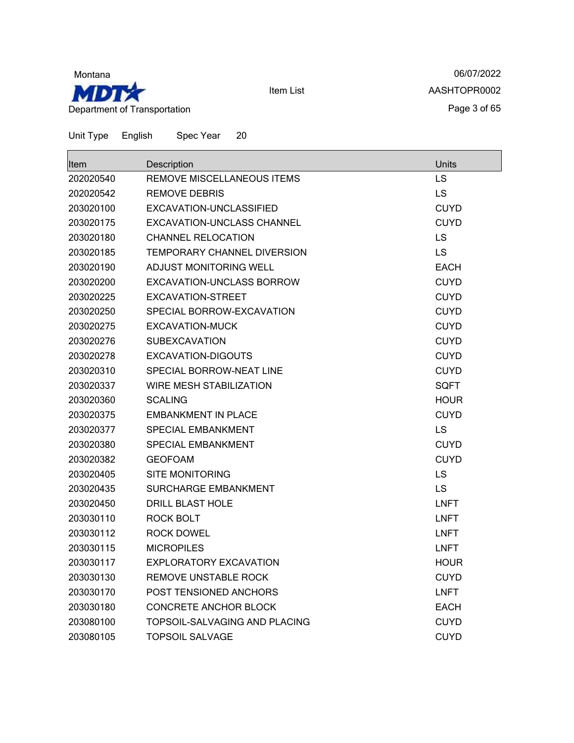Montana

Department of Transportation

Item List

06/07/2022

AASHTOPR0002

Unit Type English Spec Year 20

| Item | Description | Units |
|---|---|---|
| 202020540 | REMOVE MISCELLANEOUS ITEMS | LS |
| 202020542 | REMOVE DEBRIS | LS |
| 203020100 | EXCAVATION-UNCLASSIFIED | CUYD |
| 203020175 | EXCAVATION-UNCLASS CHANNEL | CUYD |
| 203020180 | CHANNEL RELOCATION | LS |
| 203020185 | TEMPORARY CHANNEL DIVERSION | LS |
| 203020190 | ADJUST MONITORING WELL | EACH |
| 203020200 | EXCAVATION-UNCLASS BORROW | CUYD |
| 203020225 | EXCAVATION-STREET | CUYD |
| 203020250 | SPECIAL BORROW-EXCAVATION | CUYD |
| 203020275 | EXCAVATION-MUCK | CUYD |
| 203020276 | SUBEXCAVATION | CUYD |
| 203020278 | EXCAVATION-DIGOUTS | CUYD |
| 203020310 | SPECIAL BORROW-NEAT LINE | CUYD |
| 203020337 | WIRE MESH STABILIZATION | SQFT |
| 203020360 | SCALING | HOUR |
| 203020375 | EMBANKMENT IN PLACE | CUYD |
| 203020377 | SPECIAL EMBANKMENT | LS |
| 203020380 | SPECIAL EMBANKMENT | CUYD |
| 203020382 | GEOFOAM | CUYD |
| 203020405 | SITE MONITORING | LS |
| 203020435 | SURCHARGE EMBANKMENT | LS |
| 203020450 | DRILL BLAST HOLE | LNFT |
| 203030110 | ROCK BOLT | LNFT |
| 203030112 | ROCK DOWEL | LNFT |
| 203030115 | MICROPILES | LNFT |
| 203030117 | EXPLORATORY EXCAVATION | HOUR |
| 203030130 | REMOVE UNSTABLE ROCK | CUYD |
| 203030170 | POST TENSIONED ANCHORS | LNFT |
| 203030180 | CONCRETE ANCHOR BLOCK | EACH |
| 203080100 | TOPSOIL-SALVAGING AND PLACING | CUYD |
| 203080105 | TOPSOIL SALVAGE | CUYD |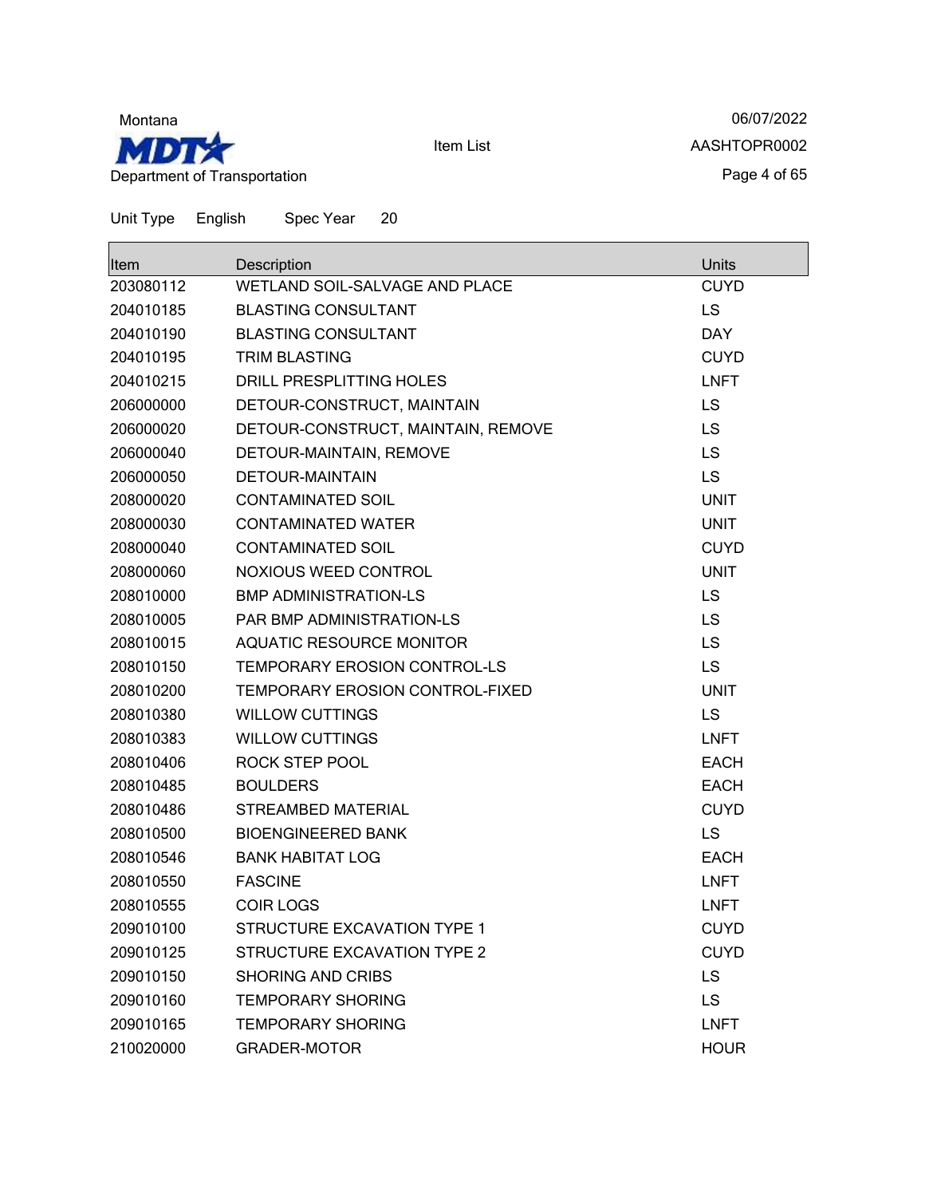Unit Type English Spec Year 20

| Item | Description | Units |
|---|---|---|
| 203080112 | WETLAND SOIL-SALVAGE AND PLACE | CUYD |
| 204010185 | BLASTING CONSULTANT | LS |
| 204010190 | BLASTING CONSULTANT | DAY |
| 204010195 | TRIM BLASTING | CUYD |
| 204010215 | DRILL PRESPLITTING HOLES | LNFT |
| 206000000 | DETOUR-CONSTRUCT, MAINTAIN | LS |
| 206000020 | DETOUR-CONSTRUCT, MAINTAIN, REMOVE | LS |
| 206000040 | DETOUR-MAINTAIN, REMOVE | LS |
| 206000050 | DETOUR-MAINTAIN | LS |
| 208000020 | CONTAMINATED SOIL | UNIT |
| 208000030 | CONTAMINATED WATER | UNIT |
| 208000040 | CONTAMINATED SOIL | CUYD |
| 208000060 | NOXIOUS WEED CONTROL | UNIT |
| 208010000 | BMP ADMINISTRATION-LS | LS |
| 208010005 | PAR BMP ADMINISTRATION-LS | LS |
| 208010015 | AQUATIC RESOURCE MONITOR | LS |
| 208010150 | TEMPORARY EROSION CONTROL-LS | LS |
| 208010200 | TEMPORARY EROSION CONTROL-FIXED | UNIT |
| 208010380 | WILLOW CUTTINGS | LS |
| 208010383 | WILLOW CUTTINGS | LNFT |
| 208010406 | ROCK STEP POOL | EACH |
| 208010485 | BOULDERS | EACH |
| 208010486 | STREAMBED MATERIAL | CUYD |
| 208010500 | BIOENGINEERED BANK | LS |
| 208010546 | BANK HABITAT LOG | EACH |
| 208010550 | FASCINE | LNFT |
| 208010555 | COIR LOGS | LNFT |
| 209010100 | STRUCTURE EXCAVATION TYPE 1 | CUYD |
| 209010125 | STRUCTURE EXCAVATION TYPE 2 | CUYD |
| 209010150 | SHORING AND CRIBS | LS |
| 209010160 | TEMPORARY SHORING | LS |
| 209010165 | TEMPORARY SHORING | LNFT |
| 210020000 | GRADER-MOTOR | HOUR |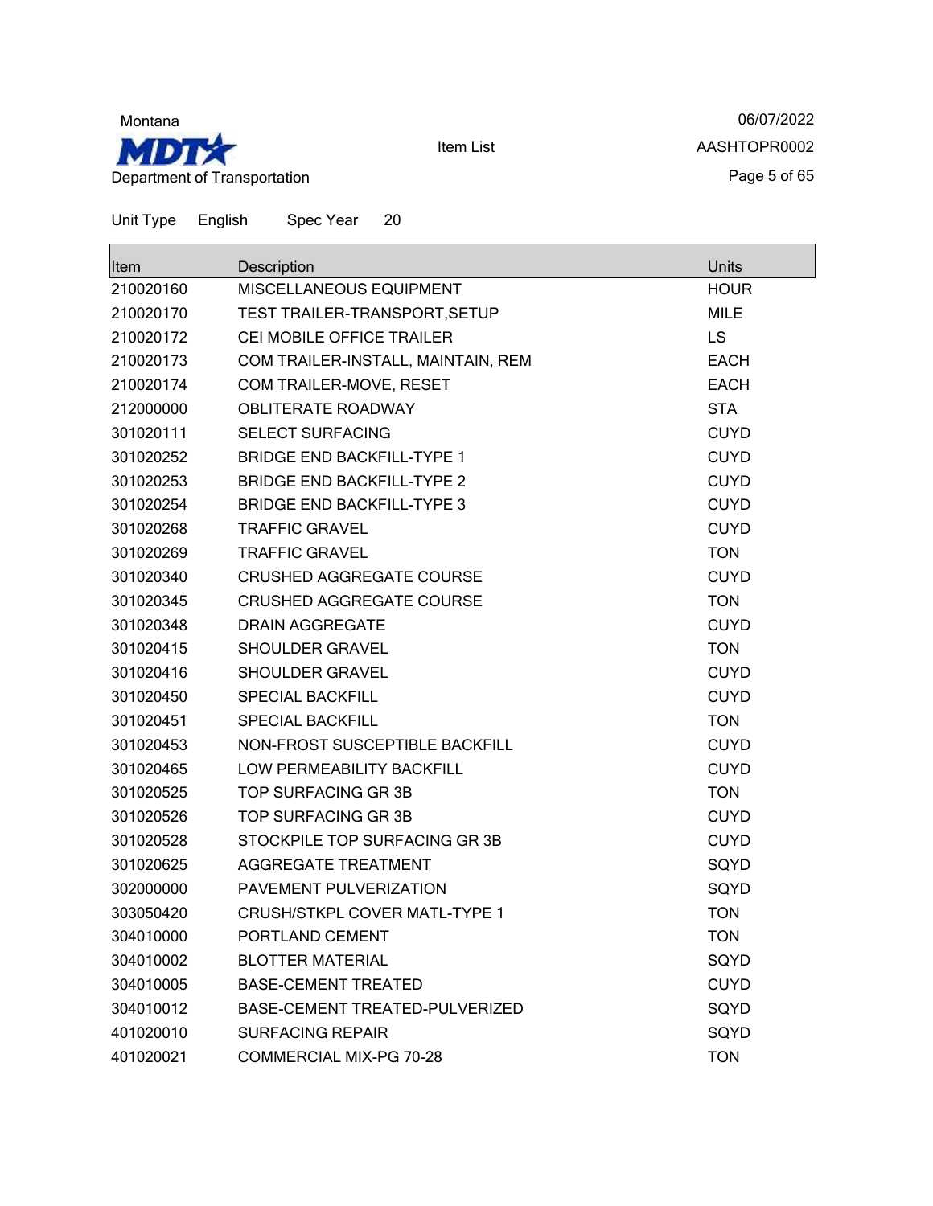Montana
MDT
Department of Transportation

Item List

06/07/2022
AASHTOPR0002

Unit Type English Spec Year 20

| Item | Description | Units |
| --- | --- | --- |
| 210020160 | MISCELLANEOUS EQUIPMENT | HOUR |
| 210020170 | TEST TRAILER-TRANSPORT,SETUP | MILE |
| 210020172 | CEI MOBILE OFFICE TRAILER | LS |
| 210020173 | COM TRAILER-INSTALL, MAINTAIN, REM | EACH |
| 210020174 | COM TRAILER-MOVE, RESET | EACH |
| 212000000 | OBLITERATE ROADWAY | STA |
| 301020111 | SELECT SURFACING | CUYD |
| 301020252 | BRIDGE END BACKFILL-TYPE 1 | CUYD |
| 301020253 | BRIDGE END BACKFILL-TYPE 2 | CUYD |
| 301020254 | BRIDGE END BACKFILL-TYPE 3 | CUYD |
| 301020268 | TRAFFIC GRAVEL | CUYD |
| 301020269 | TRAFFIC GRAVEL | TON |
| 301020340 | CRUSHED AGGREGATE COURSE | CUYD |
| 301020345 | CRUSHED AGGREGATE COURSE | TON |
| 301020348 | DRAIN AGGREGATE | CUYD |
| 301020415 | SHOULDER GRAVEL | TON |
| 301020416 | SHOULDER GRAVEL | CUYD |
| 301020450 | SPECIAL BACKFILL | CUYD |
| 301020451 | SPECIAL BACKFILL | TON |
| 301020453 | NON-FROST SUSCEPTIBLE BACKFILL | CUYD |
| 301020465 | LOW PERMEABILITY BACKFILL | CUYD |
| 301020525 | TOP SURFACING GR 3B | TON |
| 301020526 | TOP SURFACING GR 3B | CUYD |
| 301020528 | STOCKPILE TOP SURFACING GR 3B | CUYD |
| 301020625 | AGGREGATE TREATMENT | SQYD |
| 302000000 | PAVEMENT PULVERIZATION | SQYD |
| 303050420 | CRUSH/STKPL COVER MATL-TYPE 1 | TON |
| 304010000 | PORTLAND CEMENT | TON |
| 304010002 | BLOTTER MATERIAL | SQYD |
| 304010005 | BASE-CEMENT TREATED | CUYD |
| 304010012 | BASE-CEMENT TREATED-PULVERIZED | SQYD |
| 401020010 | SURFACING REPAIR | SQYD |
| 401020021 | COMMERCIAL MIX-PG 70-28 | TON |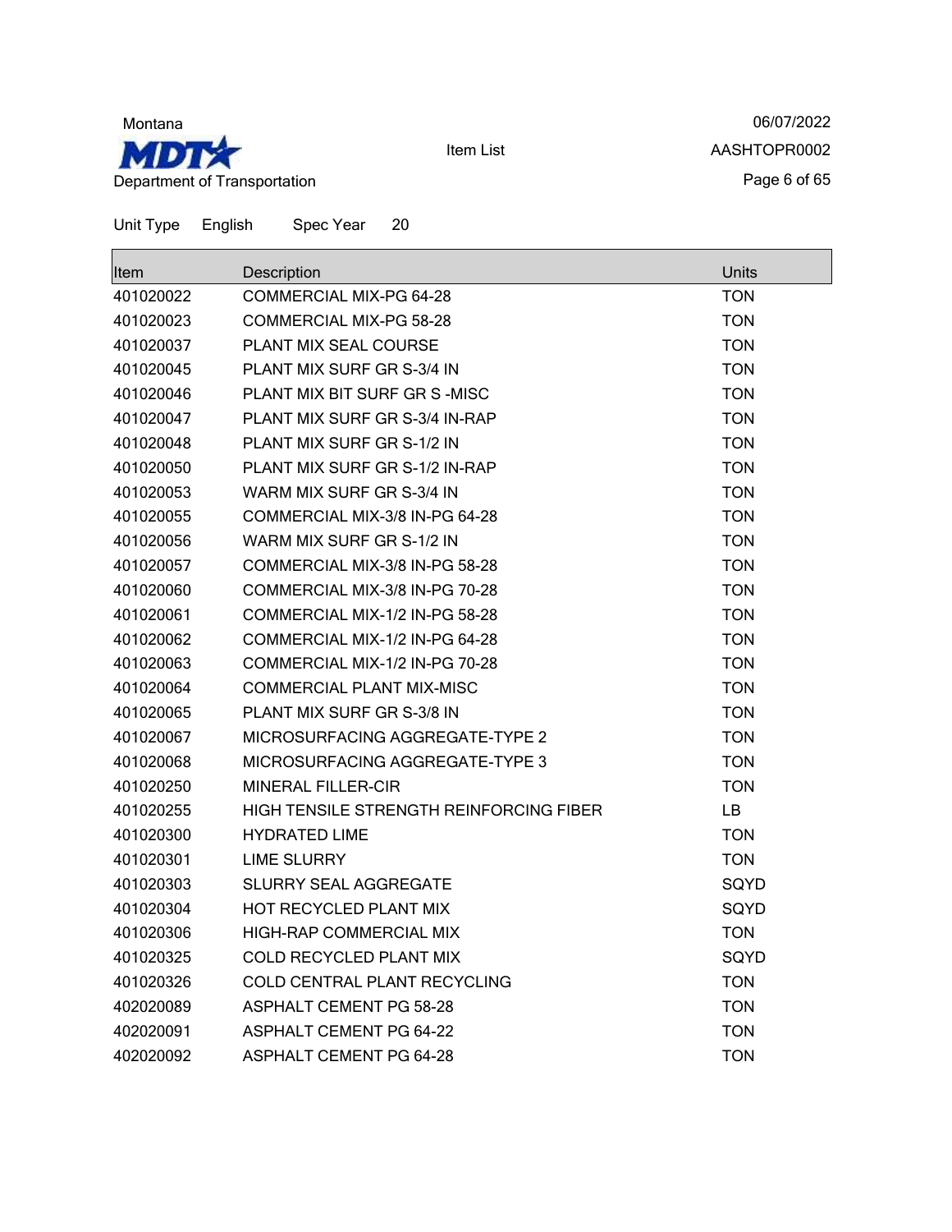Montana

MDT

Department of Transportation

Item List

06/07/2022

AASHTOPR0002

Unit Type English Spec Year 20

| Item | Description | Units |
|---|---|---|
| 401020022 | COMMERCIAL MIX-PG 64-28 | TON |
| 401020023 | COMMERCIAL MIX-PG 58-28 | TON |
| 401020037 | PLANT MIX SEAL COURSE | TON |
| 401020045 | PLANT MIX SURF GR S-3/4 IN | TON |
| 401020046 | PLANT MIX BIT SURF GR S -MISC | TON |
| 401020047 | PLANT MIX SURF GR S-3/4 IN-RAP | TON |
| 401020048 | PLANT MIX SURF GR S-1/2 IN | TON |
| 401020050 | PLANT MIX SURF GR S-1/2 IN-RAP | TON |
| 401020053 | WARM MIX SURF GR S-3/4 IN | TON |
| 401020055 | COMMERCIAL MIX-3/8 IN-PG 64-28 | TON |
| 401020056 | WARM MIX SURF GR S-1/2 IN | TON |
| 401020057 | COMMERCIAL MIX-3/8 IN-PG 58-28 | TON |
| 401020060 | COMMERCIAL MIX-3/8 IN-PG 70-28 | TON |
| 401020061 | COMMERCIAL MIX-1/2 IN-PG 58-28 | TON |
| 401020062 | COMMERCIAL MIX-1/2 IN-PG 64-28 | TON |
| 401020063 | COMMERCIAL MIX-1/2 IN-PG 70-28 | TON |
| 401020064 | COMMERCIAL PLANT MIX-MISC | TON |
| 401020065 | PLANT MIX SURF GR S-3/8 IN | TON |
| 401020067 | MICROSURFACING AGGREGATE-TYPE 2 | TON |
| 401020068 | MICROSURFACING AGGREGATE-TYPE 3 | TON |
| 401020250 | MINERAL FILLER-CIR | TON |
| 401020255 | HIGH TENSILE STRENGTH REINFORCING FIBER | LB |
| 401020300 | HYDRATED LIME | TON |
| 401020301 | LIME SLURRY | TON |
| 401020303 | SLURRY SEAL AGGREGATE | SQYD |
| 401020304 | HOT RECYCLED PLANT MIX | SQYD |
| 401020306 | HIGH-RAP COMMERCIAL MIX | TON |
| 401020325 | COLD RECYCLED PLANT MIX | SQYD |
| 401020326 | COLD CENTRAL PLANT RECYCLING | TON |
| 402020089 | ASPHALT CEMENT PG 58-28 | TON |
| 402020091 | ASPHALT CEMENT PG 64-22 | TON |
| 402020092 | ASPHALT CEMENT PG 64-28 | TON |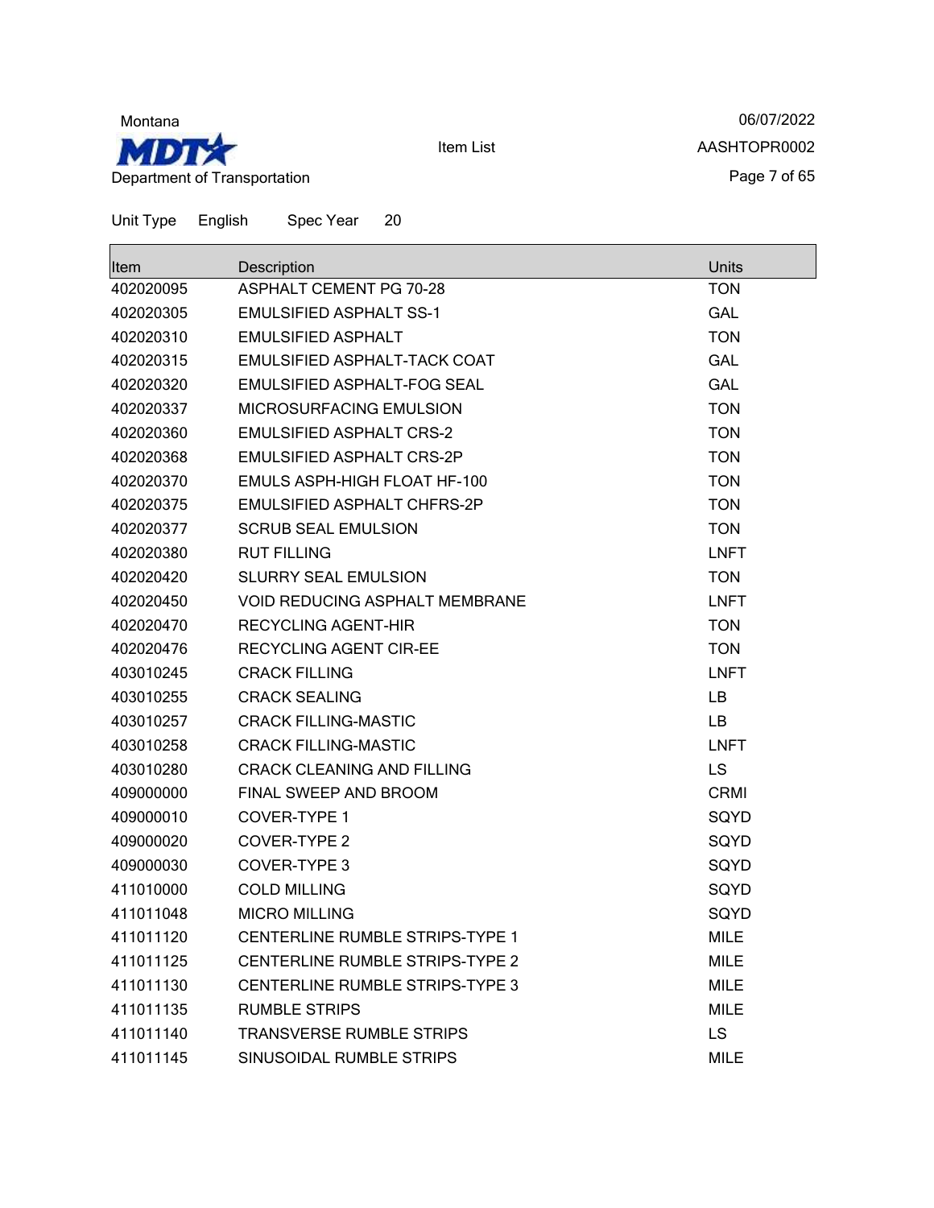Unit Type English Spec Year 20

| Item | Description | Units |
|---|---|---|
| 402020095 | ASPHALT CEMENT PG 70-28 | TON |
| 402020305 | EMULSIFIED ASPHALT SS-1 | GAL |
| 402020310 | EMULSIFIED ASPHALT | TON |
| 402020315 | EMULSIFIED ASPHALT-TACK COAT | GAL |
| 402020320 | EMULSIFIED ASPHALT-FOG SEAL | GAL |
| 402020337 | MICROSURFACING EMULSION | TON |
| 402020360 | EMULSIFIED ASPHALT CRS-2 | TON |
| 402020368 | EMULSIFIED ASPHALT CRS-2P | TON |
| 402020370 | EMULS ASPH-HIGH FLOAT HF-100 | TON |
| 402020375 | EMULSIFIED ASPHALT CHFRS-2P | TON |
| 402020377 | SCRUB SEAL EMULSION | TON |
| 402020380 | RUT FILLING | LNFT |
| 402020420 | SLURRY SEAL EMULSION | TON |
| 402020450 | VOID REDUCING ASPHALT MEMBRANE | LNFT |
| 402020470 | RECYCLING AGENT-HIR | TON |
| 402020476 | RECYCLING AGENT CIR-EE | TON |
| 403010245 | CRACK FILLING | LNFT |
| 403010255 | CRACK SEALING | LB |
| 403010257 | CRACK FILLING-MASTIC | LB |
| 403010258 | CRACK FILLING-MASTIC | LNFT |
| 403010280 | CRACK CLEANING AND FILLING | LS |
| 409000000 | FINAL SWEEP AND BROOM | CRMI |
| 409000010 | COVER-TYPE 1 | SQYD |
| 409000020 | COVER-TYPE 2 | SQYD |
| 409000030 | COVER-TYPE 3 | SQYD |
| 411010000 | COLD MILLING | SQYD |
| 411011048 | MICRO MILLING | SQYD |
| 411011120 | CENTERLINE RUMBLE STRIPS-TYPE 1 | MILE |
| 411011125 | CENTERLINE RUMBLE STRIPS-TYPE 2 | MILE |
| 411011130 | CENTERLINE RUMBLE STRIPS-TYPE 3 | MILE |
| 411011135 | RUMBLE STRIPS | MILE |
| 411011140 | TRANSVERSE RUMBLE STRIPS | LS |
| 411011145 | SINUSOIDAL RUMBLE STRIPS | MILE |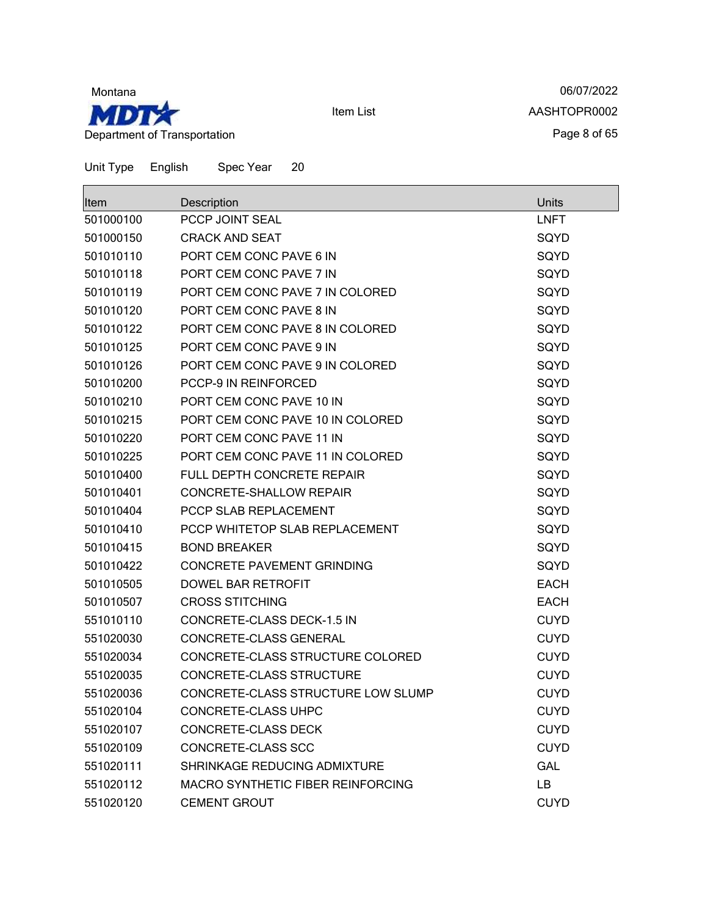Montana

MDT

Department of Transportation

Item List

06/07/2022

AASHTOPR0002

Unit Type English Spec Year 20

| Item | Description | Units |
| --- | --- | --- |
| 501000100 | PCCP JOINT SEAL | LNFT |
| 501000150 | CRACK AND SEAT | SQYD |
| 501010110 | PORT CEM CONC PAVE 6 IN | SQYD |
| 501010118 | PORT CEM CONC PAVE 7 IN | SQYD |
| 501010119 | PORT CEM CONC PAVE 7 IN COLORED | SQYD |
| 501010120 | PORT CEM CONC PAVE 8 IN | SQYD |
| 501010122 | PORT CEM CONC PAVE 8 IN COLORED | SQYD |
| 501010125 | PORT CEM CONC PAVE 9 IN | SQYD |
| 501010126 | PORT CEM CONC PAVE 9 IN COLORED | SQYD |
| 501010200 | PCCP-9 IN REINFORCED | SQYD |
| 501010210 | PORT CEM CONC PAVE 10 IN | SQYD |
| 501010215 | PORT CEM CONC PAVE 10 IN COLORED | SQYD |
| 501010220 | PORT CEM CONC PAVE 11 IN | SQYD |
| 501010225 | PORT CEM CONC PAVE 11 IN COLORED | SQYD |
| 501010400 | FULL DEPTH CONCRETE REPAIR | SQYD |
| 501010401 | CONCRETE-SHALLOW REPAIR | SQYD |
| 501010404 | PCCP SLAB REPLACEMENT | SQYD |
| 501010410 | PCCP WHITETOP SLAB REPLACEMENT | SQYD |
| 501010415 | BOND BREAKER | SQYD |
| 501010422 | CONCRETE PAVEMENT GRINDING | SQYD |
| 501010505 | DOWEL BAR RETROFIT | EACH |
| 501010507 | CROSS STITCHING | EACH |
| 551010110 | CONCRETE-CLASS DECK-1.5 IN | CUYD |
| 551020030 | CONCRETE-CLASS GENERAL | CUYD |
| 551020034 | CONCRETE-CLASS STRUCTURE COLORED | CUYD |
| 551020035 | CONCRETE-CLASS STRUCTURE | CUYD |
| 551020036 | CONCRETE-CLASS STRUCTURE LOW SLUMP | CUYD |
| 551020104 | CONCRETE-CLASS UHPC | CUYD |
| 551020107 | CONCRETE-CLASS DECK | CUYD |
| 551020109 | CONCRETE-CLASS SCC | CUYD |
| 551020111 | SHRINKAGE REDUCING ADMIXTURE | GAL |
| 551020112 | MACRO SYNTHETIC FIBER REINFORCING | LB |
| 551020120 | CEMENT GROUT | CUYD |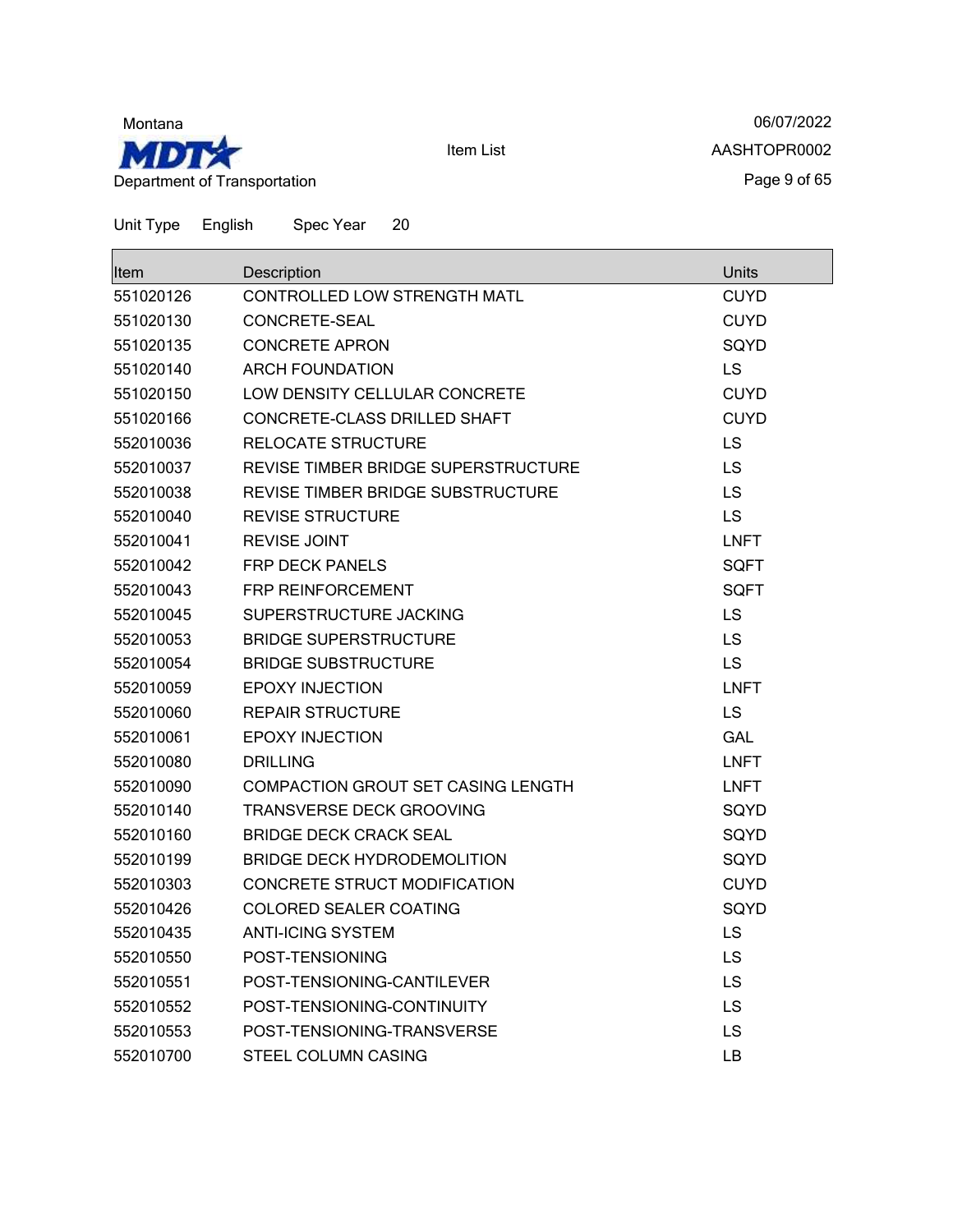Unit Type English Spec Year 20

| Item | Description | Units |
| --- | --- | --- |
| 551020126 | CONTROLLED LOW STRENGTH MATL | CUYD |
| 551020130 | CONCRETE-SEAL | CUYD |
| 551020135 | CONCRETE APRON | SQYD |
| 551020140 | ARCH FOUNDATION | LS |
| 551020150 | LOW DENSITY CELLULAR CONCRETE | CUYD |
| 551020166 | CONCRETE-CLASS DRILLED SHAFT | CUYD |
| 552010036 | RELOCATE STRUCTURE | LS |
| 552010037 | REVISE TIMBER BRIDGE SUPERSTRUCTURE | LS |
| 552010038 | REVISE TIMBER BRIDGE SUBSTRUCTURE | LS |
| 552010040 | REVISE STRUCTURE | LS |
| 552010041 | REVISE JOINT | LNFT |
| 552010042 | FRP DECK PANELS | SQFT |
| 552010043 | FRP REINFORCEMENT | SQFT |
| 552010045 | SUPERSTRUCTURE JACKING | LS |
| 552010053 | BRIDGE SUPERSTRUCTURE | LS |
| 552010054 | BRIDGE SUBSTRUCTURE | LS |
| 552010059 | EPOXY INJECTION | LNFT |
| 552010060 | REPAIR STRUCTURE | LS |
| 552010061 | EPOXY INJECTION | GAL |
| 552010080 | DRILLING | LNFT |
| 552010090 | COMPACTION GROUT SET CASING LENGTH | LNFT |
| 552010140 | TRANSVERSE DECK GROOVING | SQYD |
| 552010160 | BRIDGE DECK CRACK SEAL | SQYD |
| 552010199 | BRIDGE DECK HYDRODEMOLITION | SQYD |
| 552010303 | CONCRETE STRUCT MODIFICATION | CUYD |
| 552010426 | COLORED SEALER COATING | SQYD |
| 552010435 | ANTI-ICING SYSTEM | LS |
| 552010550 | POST-TENSIONING | LS |
| 552010551 | POST-TENSIONING-CANTILEVER | LS |
| 552010552 | POST-TENSIONING-CONTINUITY | LS |
| 552010553 | POST-TENSIONING-TRANSVERSE | LS |
| 552010700 | STEEL COLUMN CASING | LB |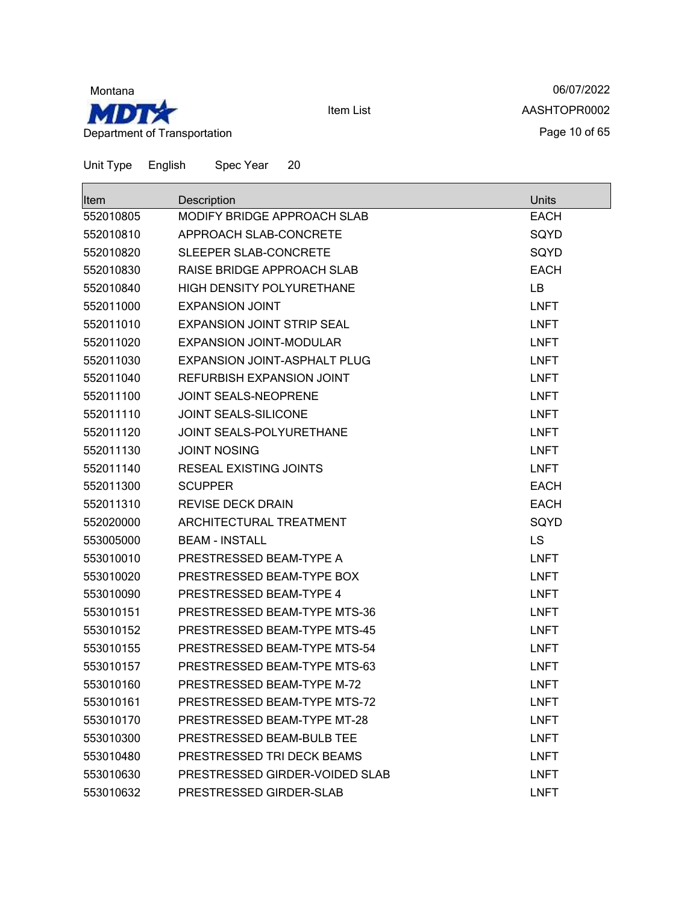Unit Type English Spec Year 20

| Item | Description | Units |
|---|---|---|
| 552010805 | MODIFY BRIDGE APPROACH SLAB | EACH |
| 552010810 | APPROACH SLAB-CONCRETE | SQYD |
| 552010820 | SLEEPER SLAB-CONCRETE | SQYD |
| 552010830 | RAISE BRIDGE APPROACH SLAB | EACH |
| 552010840 | HIGH DENSITY POLYURETHANE | LB |
| 552011000 | EXPANSION JOINT | LNFT |
| 552011010 | EXPANSION JOINT STRIP SEAL | LNFT |
| 552011020 | EXPANSION JOINT-MODULAR | LNFT |
| 552011030 | EXPANSION JOINT-ASPHALT PLUG | LNFT |
| 552011040 | REFURBISH EXPANSION JOINT | LNFT |
| 552011100 | JOINT SEALS-NEOPRENE | LNFT |
| 552011110 | JOINT SEALS-SILICONE | LNFT |
| 552011120 | JOINT SEALS-POLYURETHANE | LNFT |
| 552011130 | JOINT NOSING | LNFT |
| 552011140 | RESEAL EXISTING JOINTS | LNFT |
| 552011300 | SCUPPER | EACH |
| 552011310 | REVISE DECK DRAIN | EACH |
| 552020000 | ARCHITECTURAL TREATMENT | SQYD |
| 553005000 | BEAM - INSTALL | LS |
| 553010010 | PRESTRESSED BEAM-TYPE A | LNFT |
| 553010020 | PRESTRESSED BEAM-TYPE BOX | LNFT |
| 553010090 | PRESTRESSED BEAM-TYPE 4 | LNFT |
| 553010151 | PRESTRESSED BEAM-TYPE MTS-36 | LNFT |
| 553010152 | PRESTRESSED BEAM-TYPE MTS-45 | LNFT |
| 553010155 | PRESTRESSED BEAM-TYPE MTS-54 | LNFT |
| 553010157 | PRESTRESSED BEAM-TYPE MTS-63 | LNFT |
| 553010160 | PRESTRESSED BEAM-TYPE M-72 | LNFT |
| 553010161 | PRESTRESSED BEAM-TYPE MTS-72 | LNFT |
| 553010170 | PRESTRESSED BEAM-TYPE MT-28 | LNFT |
| 553010300 | PRESTRESSED BEAM-BULB TEE | LNFT |
| 553010480 | PRESTRESSED TRI DECK BEAMS | LNFT |
| 553010630 | PRESTRESSED GIRDER-VOIDED SLAB | LNFT |
| 553010632 | PRESTRESSED GIRDER-SLAB | LNFT |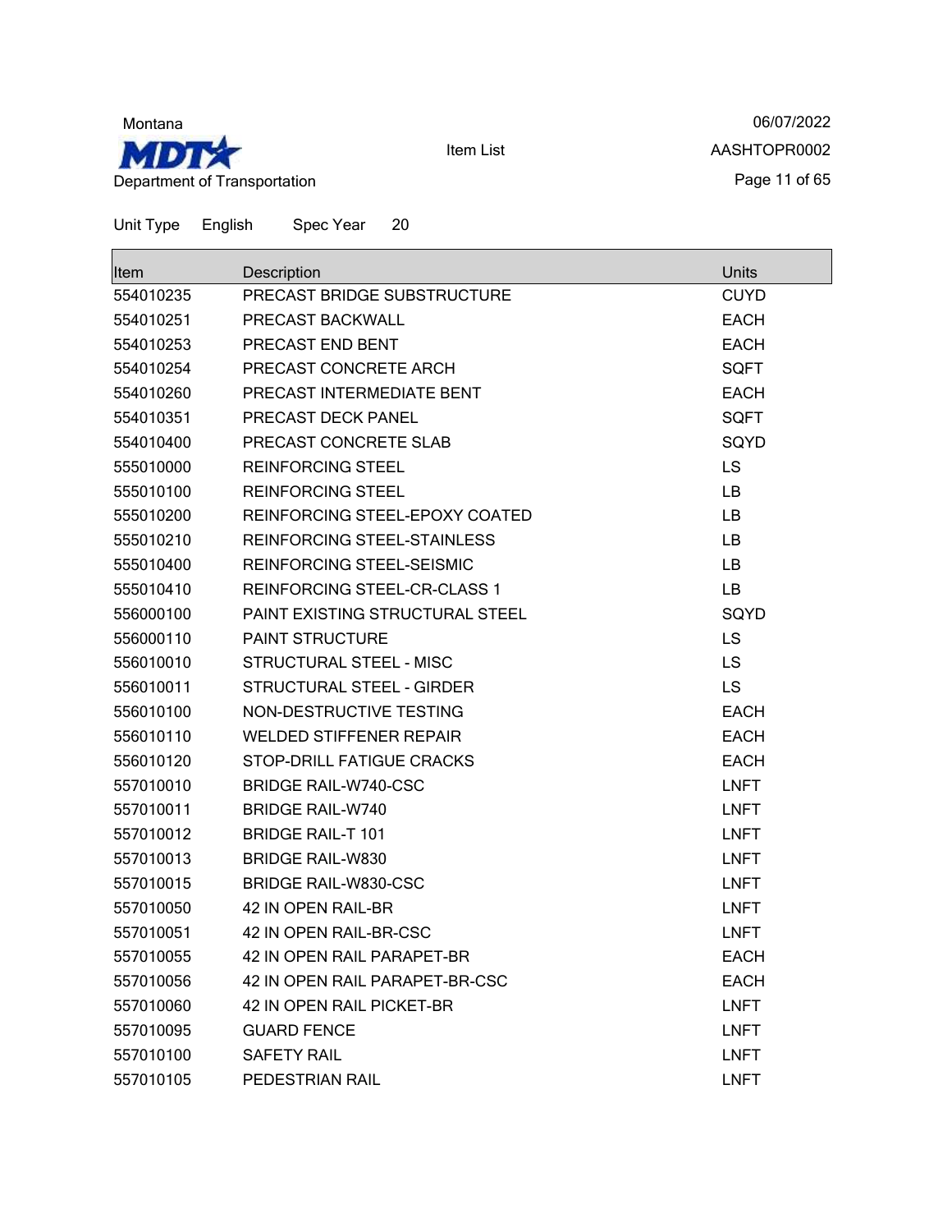Unit Type English Spec Year 20

| Item | Description | Units |
|---|---|---|
| 554010235 | PRECAST BRIDGE SUBSTRUCTURE | CUYD |
| 554010251 | PRECAST BACKWALL | EACH |
| 554010253 | PRECAST END BENT | EACH |
| 554010254 | PRECAST CONCRETE ARCH | SQFT |
| 554010260 | PRECAST INTERMEDIATE BENT | EACH |
| 554010351 | PRECAST DECK PANEL | SQFT |
| 554010400 | PRECAST CONCRETE SLAB | SQYD |
| 555010000 | REINFORCING STEEL | LS |
| 555010100 | REINFORCING STEEL | LB |
| 555010200 | REINFORCING STEEL-EPOXY COATED | LB |
| 555010210 | REINFORCING STEEL-STAINLESS | LB |
| 555010400 | REINFORCING STEEL-SEISMIC | LB |
| 555010410 | REINFORCING STEEL-CR-CLASS 1 | LB |
| 556000100 | PAINT EXISTING STRUCTURAL STEEL | SQYD |
| 556000110 | PAINT STRUCTURE | LS |
| 556010010 | STRUCTURAL STEEL - MISC | LS |
| 556010011 | STRUCTURAL STEEL - GIRDER | LS |
| 556010100 | NON-DESTRUCTIVE TESTING | EACH |
| 556010110 | WELDED STIFFENER REPAIR | EACH |
| 556010120 | STOP-DRILL FATIGUE CRACKS | EACH |
| 557010010 | BRIDGE RAIL-W740-CSC | LNFT |
| 557010011 | BRIDGE RAIL-W740 | LNFT |
| 557010012 | BRIDGE RAIL-T 101 | LNFT |
| 557010013 | BRIDGE RAIL-W830 | LNFT |
| 557010015 | BRIDGE RAIL-W830-CSC | LNFT |
| 557010050 | 42 IN OPEN RAIL-BR | LNFT |
| 557010051 | 42 IN OPEN RAIL-BR-CSC | LNFT |
| 557010055 | 42 IN OPEN RAIL PARAPET-BR | EACH |
| 557010056 | 42 IN OPEN RAIL PARAPET-BR-CSC | EACH |
| 557010060 | 42 IN OPEN RAIL PICKET-BR | LNFT |
| 557010095 | GUARD FENCE | LNFT |
| 557010100 | SAFETY RAIL | LNFT |
| 557010105 | PEDESTRIAN RAIL | LNFT |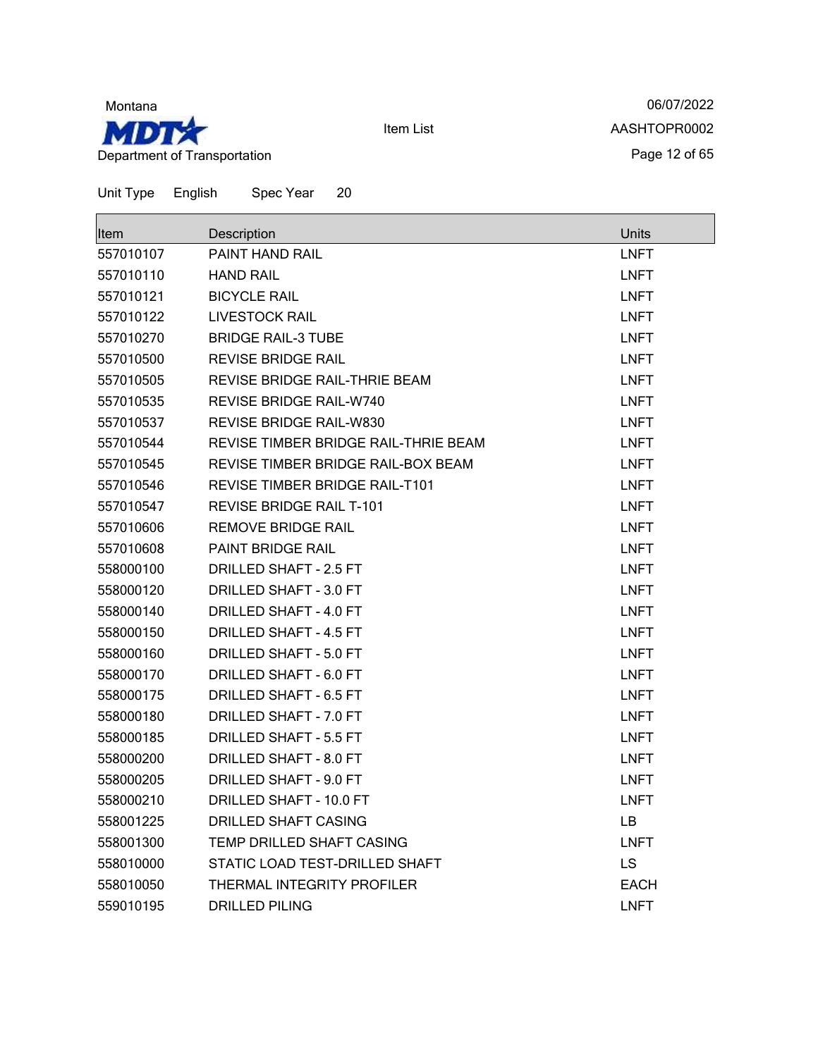Montana

MDT

Department of Transportation

Item List

06/07/2022

AASHTOPR0002

Unit Type English Spec Year 20

| Item | Description | Units |
|---|---|---|
| 557010107 | PAINT HAND RAIL | LNFT |
| 557010110 | HAND RAIL | LNFT |
| 557010121 | BICYCLE RAIL | LNFT |
| 557010122 | LIVESTOCK RAIL | LNFT |
| 557010270 | BRIDGE RAIL-3 TUBE | LNFT |
| 557010500 | REVISE BRIDGE RAIL | LNFT |
| 557010505 | REVISE BRIDGE RAIL-THRIE BEAM | LNFT |
| 557010535 | REVISE BRIDGE RAIL-W740 | LNFT |
| 557010537 | REVISE BRIDGE RAIL-W830 | LNFT |
| 557010544 | REVISE TIMBER BRIDGE RAIL-THRIE BEAM | LNFT |
| 557010545 | REVISE TIMBER BRIDGE RAIL-BOX BEAM | LNFT |
| 557010546 | REVISE TIMBER BRIDGE RAIL-T101 | LNFT |
| 557010547 | REVISE BRIDGE RAIL T-101 | LNFT |
| 557010606 | REMOVE BRIDGE RAIL | LNFT |
| 557010608 | PAINT BRIDGE RAIL | LNFT |
| 558000100 | DRILLED SHAFT - 2.5 FT | LNFT |
| 558000120 | DRILLED SHAFT - 3.0 FT | LNFT |
| 558000140 | DRILLED SHAFT - 4.0 FT | LNFT |
| 558000150 | DRILLED SHAFT - 4.5 FT | LNFT |
| 558000160 | DRILLED SHAFT - 5.0 FT | LNFT |
| 558000170 | DRILLED SHAFT - 6.0 FT | LNFT |
| 558000175 | DRILLED SHAFT - 6.5 FT | LNFT |
| 558000180 | DRILLED SHAFT - 7.0 FT | LNFT |
| 558000185 | DRILLED SHAFT - 5.5 FT | LNFT |
| 558000200 | DRILLED SHAFT - 8.0 FT | LNFT |
| 558000205 | DRILLED SHAFT - 9.0 FT | LNFT |
| 558000210 | DRILLED SHAFT - 10.0 FT | LNFT |
| 558001225 | DRILLED SHAFT CASING | LB |
| 558001300 | TEMP DRILLED SHAFT CASING | LNFT |
| 558010000 | STATIC LOAD TEST-DRILLED SHAFT | LS |
| 558010050 | THERMAL INTEGRITY PROFILER | EACH |
| 559010195 | DRILLED PILING | LNFT |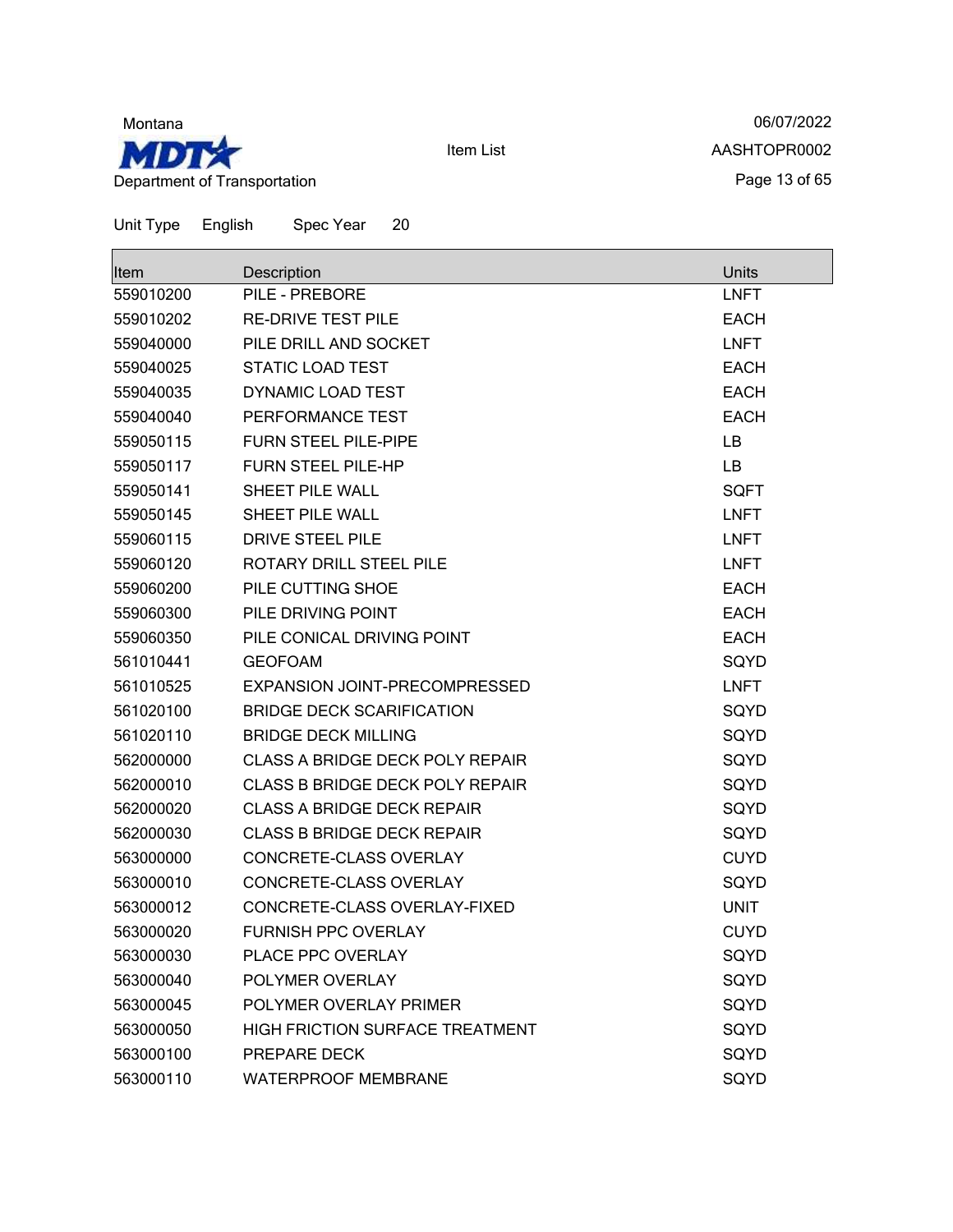Unit Type English Spec Year 20

| Item | Description | Units |
| --- | --- | --- |
| 559010200 | PILE - PREBORE | LNFT |
| 559010202 | RE-DRIVE TEST PILE | EACH |
| 559040000 | PILE DRILL AND SOCKET | LNFT |
| 559040025 | STATIC LOAD TEST | EACH |
| 559040035 | DYNAMIC LOAD TEST | EACH |
| 559040040 | PERFORMANCE TEST | EACH |
| 559050115 | FURN STEEL PILE-PIPE | LB |
| 559050117 | FURN STEEL PILE-HP | LB |
| 559050141 | SHEET PILE WALL | SQFT |
| 559050145 | SHEET PILE WALL | LNFT |
| 559060115 | DRIVE STEEL PILE | LNFT |
| 559060120 | ROTARY DRILL STEEL PILE | LNFT |
| 559060200 | PILE CUTTING SHOE | EACH |
| 559060300 | PILE DRIVING POINT | EACH |
| 559060350 | PILE CONICAL DRIVING POINT | EACH |
| 561010441 | GEOFOAM | SQYD |
| 561010525 | EXPANSION JOINT-PRECOMPRESSED | LNFT |
| 561020100 | BRIDGE DECK SCARIFICATION | SQYD |
| 561020110 | BRIDGE DECK MILLING | SQYD |
| 562000000 | CLASS A BRIDGE DECK POLY REPAIR | SQYD |
| 562000010 | CLASS B BRIDGE DECK POLY REPAIR | SQYD |
| 562000020 | CLASS A BRIDGE DECK REPAIR | SQYD |
| 562000030 | CLASS B BRIDGE DECK REPAIR | SQYD |
| 563000000 | CONCRETE-CLASS OVERLAY | CUYD |
| 563000010 | CONCRETE-CLASS OVERLAY | SQYD |
| 563000012 | CONCRETE-CLASS OVERLAY-FIXED | UNIT |
| 563000020 | FURNISH PPC OVERLAY | CUYD |
| 563000030 | PLACE PPC OVERLAY | SQYD |
| 563000040 | POLYMER OVERLAY | SQYD |
| 563000045 | POLYMER OVERLAY PRIMER | SQYD |
| 563000050 | HIGH FRICTION SURFACE TREATMENT | SQYD |
| 563000100 | PREPARE DECK | SQYD |
| 563000110 | WATERPROOF MEMBRANE | SQYD |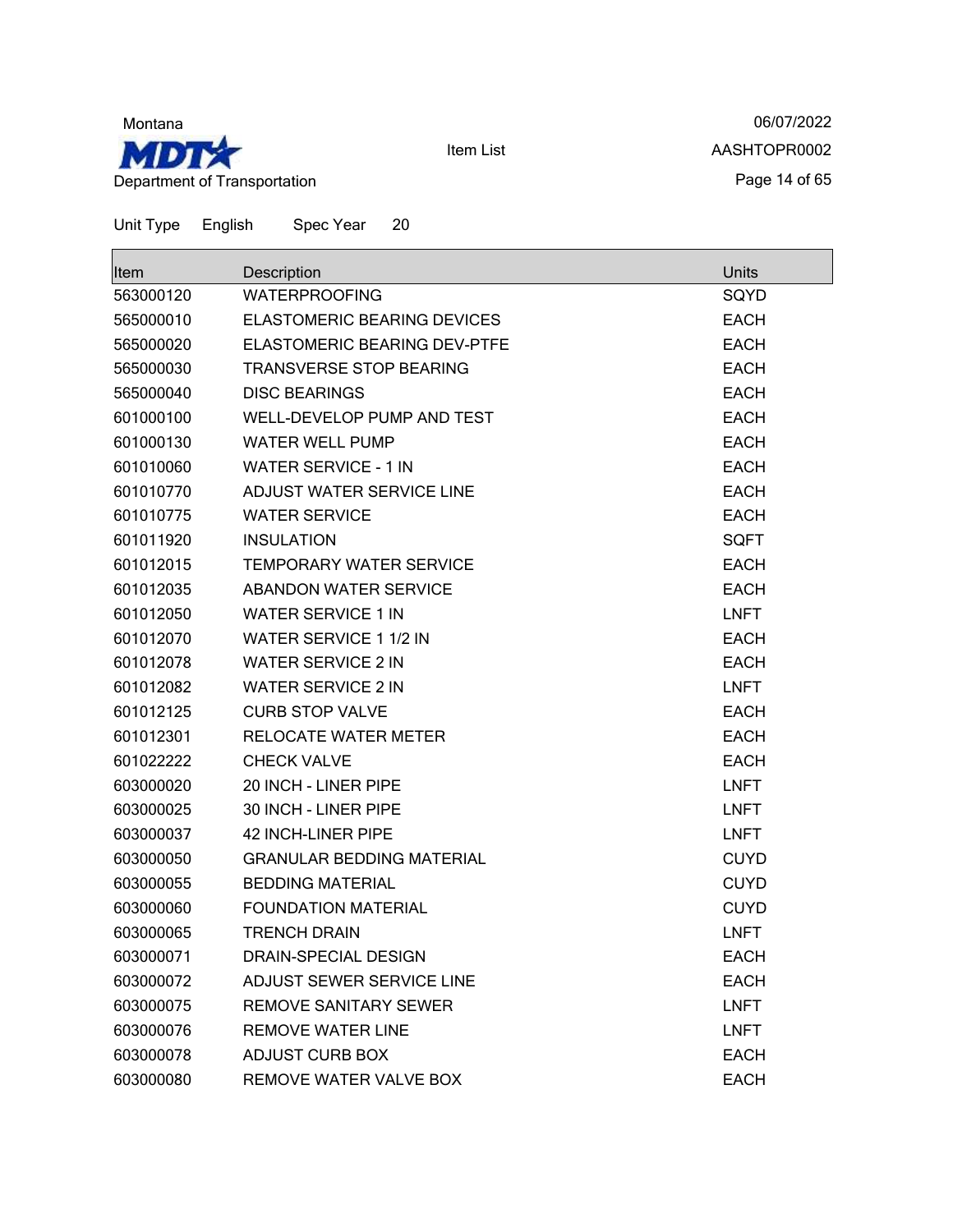Unit Type English Spec Year 20

| Item | Description | Units |
| --- | --- | --- |
| 563000120 | WATERPROOFING | SQYD |
| 565000010 | ELASTOMERIC BEARING DEVICES | EACH |
| 565000020 | ELASTOMERIC BEARING DEV-PTFE | EACH |
| 565000030 | TRANSVERSE STOP BEARING | EACH |
| 565000040 | DISC BEARINGS | EACH |
| 601000100 | WELL-DEVELOP PUMP AND TEST | EACH |
| 601000130 | WATER WELL PUMP | EACH |
| 601010060 | WATER SERVICE - 1 IN | EACH |
| 601010770 | ADJUST WATER SERVICE LINE | EACH |
| 601010775 | WATER SERVICE | EACH |
| 601011920 | INSULATION | SQFT |
| 601012015 | TEMPORARY WATER SERVICE | EACH |
| 601012035 | ABANDON WATER SERVICE | EACH |
| 601012050 | WATER SERVICE 1 IN | LNFT |
| 601012070 | WATER SERVICE 1 1/2 IN | EACH |
| 601012078 | WATER SERVICE 2 IN | EACH |
| 601012082 | WATER SERVICE 2 IN | LNFT |
| 601012125 | CURB STOP VALVE | EACH |
| 601012301 | RELOCATE WATER METER | EACH |
| 601022222 | CHECK VALVE | EACH |
| 603000020 | 20 INCH - LINER PIPE | LNFT |
| 603000025 | 30 INCH - LINER PIPE | LNFT |
| 603000037 | 42 INCH-LINER PIPE | LNFT |
| 603000050 | GRANULAR BEDDING MATERIAL | CUYD |
| 603000055 | BEDDING MATERIAL | CUYD |
| 603000060 | FOUNDATION MATERIAL | CUYD |
| 603000065 | TRENCH DRAIN | LNFT |
| 603000071 | DRAIN-SPECIAL DESIGN | EACH |
| 603000072 | ADJUST SEWER SERVICE LINE | EACH |
| 603000075 | REMOVE SANITARY SEWER | LNFT |
| 603000076 | REMOVE WATER LINE | LNFT |
| 603000078 | ADJUST CURB BOX | EACH |
| 603000080 | REMOVE WATER VALVE BOX | EACH |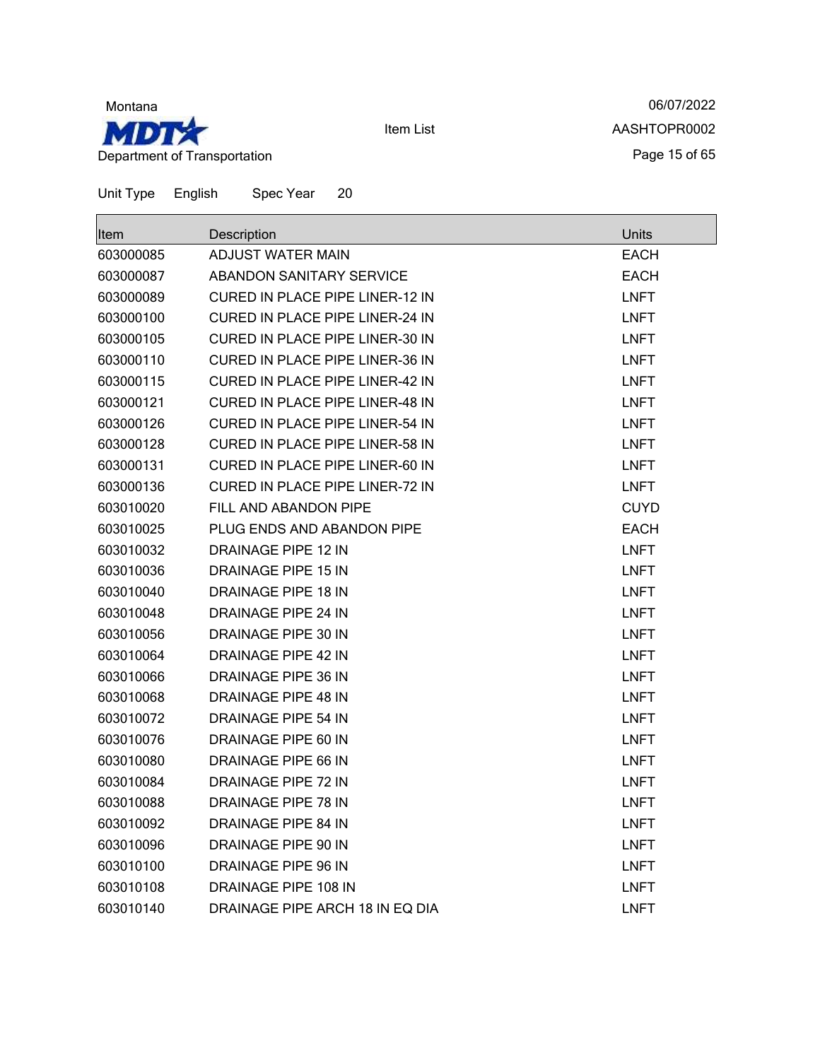Unit Type English Spec Year 20

| Item | Description | Units |
|---|---|---|
| 603000085 | ADJUST WATER MAIN | EACH |
| 603000087 | ABANDON SANITARY SERVICE | EACH |
| 603000089 | CURED IN PLACE PIPE LINER-12 IN | LNFT |
| 603000100 | CURED IN PLACE PIPE LINER-24 IN | LNFT |
| 603000105 | CURED IN PLACE PIPE LINER-30 IN | LNFT |
| 603000110 | CURED IN PLACE PIPE LINER-36 IN | LNFT |
| 603000115 | CURED IN PLACE PIPE LINER-42 IN | LNFT |
| 603000121 | CURED IN PLACE PIPE LINER-48 IN | LNFT |
| 603000126 | CURED IN PLACE PIPE LINER-54 IN | LNFT |
| 603000128 | CURED IN PLACE PIPE LINER-58 IN | LNFT |
| 603000131 | CURED IN PLACE PIPE LINER-60 IN | LNFT |
| 603000136 | CURED IN PLACE PIPE LINER-72 IN | LNFT |
| 603010020 | FILL AND ABANDON PIPE | CUYD |
| 603010025 | PLUG ENDS AND ABANDON PIPE | EACH |
| 603010032 | DRAINAGE PIPE 12 IN | LNFT |
| 603010036 | DRAINAGE PIPE 15 IN | LNFT |
| 603010040 | DRAINAGE PIPE 18 IN | LNFT |
| 603010048 | DRAINAGE PIPE 24 IN | LNFT |
| 603010056 | DRAINAGE PIPE 30 IN | LNFT |
| 603010064 | DRAINAGE PIPE 42 IN | LNFT |
| 603010066 | DRAINAGE PIPE 36 IN | LNFT |
| 603010068 | DRAINAGE PIPE 48 IN | LNFT |
| 603010072 | DRAINAGE PIPE 54 IN | LNFT |
| 603010076 | DRAINAGE PIPE 60 IN | LNFT |
| 603010080 | DRAINAGE PIPE 66 IN | LNFT |
| 603010084 | DRAINAGE PIPE 72 IN | LNFT |
| 603010088 | DRAINAGE PIPE 78 IN | LNFT |
| 603010092 | DRAINAGE PIPE 84 IN | LNFT |
| 603010096 | DRAINAGE PIPE 90 IN | LNFT |
| 603010100 | DRAINAGE PIPE 96 IN | LNFT |
| 603010108 | DRAINAGE PIPE 108 IN | LNFT |
| 603010140 | DRAINAGE PIPE ARCH 18 IN EQ DIA | LNFT |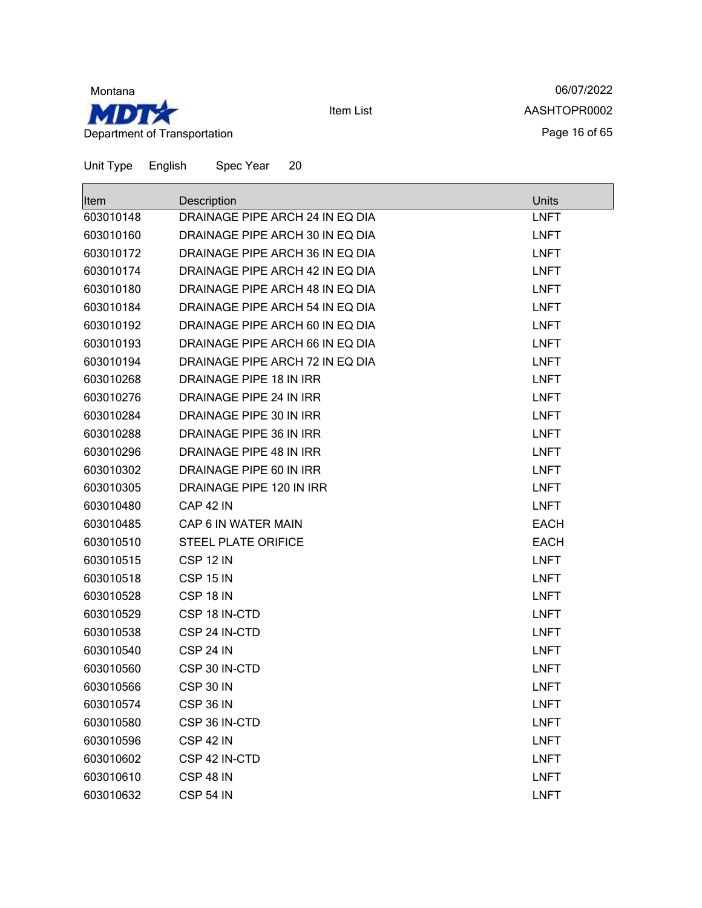Unit Type English Spec Year 20

| Item | Description | Units |
|---|---|---|
| 603010148 | DRAINAGE PIPE ARCH 24 IN EQ DIA | LNFT |
| 603010160 | DRAINAGE PIPE ARCH 30 IN EQ DIA | LNFT |
| 603010172 | DRAINAGE PIPE ARCH 36 IN EQ DIA | LNFT |
| 603010174 | DRAINAGE PIPE ARCH 42 IN EQ DIA | LNFT |
| 603010180 | DRAINAGE PIPE ARCH 48 IN EQ DIA | LNFT |
| 603010184 | DRAINAGE PIPE ARCH 54 IN EQ DIA | LNFT |
| 603010192 | DRAINAGE PIPE ARCH 60 IN EQ DIA | LNFT |
| 603010193 | DRAINAGE PIPE ARCH 66 IN EQ DIA | LNFT |
| 603010194 | DRAINAGE PIPE ARCH 72 IN EQ DIA | LNFT |
| 603010268 | DRAINAGE PIPE 18 IN IRR | LNFT |
| 603010276 | DRAINAGE PIPE 24 IN IRR | LNFT |
| 603010284 | DRAINAGE PIPE 30 IN IRR | LNFT |
| 603010288 | DRAINAGE PIPE 36 IN IRR | LNFT |
| 603010296 | DRAINAGE PIPE 48 IN IRR | LNFT |
| 603010302 | DRAINAGE PIPE 60 IN IRR | LNFT |
| 603010305 | DRAINAGE PIPE 120 IN IRR | LNFT |
| 603010480 | CAP 42 IN | LNFT |
| 603010485 | CAP 6 IN WATER MAIN | EACH |
| 603010510 | STEEL PLATE ORIFICE | EACH |
| 603010515 | CSP 12 IN | LNFT |
| 603010518 | CSP 15 IN | LNFT |
| 603010528 | CSP 18 IN | LNFT |
| 603010529 | CSP 18 IN-CTD | LNFT |
| 603010538 | CSP 24 IN-CTD | LNFT |
| 603010540 | CSP 24 IN | LNFT |
| 603010560 | CSP 30 IN-CTD | LNFT |
| 603010566 | CSP 30 IN | LNFT |
| 603010574 | CSP 36 IN | LNFT |
| 603010580 | CSP 36 IN-CTD | LNFT |
| 603010596 | CSP 42 IN | LNFT |
| 603010602 | CSP 42 IN-CTD | LNFT |
| 603010610 | CSP 48 IN | LNFT |
| 603010632 | CSP 54 IN | LNFT |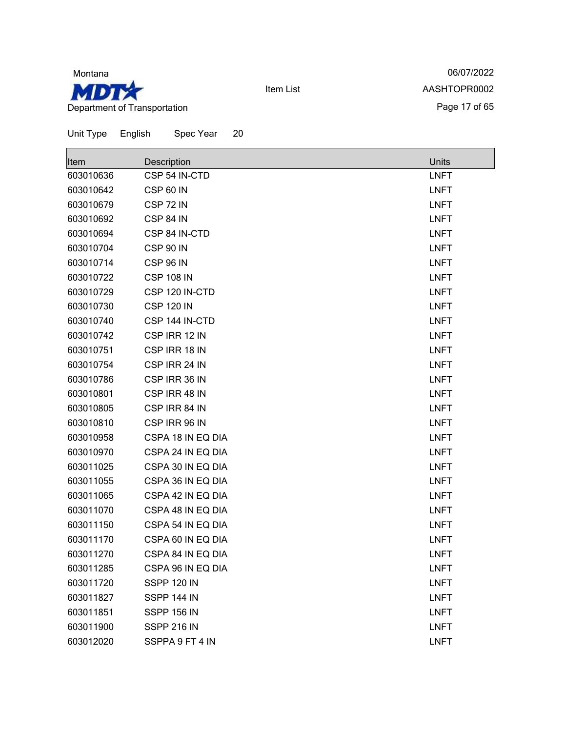Unit Type English Spec Year 20

| Item | Description | Units |
|---|---|---|
| 603010636 | CSP 54 IN-CTD | LNFT |
| 603010642 | CSP 60 IN | LNFT |
| 603010679 | CSP 72 IN | LNFT |
| 603010692 | CSP 84 IN | LNFT |
| 603010694 | CSP 84 IN-CTD | LNFT |
| 603010704 | CSP 90 IN | LNFT |
| 603010714 | CSP 96 IN | LNFT |
| 603010722 | CSP 108 IN | LNFT |
| 603010729 | CSP 120 IN-CTD | LNFT |
| 603010730 | CSP 120 IN | LNFT |
| 603010740 | CSP 144 IN-CTD | LNFT |
| 603010742 | CSP IRR 12 IN | LNFT |
| 603010751 | CSP IRR 18 IN | LNFT |
| 603010754 | CSP IRR 24 IN | LNFT |
| 603010786 | CSP IRR 36 IN | LNFT |
| 603010801 | CSP IRR 48 IN | LNFT |
| 603010805 | CSP IRR 84 IN | LNFT |
| 603010810 | CSP IRR 96 IN | LNFT |
| 603010958 | CSPA 18 IN EQ DIA | LNFT |
| 603010970 | CSPA 24 IN EQ DIA | LNFT |
| 603011025 | CSPA 30 IN EQ DIA | LNFT |
| 603011055 | CSPA 36 IN EQ DIA | LNFT |
| 603011065 | CSPA 42 IN EQ DIA | LNFT |
| 603011070 | CSPA 48 IN EQ DIA | LNFT |
| 603011150 | CSPA 54 IN EQ DIA | LNFT |
| 603011170 | CSPA 60 IN EQ DIA | LNFT |
| 603011270 | CSPA 84 IN EQ DIA | LNFT |
| 603011285 | CSPA 96 IN EQ DIA | LNFT |
| 603011720 | SSPP 120 IN | LNFT |
| 603011827 | SSPP 144 IN | LNFT |
| 603011851 | SSPP 156 IN | LNFT |
| 603011900 | SSPP 216 IN | LNFT |
| 603012020 | SSPPA 9 FT 4 IN | LNFT |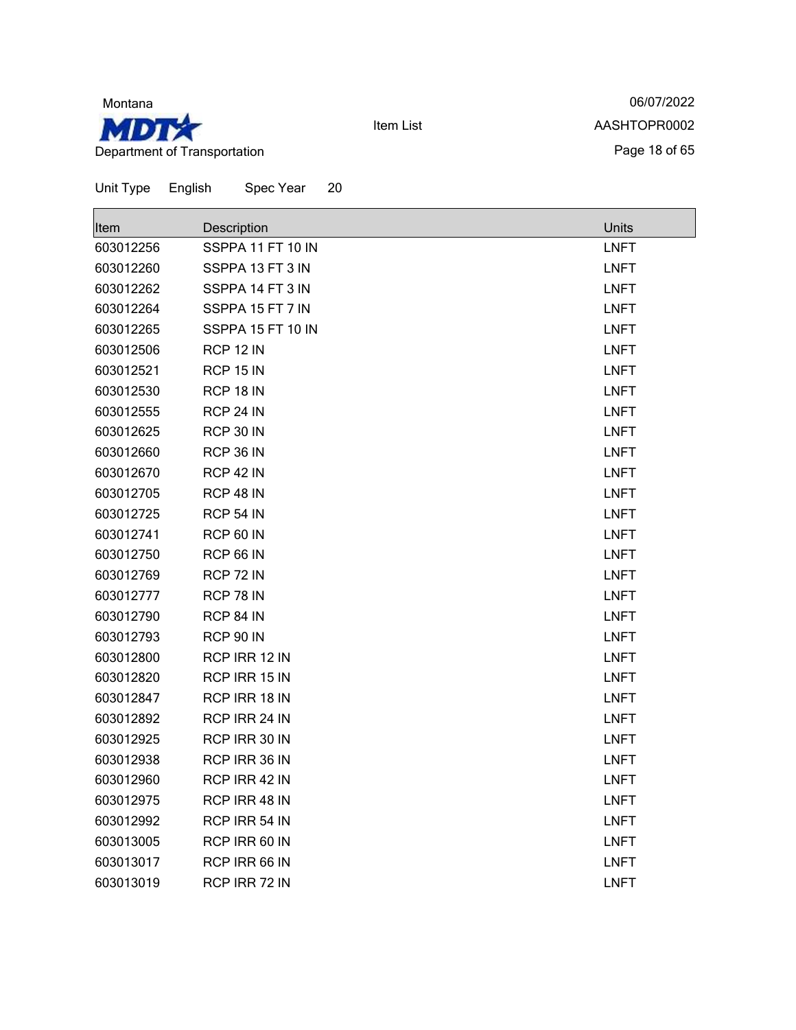Unit Type English Spec Year 20

| Item | Description | Units |
|---|---|---|
| 603012256 | SSPPA 11 FT 10 IN | LNFT |
| 603012260 | SSPPA 13 FT 3 IN | LNFT |
| 603012262 | SSPPA 14 FT 3 IN | LNFT |
| 603012264 | SSPPA 15 FT 7 IN | LNFT |
| 603012265 | SSPPA 15 FT 10 IN | LNFT |
| 603012506 | RCP 12 IN | LNFT |
| 603012521 | RCP 15 IN | LNFT |
| 603012530 | RCP 18 IN | LNFT |
| 603012555 | RCP 24 IN | LNFT |
| 603012625 | RCP 30 IN | LNFT |
| 603012660 | RCP 36 IN | LNFT |
| 603012670 | RCP 42 IN | LNFT |
| 603012705 | RCP 48 IN | LNFT |
| 603012725 | RCP 54 IN | LNFT |
| 603012741 | RCP 60 IN | LNFT |
| 603012750 | RCP 66 IN | LNFT |
| 603012769 | RCP 72 IN | LNFT |
| 603012777 | RCP 78 IN | LNFT |
| 603012790 | RCP 84 IN | LNFT |
| 603012793 | RCP 90 IN | LNFT |
| 603012800 | RCP IRR 12 IN | LNFT |
| 603012820 | RCP IRR 15 IN | LNFT |
| 603012847 | RCP IRR 18 IN | LNFT |
| 603012892 | RCP IRR 24 IN | LNFT |
| 603012925 | RCP IRR 30 IN | LNFT |
| 603012938 | RCP IRR 36 IN | LNFT |
| 603012960 | RCP IRR 42 IN | LNFT |
| 603012975 | RCP IRR 48 IN | LNFT |
| 603012992 | RCP IRR 54 IN | LNFT |
| 603013005 | RCP IRR 60 IN | LNFT |
| 603013017 | RCP IRR 66 IN | LNFT |
| 603013019 | RCP IRR 72 IN | LNFT |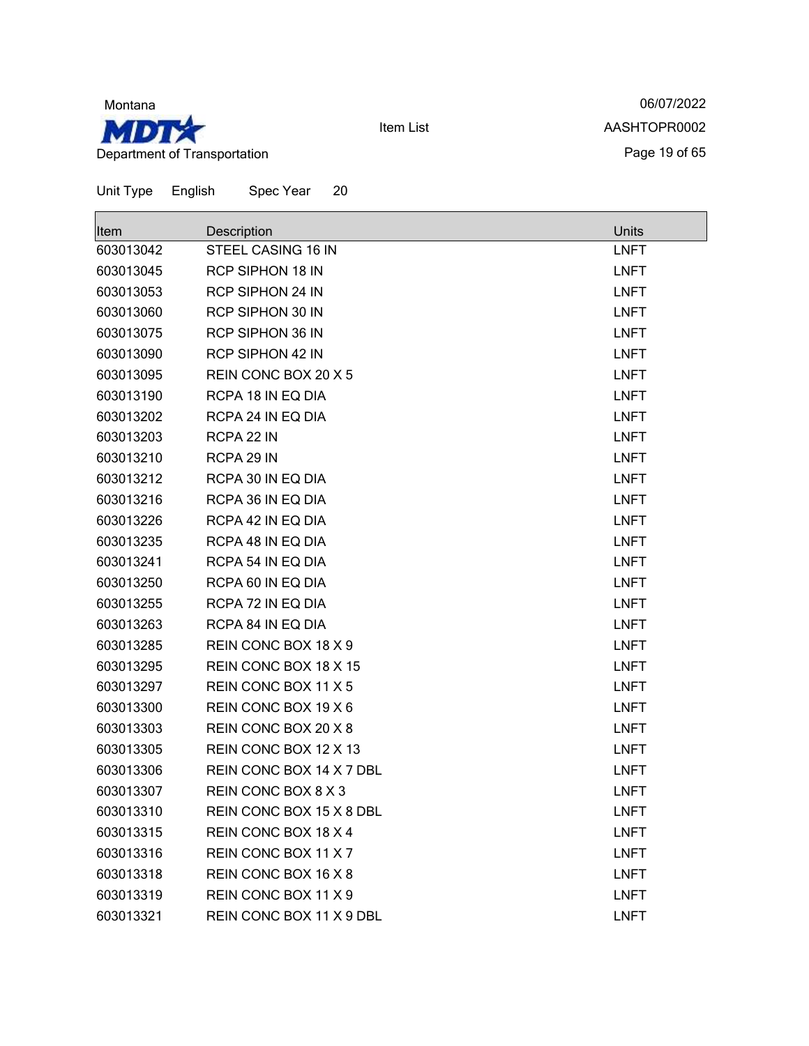Montana

Department of Transportation

Item List

06/07/2022

AASHTOPR0002

Unit Type English Spec Year 20

| Item | Description | Units |
| --- | --- | --- |
| 603013042 | STEEL CASING 16 IN | LNFT |
| 603013045 | RCP SIPHON 18 IN | LNFT |
| 603013053 | RCP SIPHON 24 IN | LNFT |
| 603013060 | RCP SIPHON 30 IN | LNFT |
| 603013075 | RCP SIPHON 36 IN | LNFT |
| 603013090 | RCP SIPHON 42 IN | LNFT |
| 603013095 | REIN CONC BOX 20 X 5 | LNFT |
| 603013190 | RCPA 18 IN EQ DIA | LNFT |
| 603013202 | RCPA 24 IN EQ DIA | LNFT |
| 603013203 | RCPA 22 IN | LNFT |
| 603013210 | RCPA 29 IN | LNFT |
| 603013212 | RCPA 30 IN EQ DIA | LNFT |
| 603013216 | RCPA 36 IN EQ DIA | LNFT |
| 603013226 | RCPA 42 IN EQ DIA | LNFT |
| 603013235 | RCPA 48 IN EQ DIA | LNFT |
| 603013241 | RCPA 54 IN EQ DIA | LNFT |
| 603013250 | RCPA 60 IN EQ DIA | LNFT |
| 603013255 | RCPA 72 IN EQ DIA | LNFT |
| 603013263 | RCPA 84 IN EQ DIA | LNFT |
| 603013285 | REIN CONC BOX 18 X 9 | LNFT |
| 603013295 | REIN CONC BOX 18 X 15 | LNFT |
| 603013297 | REIN CONC BOX 11 X 5 | LNFT |
| 603013300 | REIN CONC BOX 19 X 6 | LNFT |
| 603013303 | REIN CONC BOX 20 X 8 | LNFT |
| 603013305 | REIN CONC BOX 12 X 13 | LNFT |
| 603013306 | REIN CONC BOX 14 X 7 DBL | LNFT |
| 603013307 | REIN CONC BOX 8 X 3 | LNFT |
| 603013310 | REIN CONC BOX 15 X 8 DBL | LNFT |
| 603013315 | REIN CONC BOX 18 X 4 | LNFT |
| 603013316 | REIN CONC BOX 11 X 7 | LNFT |
| 603013318 | REIN CONC BOX 16 X 8 | LNFT |
| 603013319 | REIN CONC BOX 11 X 9 | LNFT |
| 603013321 | REIN CONC BOX 11 X 9 DBL | LNFT |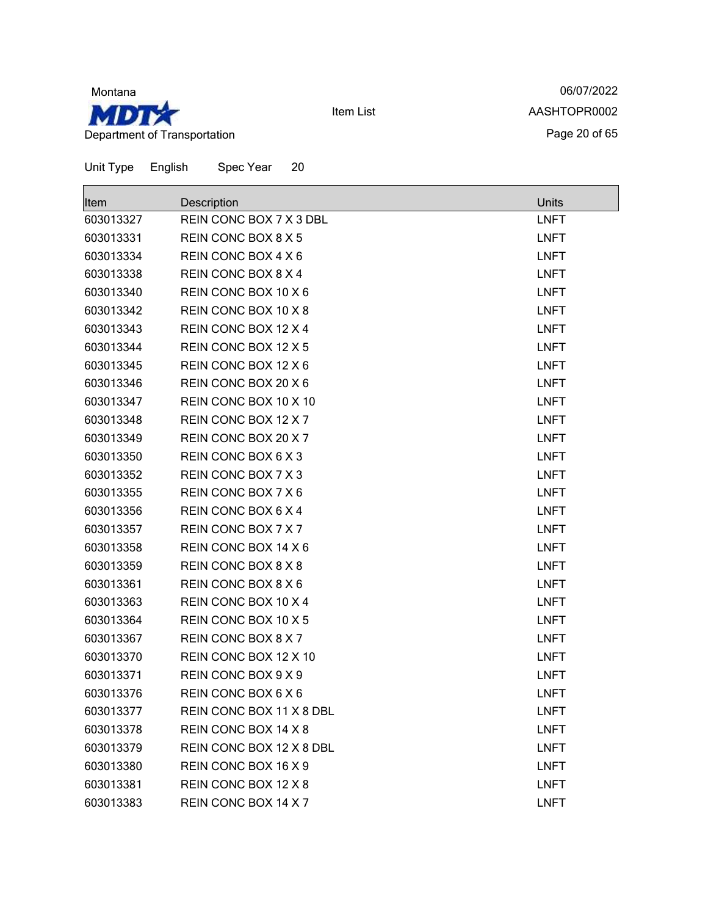Unit Type English Spec Year 20

| Item | Description | Units |
| --- | --- | --- |
| 603013327 | REIN CONC BOX 7 X 3 DBL | LNFT |
| 603013331 | REIN CONC BOX 8 X 5 | LNFT |
| 603013334 | REIN CONC BOX 4 X 6 | LNFT |
| 603013338 | REIN CONC BOX 8 X 4 | LNFT |
| 603013340 | REIN CONC BOX 10 X 6 | LNFT |
| 603013342 | REIN CONC BOX 10 X 8 | LNFT |
| 603013343 | REIN CONC BOX 12 X 4 | LNFT |
| 603013344 | REIN CONC BOX 12 X 5 | LNFT |
| 603013345 | REIN CONC BOX 12 X 6 | LNFT |
| 603013346 | REIN CONC BOX 20 X 6 | LNFT |
| 603013347 | REIN CONC BOX 10 X 10 | LNFT |
| 603013348 | REIN CONC BOX 12 X 7 | LNFT |
| 603013349 | REIN CONC BOX 20 X 7 | LNFT |
| 603013350 | REIN CONC BOX 6 X 3 | LNFT |
| 603013352 | REIN CONC BOX 7 X 3 | LNFT |
| 603013355 | REIN CONC BOX 7 X 6 | LNFT |
| 603013356 | REIN CONC BOX 6 X 4 | LNFT |
| 603013357 | REIN CONC BOX 7 X 7 | LNFT |
| 603013358 | REIN CONC BOX 14 X 6 | LNFT |
| 603013359 | REIN CONC BOX 8 X 8 | LNFT |
| 603013361 | REIN CONC BOX 8 X 6 | LNFT |
| 603013363 | REIN CONC BOX 10 X 4 | LNFT |
| 603013364 | REIN CONC BOX 10 X 5 | LNFT |
| 603013367 | REIN CONC BOX 8 X 7 | LNFT |
| 603013370 | REIN CONC BOX 12 X 10 | LNFT |
| 603013371 | REIN CONC BOX 9 X 9 | LNFT |
| 603013376 | REIN CONC BOX 6 X 6 | LNFT |
| 603013377 | REIN CONC BOX 11 X 8 DBL | LNFT |
| 603013378 | REIN CONC BOX 14 X 8 | LNFT |
| 603013379 | REIN CONC BOX 12 X 8 DBL | LNFT |
| 603013380 | REIN CONC BOX 16 X 9 | LNFT |
| 603013381 | REIN CONC BOX 12 X 8 | LNFT |
| 603013383 | REIN CONC BOX 14 X 7 | LNFT |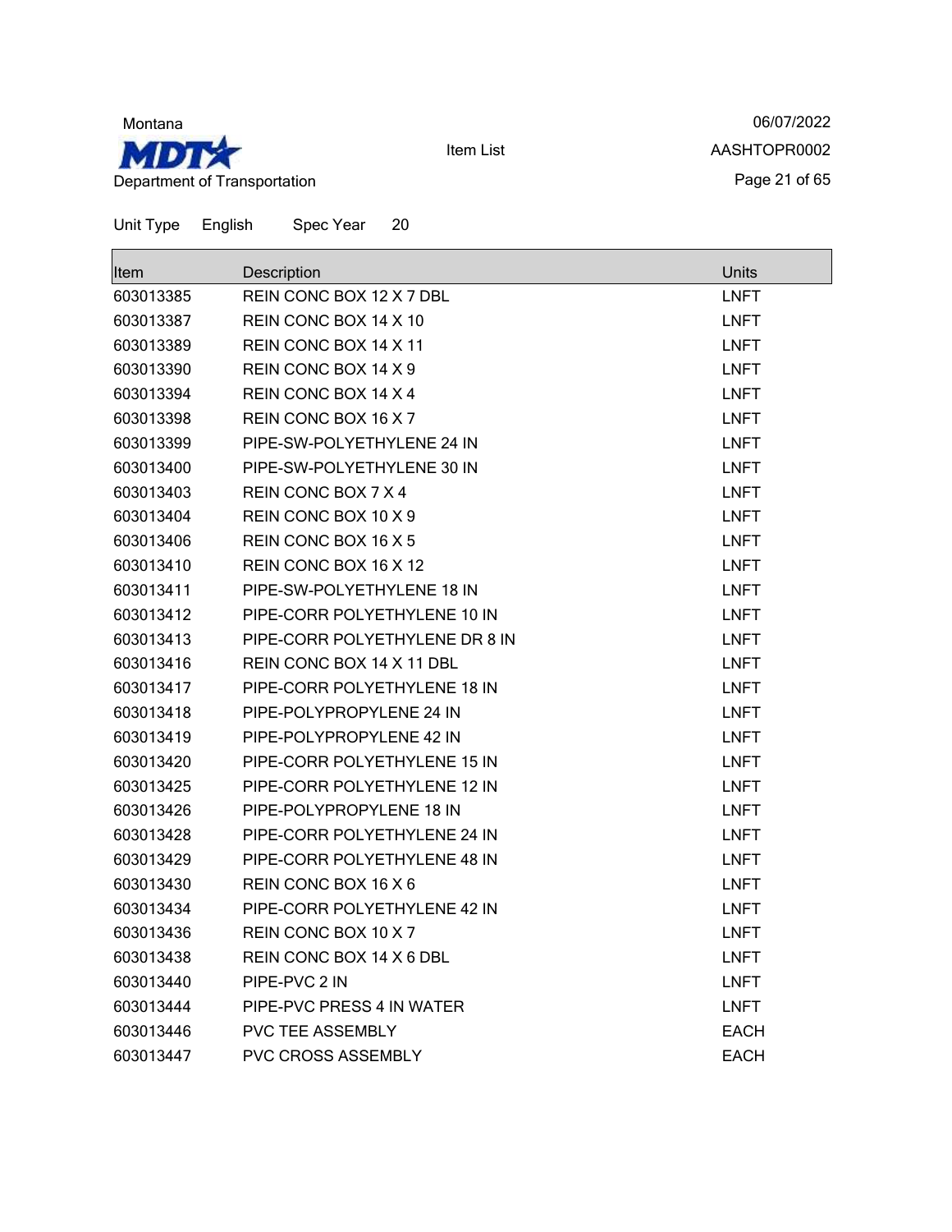Unit Type English Spec Year 20

| Item | Description | Units |
|---|---|---|
| 603013385 | REIN CONC BOX 12 X 7 DBL | LNFT |
| 603013387 | REIN CONC BOX 14 X 10 | LNFT |
| 603013389 | REIN CONC BOX 14 X 11 | LNFT |
| 603013390 | REIN CONC BOX 14 X 9 | LNFT |
| 603013394 | REIN CONC BOX 14 X 4 | LNFT |
| 603013398 | REIN CONC BOX 16 X 7 | LNFT |
| 603013399 | PIPE-SW-POLYETHYLENE 24 IN | LNFT |
| 603013400 | PIPE-SW-POLYETHYLENE 30 IN | LNFT |
| 603013403 | REIN CONC BOX 7 X 4 | LNFT |
| 603013404 | REIN CONC BOX 10 X 9 | LNFT |
| 603013406 | REIN CONC BOX 16 X 5 | LNFT |
| 603013410 | REIN CONC BOX 16 X 12 | LNFT |
| 603013411 | PIPE-SW-POLYETHYLENE 18 IN | LNFT |
| 603013412 | PIPE-CORR POLYETHYLENE 10 IN | LNFT |
| 603013413 | PIPE-CORR POLYETHYLENE DR 8 IN | LNFT |
| 603013416 | REIN CONC BOX 14 X 11 DBL | LNFT |
| 603013417 | PIPE-CORR POLYETHYLENE 18 IN | LNFT |
| 603013418 | PIPE-POLYPROPYLENE 24 IN | LNFT |
| 603013419 | PIPE-POLYPROPYLENE 42 IN | LNFT |
| 603013420 | PIPE-CORR POLYETHYLENE 15 IN | LNFT |
| 603013425 | PIPE-CORR POLYETHYLENE 12 IN | LNFT |
| 603013426 | PIPE-POLYPROPYLENE 18 IN | LNFT |
| 603013428 | PIPE-CORR POLYETHYLENE 24 IN | LNFT |
| 603013429 | PIPE-CORR POLYETHYLENE 48 IN | LNFT |
| 603013430 | REIN CONC BOX 16 X 6 | LNFT |
| 603013434 | PIPE-CORR POLYETHYLENE 42 IN | LNFT |
| 603013436 | REIN CONC BOX 10 X 7 | LNFT |
| 603013438 | REIN CONC BOX 14 X 6 DBL | LNFT |
| 603013440 | PIPE-PVC 2 IN | LNFT |
| 603013444 | PIPE-PVC PRESS 4 IN WATER | LNFT |
| 603013446 | PVC TEE ASSEMBLY | EACH |
| 603013447 | PVC CROSS ASSEMBLY | EACH |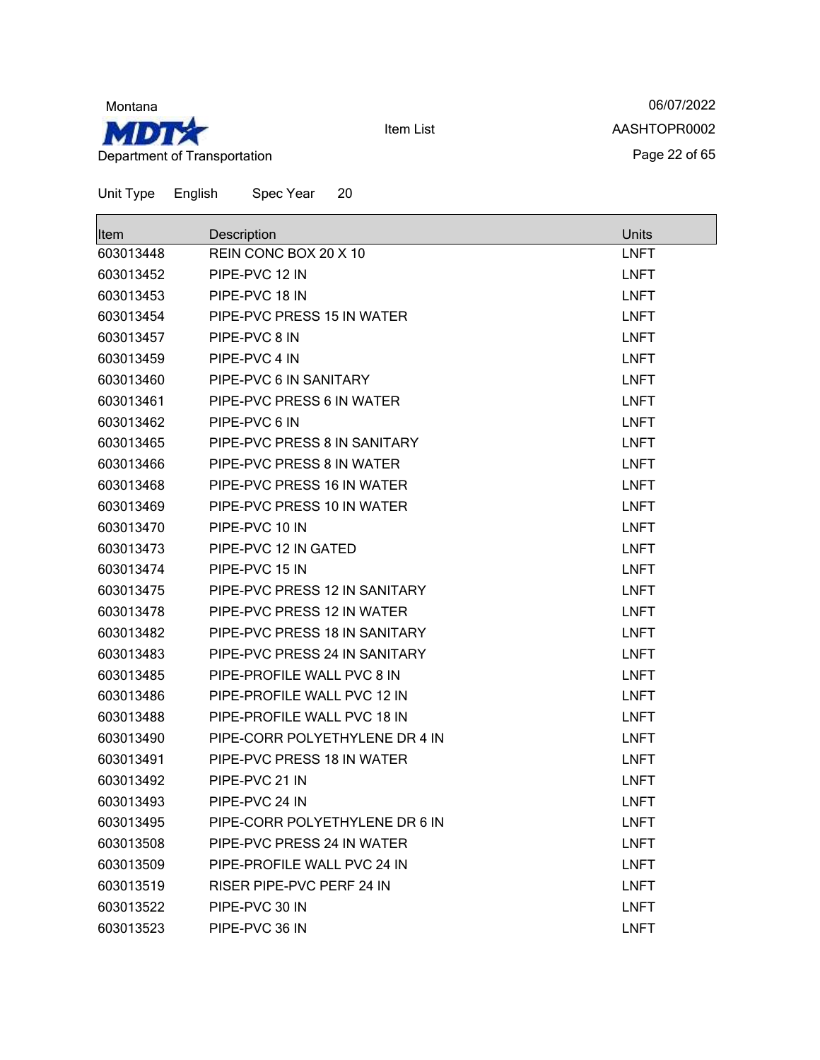Montana

MDT Department of Transportation

Item List

06/07/2022

AASHTOPR0002

Unit Type English Spec Year 20

| Item | Description | Units |
|---|---|---|
| 603013448 | REIN CONC BOX 20 X 10 | LNFT |
| 603013452 | PIPE-PVC 12 IN | LNFT |
| 603013453 | PIPE-PVC 18 IN | LNFT |
| 603013454 | PIPE-PVC PRESS 15 IN WATER | LNFT |
| 603013457 | PIPE-PVC 8 IN | LNFT |
| 603013459 | PIPE-PVC 4 IN | LNFT |
| 603013460 | PIPE-PVC 6 IN SANITARY | LNFT |
| 603013461 | PIPE-PVC PRESS 6 IN WATER | LNFT |
| 603013462 | PIPE-PVC 6 IN | LNFT |
| 603013465 | PIPE-PVC PRESS 8 IN SANITARY | LNFT |
| 603013466 | PIPE-PVC PRESS 8 IN WATER | LNFT |
| 603013468 | PIPE-PVC PRESS 16 IN WATER | LNFT |
| 603013469 | PIPE-PVC PRESS 10 IN WATER | LNFT |
| 603013470 | PIPE-PVC 10 IN | LNFT |
| 603013473 | PIPE-PVC 12 IN GATED | LNFT |
| 603013474 | PIPE-PVC 15 IN | LNFT |
| 603013475 | PIPE-PVC PRESS 12 IN SANITARY | LNFT |
| 603013478 | PIPE-PVC PRESS 12 IN WATER | LNFT |
| 603013482 | PIPE-PVC PRESS 18 IN SANITARY | LNFT |
| 603013483 | PIPE-PVC PRESS 24 IN SANITARY | LNFT |
| 603013485 | PIPE-PROFILE WALL PVC 8 IN | LNFT |
| 603013486 | PIPE-PROFILE WALL PVC 12 IN | LNFT |
| 603013488 | PIPE-PROFILE WALL PVC 18 IN | LNFT |
| 603013490 | PIPE-CORR POLYETHYLENE DR 4 IN | LNFT |
| 603013491 | PIPE-PVC PRESS 18 IN WATER | LNFT |
| 603013492 | PIPE-PVC 21 IN | LNFT |
| 603013493 | PIPE-PVC 24 IN | LNFT |
| 603013495 | PIPE-CORR POLYETHYLENE DR 6 IN | LNFT |
| 603013508 | PIPE-PVC PRESS 24 IN WATER | LNFT |
| 603013509 | PIPE-PROFILE WALL PVC 24 IN | LNFT |
| 603013519 | RISER PIPE-PVC PERF 24 IN | LNFT |
| 603013522 | PIPE-PVC 30 IN | LNFT |
| 603013523 | PIPE-PVC 36 IN | LNFT |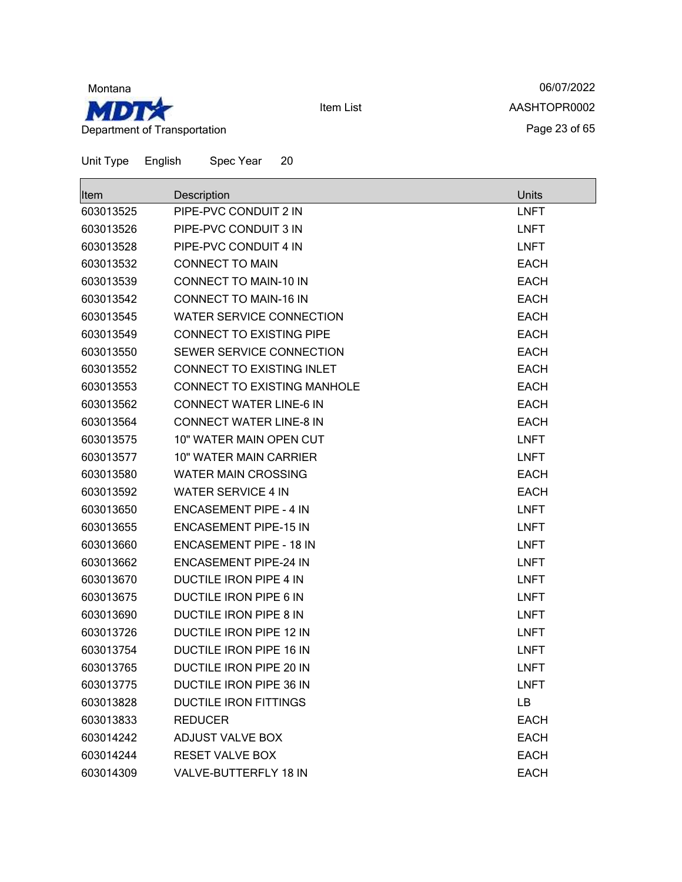Montana

MDT

Department of Transportation

Item List

06/07/2022

AASHTOPR0002

Unit Type English Spec Year 20

| Item | Description | Units |
|---|---|---|
| 603013525 | PIPE-PVC CONDUIT 2 IN | LNFT |
| 603013526 | PIPE-PVC CONDUIT 3 IN | LNFT |
| 603013528 | PIPE-PVC CONDUIT 4 IN | LNFT |
| 603013532 | CONNECT TO MAIN | EACH |
| 603013539 | CONNECT TO MAIN-10 IN | EACH |
| 603013542 | CONNECT TO MAIN-16 IN | EACH |
| 603013545 | WATER SERVICE CONNECTION | EACH |
| 603013549 | CONNECT TO EXISTING PIPE | EACH |
| 603013550 | SEWER SERVICE CONNECTION | EACH |
| 603013552 | CONNECT TO EXISTING INLET | EACH |
| 603013553 | CONNECT TO EXISTING MANHOLE | EACH |
| 603013562 | CONNECT WATER LINE-6 IN | EACH |
| 603013564 | CONNECT WATER LINE-8 IN | EACH |
| 603013575 | 10" WATER MAIN OPEN CUT | LNFT |
| 603013577 | 10" WATER MAIN CARRIER | LNFT |
| 603013580 | WATER MAIN CROSSING | EACH |
| 603013592 | WATER SERVICE 4 IN | EACH |
| 603013650 | ENCASEMENT PIPE - 4 IN | LNFT |
| 603013655 | ENCASEMENT PIPE-15 IN | LNFT |
| 603013660 | ENCASEMENT PIPE - 18 IN | LNFT |
| 603013662 | ENCASEMENT PIPE-24 IN | LNFT |
| 603013670 | DUCTILE IRON PIPE 4 IN | LNFT |
| 603013675 | DUCTILE IRON PIPE 6 IN | LNFT |
| 603013690 | DUCTILE IRON PIPE 8 IN | LNFT |
| 603013726 | DUCTILE IRON PIPE 12 IN | LNFT |
| 603013754 | DUCTILE IRON PIPE 16 IN | LNFT |
| 603013765 | DUCTILE IRON PIPE 20 IN | LNFT |
| 603013775 | DUCTILE IRON PIPE 36 IN | LNFT |
| 603013828 | DUCTILE IRON FITTINGS | LB |
| 603013833 | REDUCER | EACH |
| 603014242 | ADJUST VALVE BOX | EACH |
| 603014244 | RESET VALVE BOX | EACH |
| 603014309 | VALVE-BUTTERFLY 18 IN | EACH |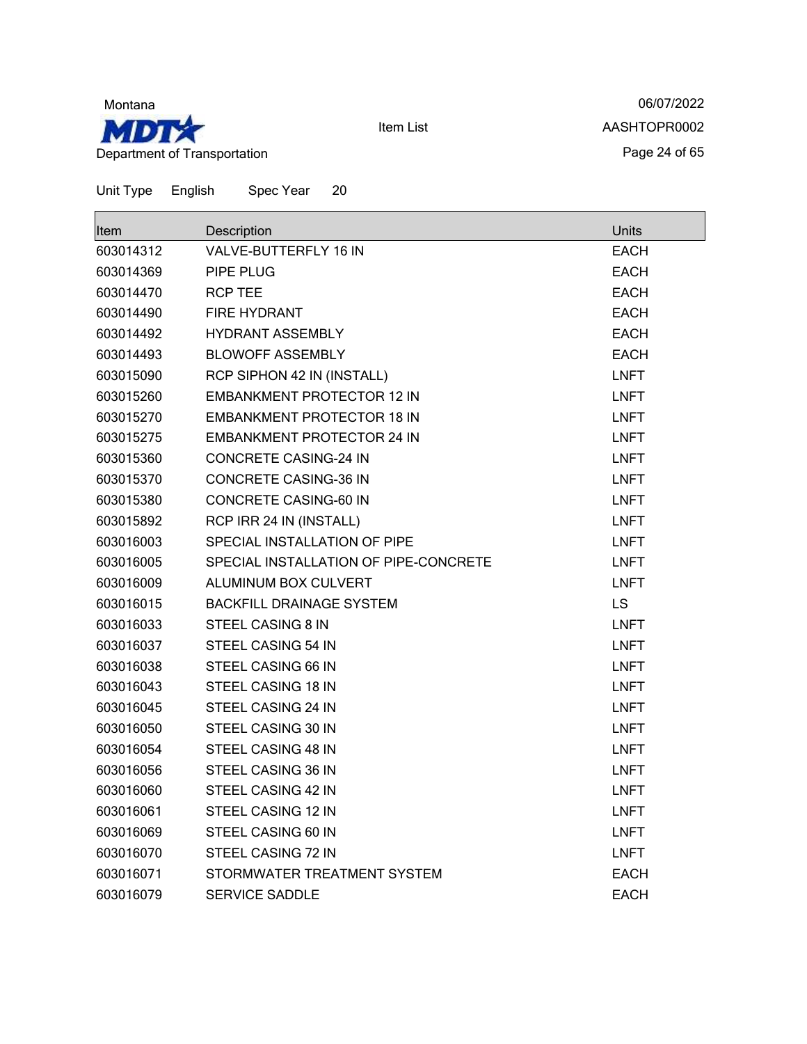Montana
MDT
Department of Transportation

Item List

06/07/2022
AASHTOPR0002

Unit Type English Spec Year 20

| Item | Description | Units |
|---|---|---|
| 603014312 | VALVE-BUTTERFLY 16 IN | EACH |
| 603014369 | PIPE PLUG | EACH |
| 603014470 | RCP TEE | EACH |
| 603014490 | FIRE HYDRANT | EACH |
| 603014492 | HYDRANT ASSEMBLY | EACH |
| 603014493 | BLOWOFF ASSEMBLY | EACH |
| 603015090 | RCP SIPHON 42 IN (INSTALL) | LNFT |
| 603015260 | EMBANKMENT PROTECTOR 12 IN | LNFT |
| 603015270 | EMBANKMENT PROTECTOR 18 IN | LNFT |
| 603015275 | EMBANKMENT PROTECTOR 24 IN | LNFT |
| 603015360 | CONCRETE CASING-24 IN | LNFT |
| 603015370 | CONCRETE CASING-36 IN | LNFT |
| 603015380 | CONCRETE CASING-60 IN | LNFT |
| 603015892 | RCP IRR 24 IN (INSTALL) | LNFT |
| 603016003 | SPECIAL INSTALLATION OF PIPE | LNFT |
| 603016005 | SPECIAL INSTALLATION OF PIPE-CONCRETE | LNFT |
| 603016009 | ALUMINUM BOX CULVERT | LNFT |
| 603016015 | BACKFILL DRAINAGE SYSTEM | LS |
| 603016033 | STEEL CASING 8 IN | LNFT |
| 603016037 | STEEL CASING 54 IN | LNFT |
| 603016038 | STEEL CASING 66 IN | LNFT |
| 603016043 | STEEL CASING 18 IN | LNFT |
| 603016045 | STEEL CASING 24 IN | LNFT |
| 603016050 | STEEL CASING 30 IN | LNFT |
| 603016054 | STEEL CASING 48 IN | LNFT |
| 603016056 | STEEL CASING 36 IN | LNFT |
| 603016060 | STEEL CASING 42 IN | LNFT |
| 603016061 | STEEL CASING 12 IN | LNFT |
| 603016069 | STEEL CASING 60 IN | LNFT |
| 603016070 | STEEL CASING 72 IN | LNFT |
| 603016071 | STORMWATER TREATMENT SYSTEM | EACH |
| 603016079 | SERVICE SADDLE | EACH |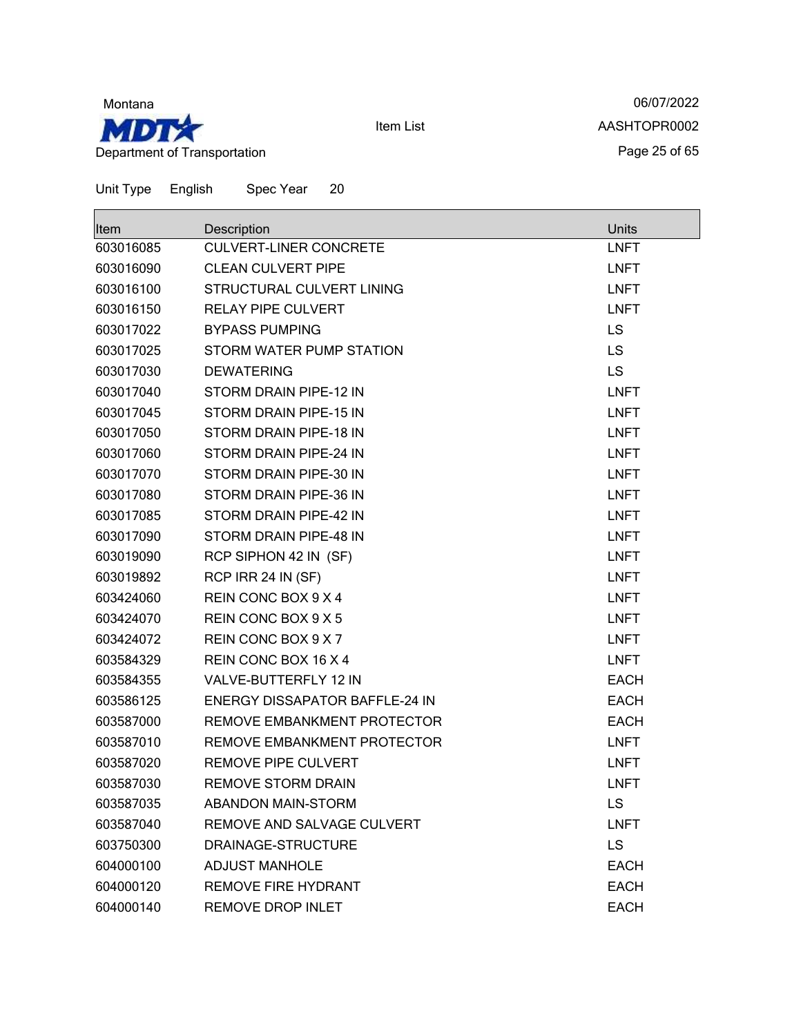Unit Type English Spec Year 20

| Item | Description | Units |
|---|---|---|
| 603016085 | CULVERT-LINER CONCRETE | LNFT |
| 603016090 | CLEAN CULVERT PIPE | LNFT |
| 603016100 | STRUCTURAL CULVERT LINING | LNFT |
| 603016150 | RELAY PIPE CULVERT | LNFT |
| 603017022 | BYPASS PUMPING | LS |
| 603017025 | STORM WATER PUMP STATION | LS |
| 603017030 | DEWATERING | LS |
| 603017040 | STORM DRAIN PIPE-12 IN | LNFT |
| 603017045 | STORM DRAIN PIPE-15 IN | LNFT |
| 603017050 | STORM DRAIN PIPE-18 IN | LNFT |
| 603017060 | STORM DRAIN PIPE-24 IN | LNFT |
| 603017070 | STORM DRAIN PIPE-30 IN | LNFT |
| 603017080 | STORM DRAIN PIPE-36 IN | LNFT |
| 603017085 | STORM DRAIN PIPE-42 IN | LNFT |
| 603017090 | STORM DRAIN PIPE-48 IN | LNFT |
| 603019090 | RCP SIPHON 42 IN (SF) | LNFT |
| 603019892 | RCP IRR 24 IN (SF) | LNFT |
| 603424060 | REIN CONC BOX 9 X 4 | LNFT |
| 603424070 | REIN CONC BOX 9 X 5 | LNFT |
| 603424072 | REIN CONC BOX 9 X 7 | LNFT |
| 603584329 | REIN CONC BOX 16 X 4 | LNFT |
| 603584355 | VALVE-BUTTERFLY 12 IN | EACH |
| 603586125 | ENERGY DISSAPATOR BAFFLE-24 IN | EACH |
| 603587000 | REMOVE EMBANKMENT PROTECTOR | EACH |
| 603587010 | REMOVE EMBANKMENT PROTECTOR | LNFT |
| 603587020 | REMOVE PIPE CULVERT | LNFT |
| 603587030 | REMOVE STORM DRAIN | LNFT |
| 603587035 | ABANDON MAIN-STORM | LS |
| 603587040 | REMOVE AND SALVAGE CULVERT | LNFT |
| 603750300 | DRAINAGE-STRUCTURE | LS |
| 604000100 | ADJUST MANHOLE | EACH |
| 604000120 | REMOVE FIRE HYDRANT | EACH |
| 604000140 | REMOVE DROP INLET | EACH |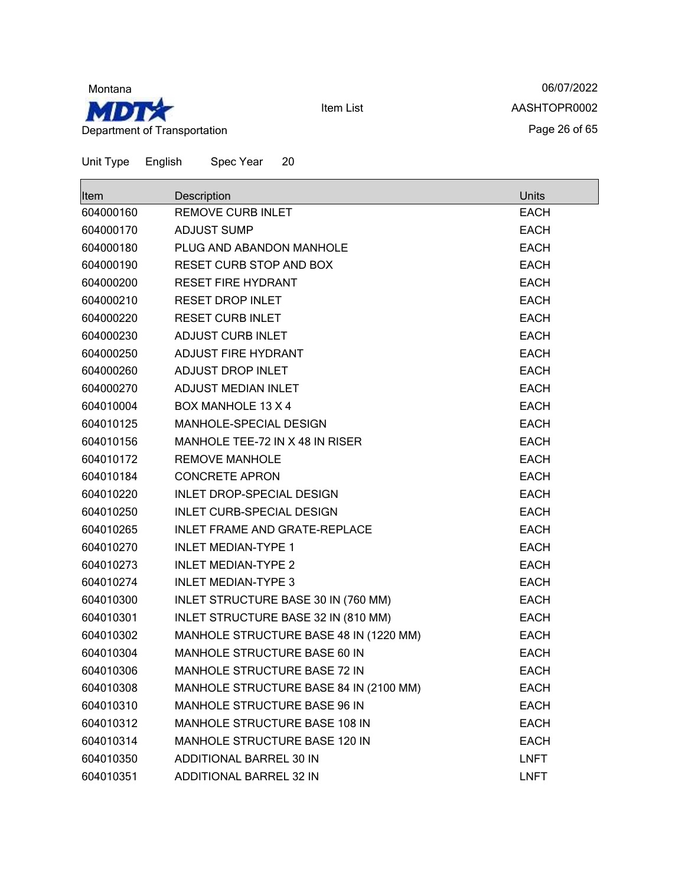Unit Type English Spec Year 20

| Item | Description | Units |
|---|---|---|
| 604000160 | REMOVE CURB INLET | EACH |
| 604000170 | ADJUST SUMP | EACH |
| 604000180 | PLUG AND ABANDON MANHOLE | EACH |
| 604000190 | RESET CURB STOP AND BOX | EACH |
| 604000200 | RESET FIRE HYDRANT | EACH |
| 604000210 | RESET DROP INLET | EACH |
| 604000220 | RESET CURB INLET | EACH |
| 604000230 | ADJUST CURB INLET | EACH |
| 604000250 | ADJUST FIRE HYDRANT | EACH |
| 604000260 | ADJUST DROP INLET | EACH |
| 604000270 | ADJUST MEDIAN INLET | EACH |
| 604010004 | BOX MANHOLE 13 X 4 | EACH |
| 604010125 | MANHOLE-SPECIAL DESIGN | EACH |
| 604010156 | MANHOLE TEE-72 IN X 48 IN RISER | EACH |
| 604010172 | REMOVE MANHOLE | EACH |
| 604010184 | CONCRETE APRON | EACH |
| 604010220 | INLET DROP-SPECIAL DESIGN | EACH |
| 604010250 | INLET CURB-SPECIAL DESIGN | EACH |
| 604010265 | INLET FRAME AND GRATE-REPLACE | EACH |
| 604010270 | INLET MEDIAN-TYPE 1 | EACH |
| 604010273 | INLET MEDIAN-TYPE 2 | EACH |
| 604010274 | INLET MEDIAN-TYPE 3 | EACH |
| 604010300 | INLET STRUCTURE BASE 30 IN (760 MM) | EACH |
| 604010301 | INLET STRUCTURE BASE 32 IN (810 MM) | EACH |
| 604010302 | MANHOLE STRUCTURE BASE 48 IN (1220 MM) | EACH |
| 604010304 | MANHOLE STRUCTURE BASE 60 IN | EACH |
| 604010306 | MANHOLE STRUCTURE BASE 72 IN | EACH |
| 604010308 | MANHOLE STRUCTURE BASE 84 IN (2100 MM) | EACH |
| 604010310 | MANHOLE STRUCTURE BASE 96 IN | EACH |
| 604010312 | MANHOLE STRUCTURE BASE 108 IN | EACH |
| 604010314 | MANHOLE STRUCTURE BASE 120 IN | EACH |
| 604010350 | ADDITIONAL BARREL 30 IN | LNFT |
| 604010351 | ADDITIONAL BARREL 32 IN | LNFT |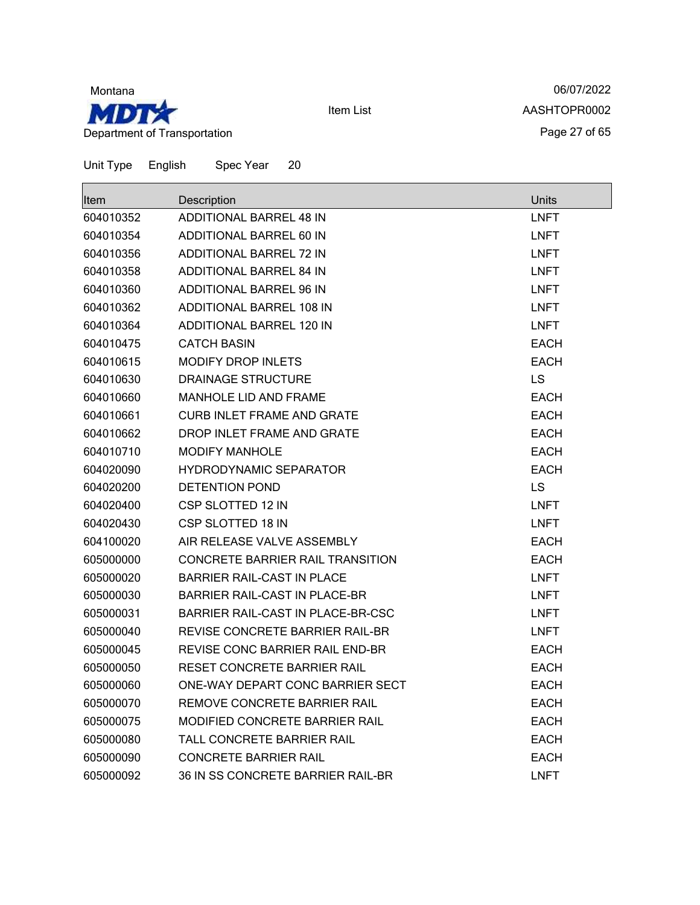Montana

Department of Transportation

Item List

06/07/2022

AASHTOPR0002

Unit Type English Spec Year 20

| Item | Description | Units |
|---|---|---|
| 604010352 | ADDITIONAL BARREL 48 IN | LNFT |
| 604010354 | ADDITIONAL BARREL 60 IN | LNFT |
| 604010356 | ADDITIONAL BARREL 72 IN | LNFT |
| 604010358 | ADDITIONAL BARREL 84 IN | LNFT |
| 604010360 | ADDITIONAL BARREL 96 IN | LNFT |
| 604010362 | ADDITIONAL BARREL 108 IN | LNFT |
| 604010364 | ADDITIONAL BARREL 120 IN | LNFT |
| 604010475 | CATCH BASIN | EACH |
| 604010615 | MODIFY DROP INLETS | EACH |
| 604010630 | DRAINAGE STRUCTURE | LS |
| 604010660 | MANHOLE LID AND FRAME | EACH |
| 604010661 | CURB INLET FRAME AND GRATE | EACH |
| 604010662 | DROP INLET FRAME AND GRATE | EACH |
| 604010710 | MODIFY MANHOLE | EACH |
| 604020090 | HYDRODYNAMIC SEPARATOR | EACH |
| 604020200 | DETENTION POND | LS |
| 604020400 | CSP SLOTTED 12 IN | LNFT |
| 604020430 | CSP SLOTTED 18 IN | LNFT |
| 604100020 | AIR RELEASE VALVE ASSEMBLY | EACH |
| 605000000 | CONCRETE BARRIER RAIL TRANSITION | EACH |
| 605000020 | BARRIER RAIL-CAST IN PLACE | LNFT |
| 605000030 | BARRIER RAIL-CAST IN PLACE-BR | LNFT |
| 605000031 | BARRIER RAIL-CAST IN PLACE-BR-CSC | LNFT |
| 605000040 | REVISE CONCRETE BARRIER RAIL-BR | LNFT |
| 605000045 | REVISE CONC BARRIER RAIL END-BR | EACH |
| 605000050 | RESET CONCRETE BARRIER RAIL | EACH |
| 605000060 | ONE-WAY DEPART CONC BARRIER SECT | EACH |
| 605000070 | REMOVE CONCRETE BARRIER RAIL | EACH |
| 605000075 | MODIFIED CONCRETE BARRIER RAIL | EACH |
| 605000080 | TALL CONCRETE BARRIER RAIL | EACH |
| 605000090 | CONCRETE BARRIER RAIL | EACH |
| 605000092 | 36 IN SS CONCRETE BARRIER RAIL-BR | LNFT |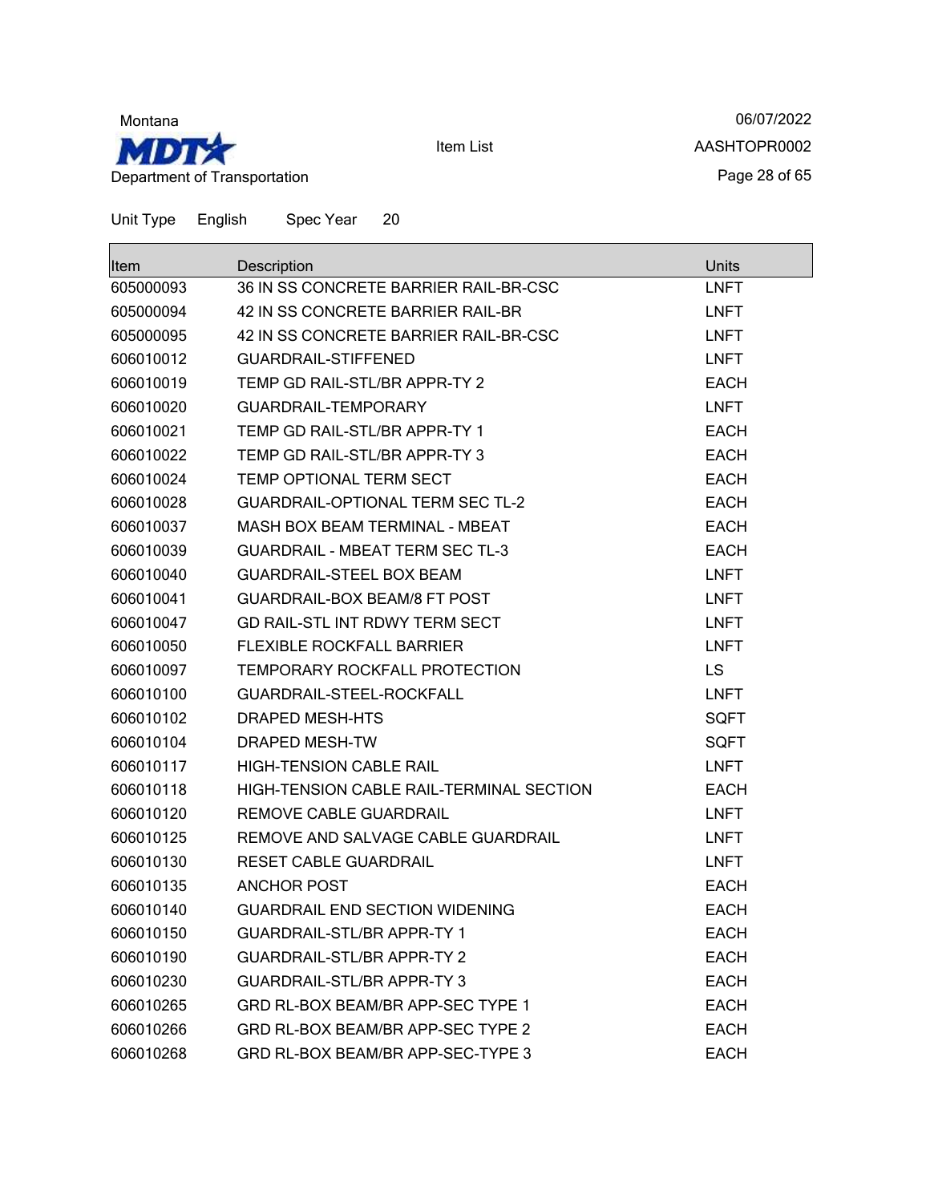Unit Type English Spec Year 20

| Item | Description | Units |
|---|---|---|
| 605000093 | 36 IN SS CONCRETE BARRIER RAIL-BR-CSC | LNFT |
| 605000094 | 42 IN SS CONCRETE BARRIER RAIL-BR | LNFT |
| 605000095 | 42 IN SS CONCRETE BARRIER RAIL-BR-CSC | LNFT |
| 606010012 | GUARDRAIL-STIFFENED | LNFT |
| 606010019 | TEMP GD RAIL-STL/BR APPR-TY 2 | EACH |
| 606010020 | GUARDRAIL-TEMPORARY | LNFT |
| 606010021 | TEMP GD RAIL-STL/BR APPR-TY 1 | EACH |
| 606010022 | TEMP GD RAIL-STL/BR APPR-TY 3 | EACH |
| 606010024 | TEMP OPTIONAL TERM SECT | EACH |
| 606010028 | GUARDRAIL-OPTIONAL TERM SEC TL-2 | EACH |
| 606010037 | MASH BOX BEAM TERMINAL - MBEAT | EACH |
| 606010039 | GUARDRAIL - MBEAT TERM SEC TL-3 | EACH |
| 606010040 | GUARDRAIL-STEEL BOX BEAM | LNFT |
| 606010041 | GUARDRAIL-BOX BEAM/8 FT POST | LNFT |
| 606010047 | GD RAIL-STL INT RDWY TERM SECT | LNFT |
| 606010050 | FLEXIBLE ROCKFALL BARRIER | LNFT |
| 606010097 | TEMPORARY ROCKFALL PROTECTION | LS |
| 606010100 | GUARDRAIL-STEEL-ROCKFALL | LNFT |
| 606010102 | DRAPED MESH-HTS | SQFT |
| 606010104 | DRAPED MESH-TW | SQFT |
| 606010117 | HIGH-TENSION CABLE RAIL | LNFT |
| 606010118 | HIGH-TENSION CABLE RAIL-TERMINAL SECTION | EACH |
| 606010120 | REMOVE CABLE GUARDRAIL | LNFT |
| 606010125 | REMOVE AND SALVAGE CABLE GUARDRAIL | LNFT |
| 606010130 | RESET CABLE GUARDRAIL | LNFT |
| 606010135 | ANCHOR POST | EACH |
| 606010140 | GUARDRAIL END SECTION WIDENING | EACH |
| 606010150 | GUARDRAIL-STL/BR APPR-TY 1 | EACH |
| 606010190 | GUARDRAIL-STL/BR APPR-TY 2 | EACH |
| 606010230 | GUARDRAIL-STL/BR APPR-TY 3 | EACH |
| 606010265 | GRD RL-BOX BEAM/BR APP-SEC TYPE 1 | EACH |
| 606010266 | GRD RL-BOX BEAM/BR APP-SEC TYPE 2 | EACH |
| 606010268 | GRD RL-BOX BEAM/BR APP-SEC-TYPE 3 | EACH |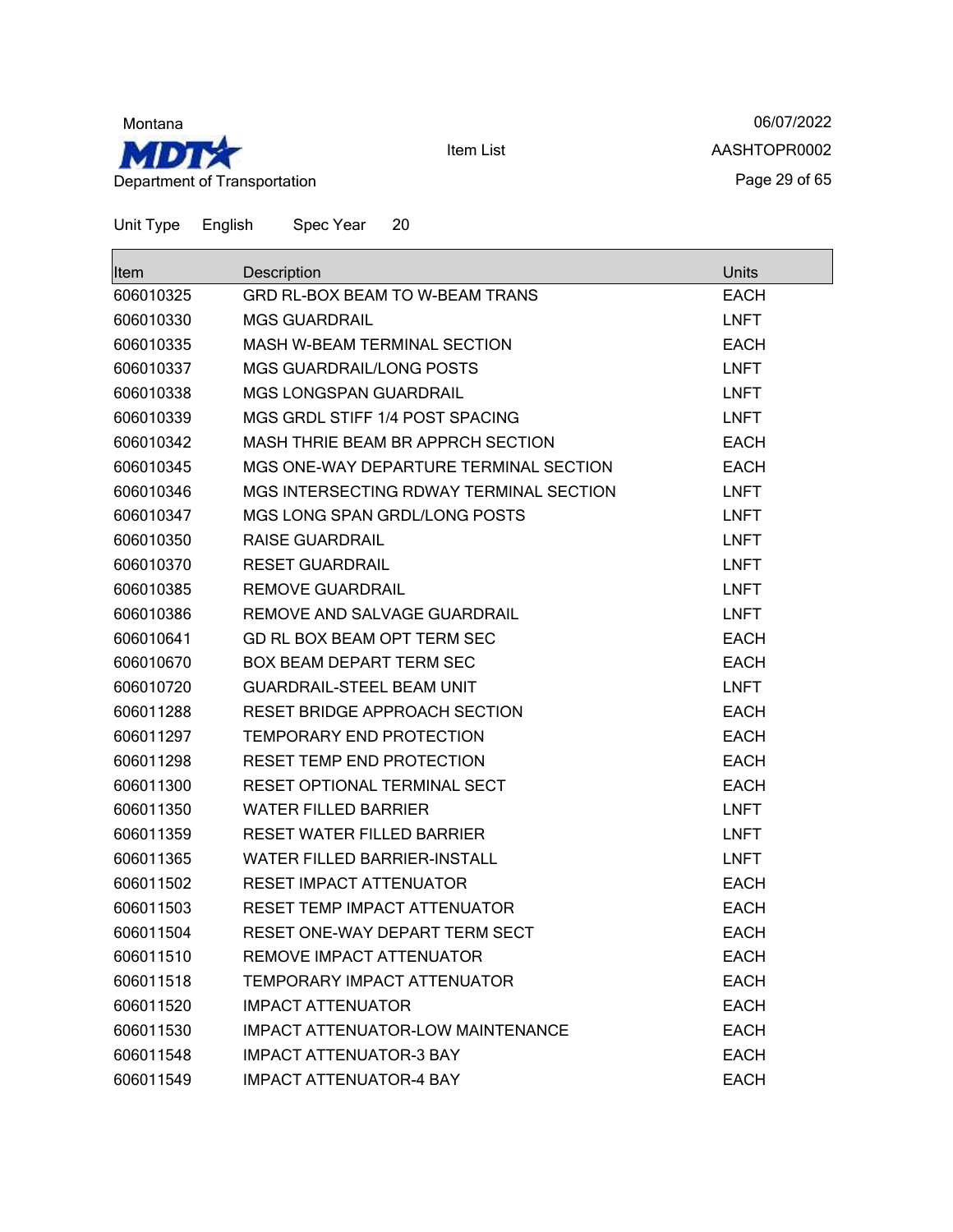Unit Type English Spec Year 20

| Item | Description | Units |
|---|---|---|
| 606010325 | GRD RL-BOX BEAM TO W-BEAM TRANS | EACH |
| 606010330 | MGS GUARDRAIL | LNFT |
| 606010335 | MASH W-BEAM TERMINAL SECTION | EACH |
| 606010337 | MGS GUARDRAIL/LONG POSTS | LNFT |
| 606010338 | MGS LONGSPAN GUARDRAIL | LNFT |
| 606010339 | MGS GRDL STIFF 1/4 POST SPACING | LNFT |
| 606010342 | MASH THRIE BEAM BR APPRCH SECTION | EACH |
| 606010345 | MGS ONE-WAY DEPARTURE TERMINAL SECTION | EACH |
| 606010346 | MGS INTERSECTING RDWAY TERMINAL SECTION | LNFT |
| 606010347 | MGS LONG SPAN GRDL/LONG POSTS | LNFT |
| 606010350 | RAISE GUARDRAIL | LNFT |
| 606010370 | RESET GUARDRAIL | LNFT |
| 606010385 | REMOVE GUARDRAIL | LNFT |
| 606010386 | REMOVE AND SALVAGE GUARDRAIL | LNFT |
| 606010641 | GD RL BOX BEAM OPT TERM SEC | EACH |
| 606010670 | BOX BEAM DEPART TERM SEC | EACH |
| 606010720 | GUARDRAIL-STEEL BEAM UNIT | LNFT |
| 606011288 | RESET BRIDGE APPROACH SECTION | EACH |
| 606011297 | TEMPORARY END PROTECTION | EACH |
| 606011298 | RESET TEMP END PROTECTION | EACH |
| 606011300 | RESET OPTIONAL TERMINAL SECT | EACH |
| 606011350 | WATER FILLED BARRIER | LNFT |
| 606011359 | RESET WATER FILLED BARRIER | LNFT |
| 606011365 | WATER FILLED BARRIER-INSTALL | LNFT |
| 606011502 | RESET IMPACT ATTENUATOR | EACH |
| 606011503 | RESET TEMP IMPACT ATTENUATOR | EACH |
| 606011504 | RESET ONE-WAY DEPART TERM SECT | EACH |
| 606011510 | REMOVE IMPACT ATTENUATOR | EACH |
| 606011518 | TEMPORARY IMPACT ATTENUATOR | EACH |
| 606011520 | IMPACT ATTENUATOR | EACH |
| 606011530 | IMPACT ATTENUATOR-LOW MAINTENANCE | EACH |
| 606011548 | IMPACT ATTENUATOR-3 BAY | EACH |
| 606011549 | IMPACT ATTENUATOR-4 BAY | EACH |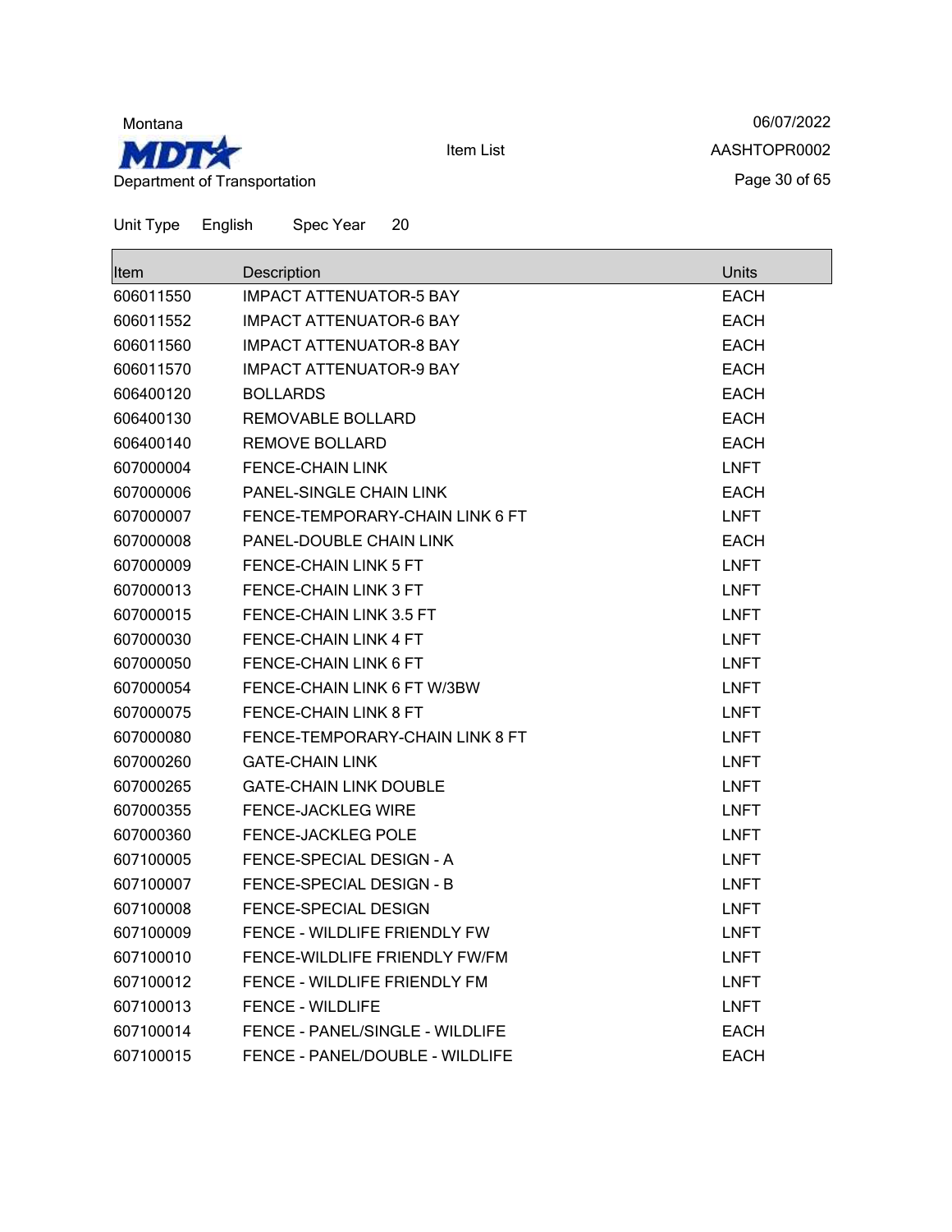Unit Type English Spec Year 20

| Item | Description | Units |
|---|---|---|
| 606011550 | IMPACT ATTENUATOR-5 BAY | EACH |
| 606011552 | IMPACT ATTENUATOR-6 BAY | EACH |
| 606011560 | IMPACT ATTENUATOR-8 BAY | EACH |
| 606011570 | IMPACT ATTENUATOR-9 BAY | EACH |
| 606400120 | BOLLARDS | EACH |
| 606400130 | REMOVABLE BOLLARD | EACH |
| 606400140 | REMOVE BOLLARD | EACH |
| 607000004 | FENCE-CHAIN LINK | LNFT |
| 607000006 | PANEL-SINGLE CHAIN LINK | EACH |
| 607000007 | FENCE-TEMPORARY-CHAIN LINK 6 FT | LNFT |
| 607000008 | PANEL-DOUBLE CHAIN LINK | EACH |
| 607000009 | FENCE-CHAIN LINK 5 FT | LNFT |
| 607000013 | FENCE-CHAIN LINK 3 FT | LNFT |
| 607000015 | FENCE-CHAIN LINK 3.5 FT | LNFT |
| 607000030 | FENCE-CHAIN LINK 4 FT | LNFT |
| 607000050 | FENCE-CHAIN LINK 6 FT | LNFT |
| 607000054 | FENCE-CHAIN LINK 6 FT W/3BW | LNFT |
| 607000075 | FENCE-CHAIN LINK 8 FT | LNFT |
| 607000080 | FENCE-TEMPORARY-CHAIN LINK 8 FT | LNFT |
| 607000260 | GATE-CHAIN LINK | LNFT |
| 607000265 | GATE-CHAIN LINK DOUBLE | LNFT |
| 607000355 | FENCE-JACKLEG WIRE | LNFT |
| 607000360 | FENCE-JACKLEG POLE | LNFT |
| 607100005 | FENCE-SPECIAL DESIGN - A | LNFT |
| 607100007 | FENCE-SPECIAL DESIGN - B | LNFT |
| 607100008 | FENCE-SPECIAL DESIGN | LNFT |
| 607100009 | FENCE - WILDLIFE FRIENDLY FW | LNFT |
| 607100010 | FENCE-WILDLIFE FRIENDLY FW/FM | LNFT |
| 607100012 | FENCE - WILDLIFE FRIENDLY FM | LNFT |
| 607100013 | FENCE - WILDLIFE | LNFT |
| 607100014 | FENCE - PANEL/SINGLE - WILDLIFE | EACH |
| 607100015 | FENCE - PANEL/DOUBLE - WILDLIFE | EACH |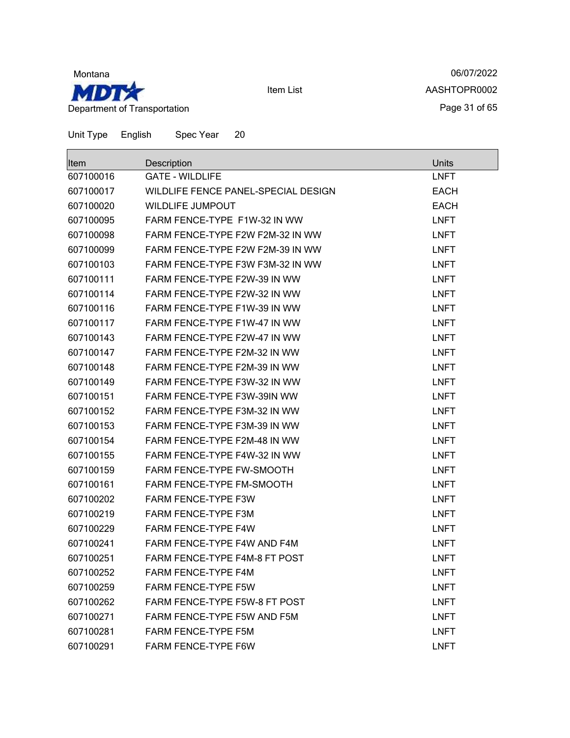Montana

MDT

Department of Transportation

Item List

06/07/2022

AASHTOPR0002

Unit Type English Spec Year 20

| Item | Description | Units |
|---|---|---|
| 607100016 | GATE - WILDLIFE | LNFT |
| 607100017 | WILDLIFE FENCE PANEL-SPECIAL DESIGN | EACH |
| 607100020 | WILDLIFE JUMPOUT | EACH |
| 607100095 | FARM FENCE-TYPE F1W-32 IN WW | LNFT |
| 607100098 | FARM FENCE-TYPE F2W F2M-32 IN WW | LNFT |
| 607100099 | FARM FENCE-TYPE F2W F2M-39 IN WW | LNFT |
| 607100103 | FARM FENCE-TYPE F3W F3M-32 IN WW | LNFT |
| 607100111 | FARM FENCE-TYPE F2W-39 IN WW | LNFT |
| 607100114 | FARM FENCE-TYPE F2W-32 IN WW | LNFT |
| 607100116 | FARM FENCE-TYPE F1W-39 IN WW | LNFT |
| 607100117 | FARM FENCE-TYPE F1W-47 IN WW | LNFT |
| 607100143 | FARM FENCE-TYPE F2W-47 IN WW | LNFT |
| 607100147 | FARM FENCE-TYPE F2M-32 IN WW | LNFT |
| 607100148 | FARM FENCE-TYPE F2M-39 IN WW | LNFT |
| 607100149 | FARM FENCE-TYPE F3W-32 IN WW | LNFT |
| 607100151 | FARM FENCE-TYPE F3W-39IN WW | LNFT |
| 607100152 | FARM FENCE-TYPE F3M-32 IN WW | LNFT |
| 607100153 | FARM FENCE-TYPE F3M-39 IN WW | LNFT |
| 607100154 | FARM FENCE-TYPE F2M-48 IN WW | LNFT |
| 607100155 | FARM FENCE-TYPE F4W-32 IN WW | LNFT |
| 607100159 | FARM FENCE-TYPE FW-SMOOTH | LNFT |
| 607100161 | FARM FENCE-TYPE FM-SMOOTH | LNFT |
| 607100202 | FARM FENCE-TYPE F3W | LNFT |
| 607100219 | FARM FENCE-TYPE F3M | LNFT |
| 607100229 | FARM FENCE-TYPE F4W | LNFT |
| 607100241 | FARM FENCE-TYPE F4W AND F4M | LNFT |
| 607100251 | FARM FENCE-TYPE F4M-8 FT POST | LNFT |
| 607100252 | FARM FENCE-TYPE F4M | LNFT |
| 607100259 | FARM FENCE-TYPE F5W | LNFT |
| 607100262 | FARM FENCE-TYPE F5W-8 FT POST | LNFT |
| 607100271 | FARM FENCE-TYPE F5W AND F5M | LNFT |
| 607100281 | FARM FENCE-TYPE F5M | LNFT |
| 607100291 | FARM FENCE-TYPE F6W | LNFT |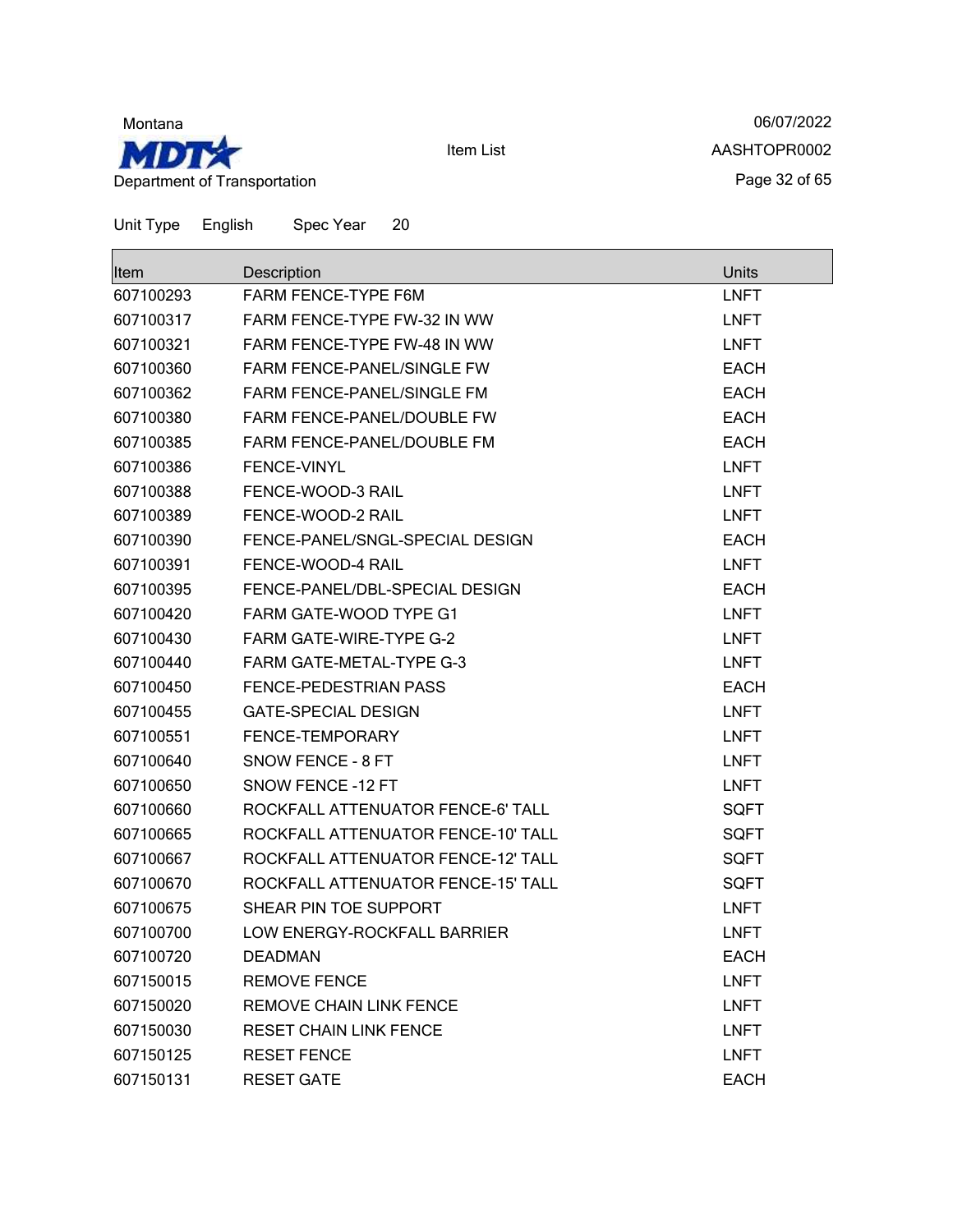Unit Type English Spec Year 20

| Item | Description | Units |
| --- | --- | --- |
| 607100293 | FARM FENCE-TYPE F6M | LNFT |
| 607100317 | FARM FENCE-TYPE FW-32 IN WW | LNFT |
| 607100321 | FARM FENCE-TYPE FW-48 IN WW | LNFT |
| 607100360 | FARM FENCE-PANEL/SINGLE FW | EACH |
| 607100362 | FARM FENCE-PANEL/SINGLE FM | EACH |
| 607100380 | FARM FENCE-PANEL/DOUBLE FW | EACH |
| 607100385 | FARM FENCE-PANEL/DOUBLE FM | EACH |
| 607100386 | FENCE-VINYL | LNFT |
| 607100388 | FENCE-WOOD-3 RAIL | LNFT |
| 607100389 | FENCE-WOOD-2 RAIL | LNFT |
| 607100390 | FENCE-PANEL/SNGL-SPECIAL DESIGN | EACH |
| 607100391 | FENCE-WOOD-4 RAIL | LNFT |
| 607100395 | FENCE-PANEL/DBL-SPECIAL DESIGN | EACH |
| 607100420 | FARM GATE-WOOD TYPE G1 | LNFT |
| 607100430 | FARM GATE-WIRE-TYPE G-2 | LNFT |
| 607100440 | FARM GATE-METAL-TYPE G-3 | LNFT |
| 607100450 | FENCE-PEDESTRIAN PASS | EACH |
| 607100455 | GATE-SPECIAL DESIGN | LNFT |
| 607100551 | FENCE-TEMPORARY | LNFT |
| 607100640 | SNOW FENCE - 8 FT | LNFT |
| 607100650 | SNOW FENCE -12 FT | LNFT |
| 607100660 | ROCKFALL ATTENUATOR FENCE-6' TALL | SQFT |
| 607100665 | ROCKFALL ATTENUATOR FENCE-10' TALL | SQFT |
| 607100667 | ROCKFALL ATTENUATOR FENCE-12' TALL | SQFT |
| 607100670 | ROCKFALL ATTENUATOR FENCE-15' TALL | SQFT |
| 607100675 | SHEAR PIN TOE SUPPORT | LNFT |
| 607100700 | LOW ENERGY-ROCKFALL BARRIER | LNFT |
| 607100720 | DEADMAN | EACH |
| 607150015 | REMOVE FENCE | LNFT |
| 607150020 | REMOVE CHAIN LINK FENCE | LNFT |
| 607150030 | RESET CHAIN LINK FENCE | LNFT |
| 607150125 | RESET FENCE | LNFT |
| 607150131 | RESET GATE | EACH |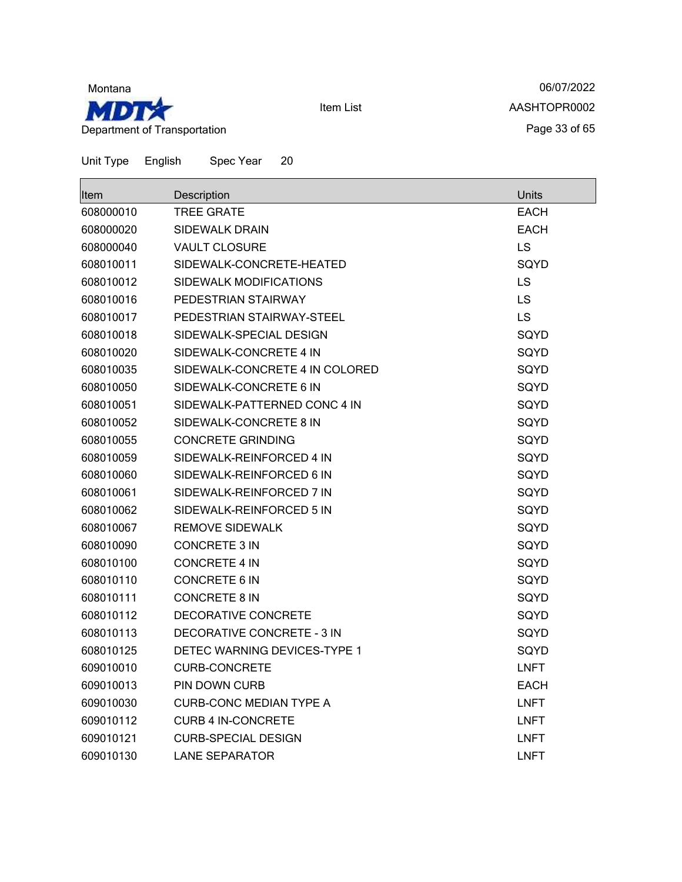Unit Type English Spec Year 20

| Item | Description | Units |
|---|---|---|
| 608000010 | TREE GRATE | EACH |
| 608000020 | SIDEWALK DRAIN | EACH |
| 608000040 | VAULT CLOSURE | LS |
| 608010011 | SIDEWALK-CONCRETE-HEATED | SQYD |
| 608010012 | SIDEWALK MODIFICATIONS | LS |
| 608010016 | PEDESTRIAN STAIRWAY | LS |
| 608010017 | PEDESTRIAN STAIRWAY-STEEL | LS |
| 608010018 | SIDEWALK-SPECIAL DESIGN | SQYD |
| 608010020 | SIDEWALK-CONCRETE 4 IN | SQYD |
| 608010035 | SIDEWALK-CONCRETE 4 IN COLORED | SQYD |
| 608010050 | SIDEWALK-CONCRETE 6 IN | SQYD |
| 608010051 | SIDEWALK-PATTERNED CONC 4 IN | SQYD |
| 608010052 | SIDEWALK-CONCRETE 8 IN | SQYD |
| 608010055 | CONCRETE GRINDING | SQYD |
| 608010059 | SIDEWALK-REINFORCED 4 IN | SQYD |
| 608010060 | SIDEWALK-REINFORCED 6 IN | SQYD |
| 608010061 | SIDEWALK-REINFORCED 7 IN | SQYD |
| 608010062 | SIDEWALK-REINFORCED 5 IN | SQYD |
| 608010067 | REMOVE SIDEWALK | SQYD |
| 608010090 | CONCRETE 3 IN | SQYD |
| 608010100 | CONCRETE 4 IN | SQYD |
| 608010110 | CONCRETE 6 IN | SQYD |
| 608010111 | CONCRETE 8 IN | SQYD |
| 608010112 | DECORATIVE CONCRETE | SQYD |
| 608010113 | DECORATIVE CONCRETE - 3 IN | SQYD |
| 608010125 | DETEC WARNING DEVICES-TYPE 1 | SQYD |
| 609010010 | CURB-CONCRETE | LNFT |
| 609010013 | PIN DOWN CURB | EACH |
| 609010030 | CURB-CONC MEDIAN TYPE A | LNFT |
| 609010112 | CURB 4 IN-CONCRETE | LNFT |
| 609010121 | CURB-SPECIAL DESIGN | LNFT |
| 609010130 | LANE SEPARATOR | LNFT |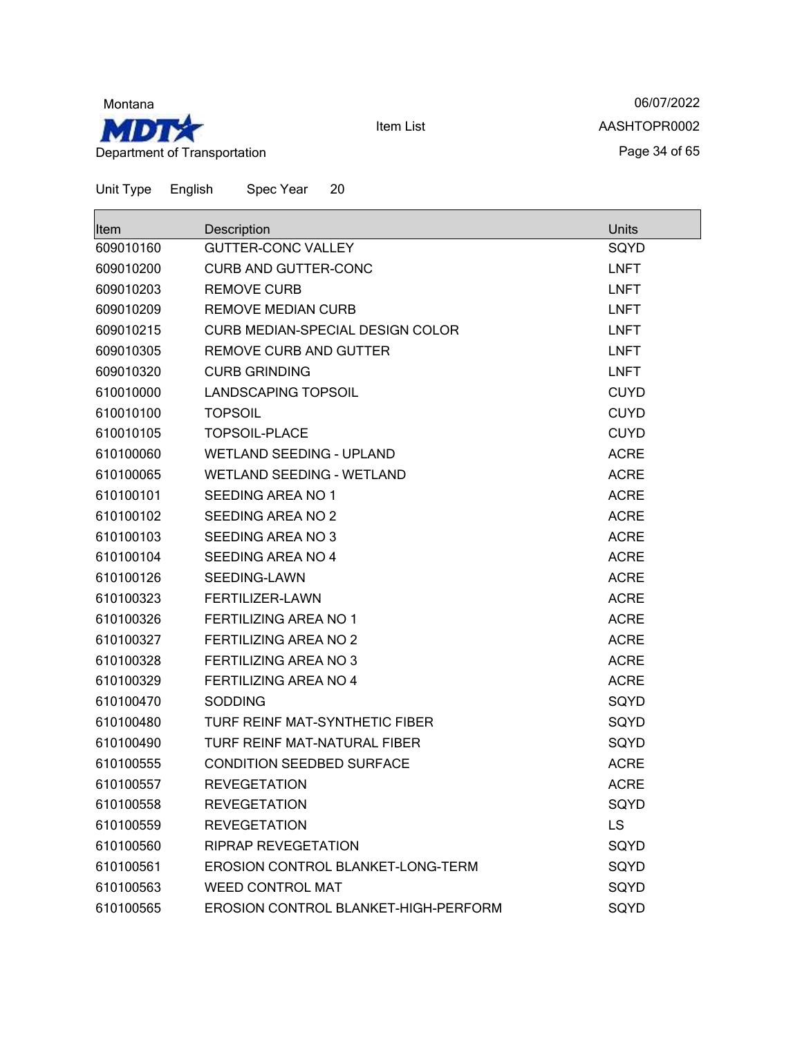Montana

MDT

Department of Transportation

Item List

06/07/2022

AASHTOPR0002

Unit Type English Spec Year 20

| Item | Description | Units |
|---|---|---|
| 609010160 | GUTTER-CONC VALLEY | SQYD |
| 609010200 | CURB AND GUTTER-CONC | LNFT |
| 609010203 | REMOVE CURB | LNFT |
| 609010209 | REMOVE MEDIAN CURB | LNFT |
| 609010215 | CURB MEDIAN-SPECIAL DESIGN COLOR | LNFT |
| 609010305 | REMOVE CURB AND GUTTER | LNFT |
| 609010320 | CURB GRINDING | LNFT |
| 610010000 | LANDSCAPING TOPSOIL | CUYD |
| 610010100 | TOPSOIL | CUYD |
| 610010105 | TOPSOIL-PLACE | CUYD |
| 610100060 | WETLAND SEEDING - UPLAND | ACRE |
| 610100065 | WETLAND SEEDING - WETLAND | ACRE |
| 610100101 | SEEDING AREA NO 1 | ACRE |
| 610100102 | SEEDING AREA NO 2 | ACRE |
| 610100103 | SEEDING AREA NO 3 | ACRE |
| 610100104 | SEEDING AREA NO 4 | ACRE |
| 610100126 | SEEDING-LAWN | ACRE |
| 610100323 | FERTILIZER-LAWN | ACRE |
| 610100326 | FERTILIZING AREA NO 1 | ACRE |
| 610100327 | FERTILIZING AREA NO 2 | ACRE |
| 610100328 | FERTILIZING AREA NO 3 | ACRE |
| 610100329 | FERTILIZING AREA NO 4 | ACRE |
| 610100470 | SODDING | SQYD |
| 610100480 | TURF REINF MAT-SYNTHETIC FIBER | SQYD |
| 610100490 | TURF REINF MAT-NATURAL FIBER | SQYD |
| 610100555 | CONDITION SEEDBED SURFACE | ACRE |
| 610100557 | REVEGETATION | ACRE |
| 610100558 | REVEGETATION | SQYD |
| 610100559 | REVEGETATION | LS |
| 610100560 | RIPRAP REVEGETATION | SQYD |
| 610100561 | EROSION CONTROL BLANKET-LONG-TERM | SQYD |
| 610100563 | WEED CONTROL MAT | SQYD |
| 610100565 | EROSION CONTROL BLANKET-HIGH-PERFORM | SQYD |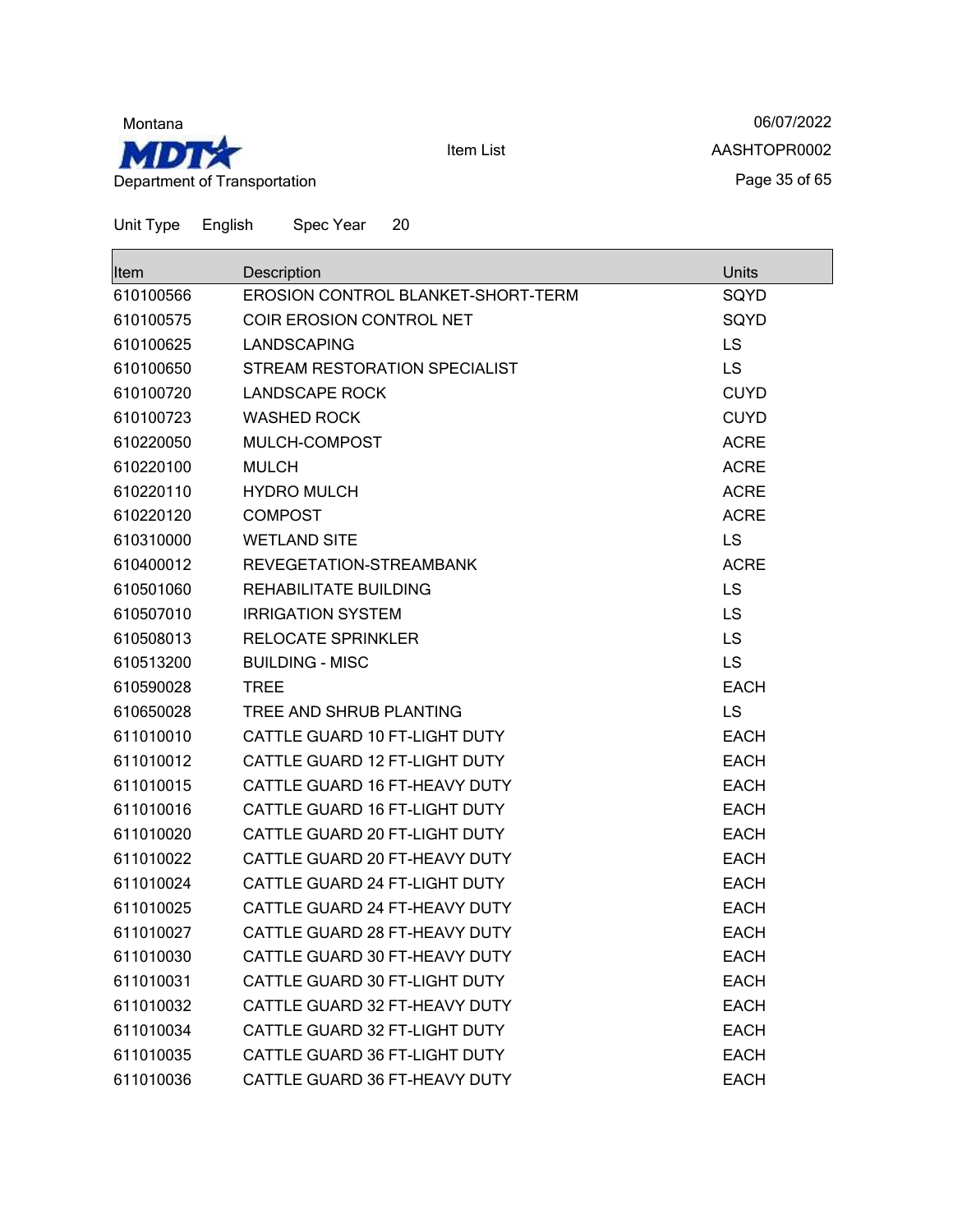Unit Type English Spec Year 20

| Item | Description | Units |
|---|---|---|
| 610100566 | EROSION CONTROL BLANKET-SHORT-TERM | SQYD |
| 610100575 | COIR EROSION CONTROL NET | SQYD |
| 610100625 | LANDSCAPING | LS |
| 610100650 | STREAM RESTORATION SPECIALIST | LS |
| 610100720 | LANDSCAPE ROCK | CUYD |
| 610100723 | WASHED ROCK | CUYD |
| 610220050 | MULCH-COMPOST | ACRE |
| 610220100 | MULCH | ACRE |
| 610220110 | HYDRO MULCH | ACRE |
| 610220120 | COMPOST | ACRE |
| 610310000 | WETLAND SITE | LS |
| 610400012 | REVEGETATION-STREAMBANK | ACRE |
| 610501060 | REHABILITATE BUILDING | LS |
| 610507010 | IRRIGATION SYSTEM | LS |
| 610508013 | RELOCATE SPRINKLER | LS |
| 610513200 | BUILDING - MISC | LS |
| 610590028 | TREE | EACH |
| 610650028 | TREE AND SHRUB PLANTING | LS |
| 611010010 | CATTLE GUARD 10 FT-LIGHT DUTY | EACH |
| 611010012 | CATTLE GUARD 12 FT-LIGHT DUTY | EACH |
| 611010015 | CATTLE GUARD 16 FT-HEAVY DUTY | EACH |
| 611010016 | CATTLE GUARD 16 FT-LIGHT DUTY | EACH |
| 611010020 | CATTLE GUARD 20 FT-LIGHT DUTY | EACH |
| 611010022 | CATTLE GUARD 20 FT-HEAVY DUTY | EACH |
| 611010024 | CATTLE GUARD 24 FT-LIGHT DUTY | EACH |
| 611010025 | CATTLE GUARD 24 FT-HEAVY DUTY | EACH |
| 611010027 | CATTLE GUARD 28 FT-HEAVY DUTY | EACH |
| 611010030 | CATTLE GUARD 30 FT-HEAVY DUTY | EACH |
| 611010031 | CATTLE GUARD 30 FT-LIGHT DUTY | EACH |
| 611010032 | CATTLE GUARD 32 FT-HEAVY DUTY | EACH |
| 611010034 | CATTLE GUARD 32 FT-LIGHT DUTY | EACH |
| 611010035 | CATTLE GUARD 36 FT-LIGHT DUTY | EACH |
| 611010036 | CATTLE GUARD 36 FT-HEAVY DUTY | EACH |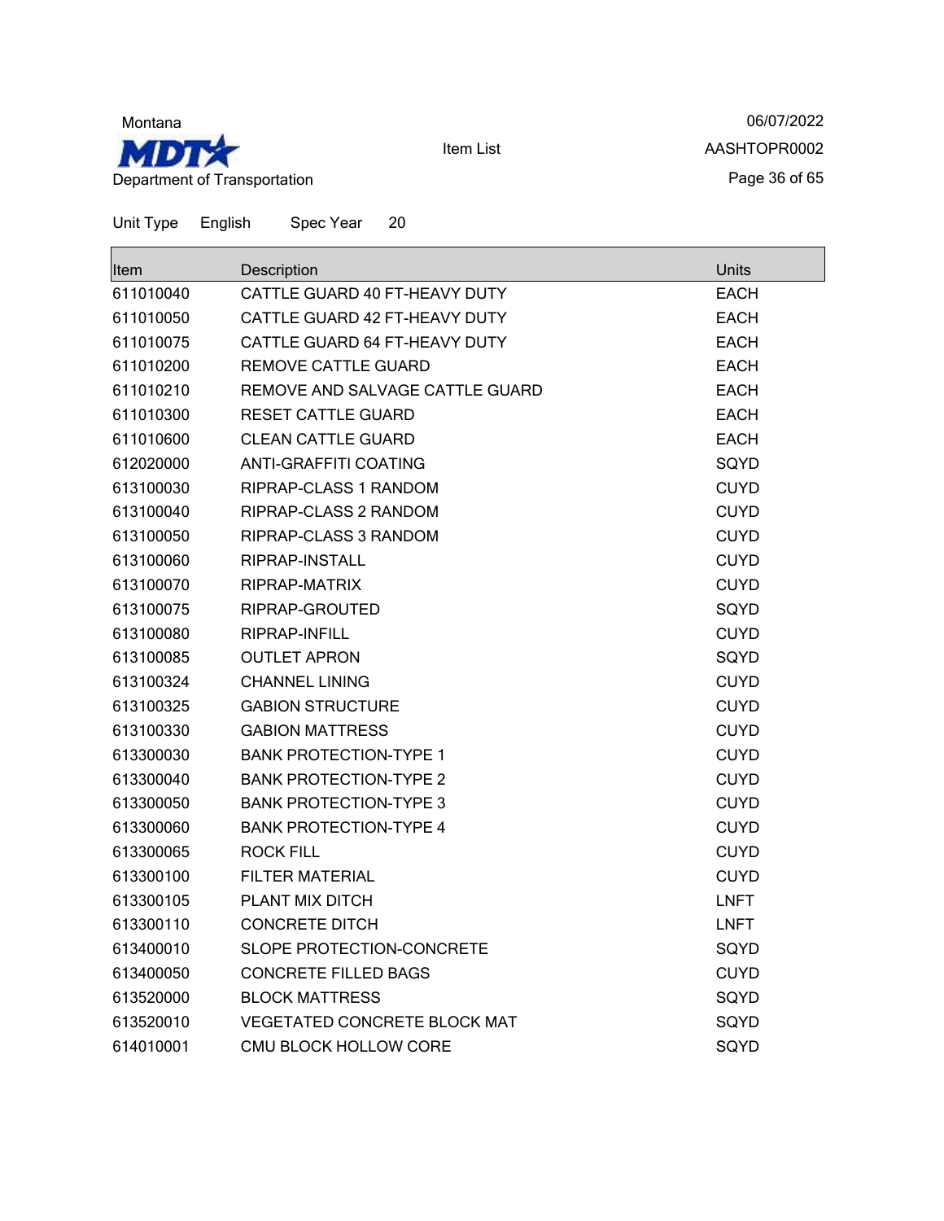Montana

MDT

Department of Transportation

Item List

06/07/2022

AASHTOPR0002

Unit Type English Spec Year 20

| Item | Description | Units |
|---|---|---|
| 611010040 | CATTLE GUARD 40 FT-HEAVY DUTY | EACH |
| 611010050 | CATTLE GUARD 42 FT-HEAVY DUTY | EACH |
| 611010075 | CATTLE GUARD 64 FT-HEAVY DUTY | EACH |
| 611010200 | REMOVE CATTLE GUARD | EACH |
| 611010210 | REMOVE AND SALVAGE CATTLE GUARD | EACH |
| 611010300 | RESET CATTLE GUARD | EACH |
| 611010600 | CLEAN CATTLE GUARD | EACH |
| 612020000 | ANTI-GRAFFITI COATING | SQYD |
| 613100030 | RIPRAP-CLASS 1 RANDOM | CUYD |
| 613100040 | RIPRAP-CLASS 2 RANDOM | CUYD |
| 613100050 | RIPRAP-CLASS 3 RANDOM | CUYD |
| 613100060 | RIPRAP-INSTALL | CUYD |
| 613100070 | RIPRAP-MATRIX | CUYD |
| 613100075 | RIPRAP-GROUTED | SQYD |
| 613100080 | RIPRAP-INFILL | CUYD |
| 613100085 | OUTLET APRON | SQYD |
| 613100324 | CHANNEL LINING | CUYD |
| 613100325 | GABION STRUCTURE | CUYD |
| 613100330 | GABION MATTRESS | CUYD |
| 613300030 | BANK PROTECTION-TYPE 1 | CUYD |
| 613300040 | BANK PROTECTION-TYPE 2 | CUYD |
| 613300050 | BANK PROTECTION-TYPE 3 | CUYD |
| 613300060 | BANK PROTECTION-TYPE 4 | CUYD |
| 613300065 | ROCK FILL | CUYD |
| 613300100 | FILTER MATERIAL | CUYD |
| 613300105 | PLANT MIX DITCH | LNFT |
| 613300110 | CONCRETE DITCH | LNFT |
| 613400010 | SLOPE PROTECTION-CONCRETE | SQYD |
| 613400050 | CONCRETE FILLED BAGS | CUYD |
| 613520000 | BLOCK MATTRESS | SQYD |
| 613520010 | VEGETATED CONCRETE BLOCK MAT | SQYD |
| 614010001 | CMU BLOCK HOLLOW CORE | SQYD |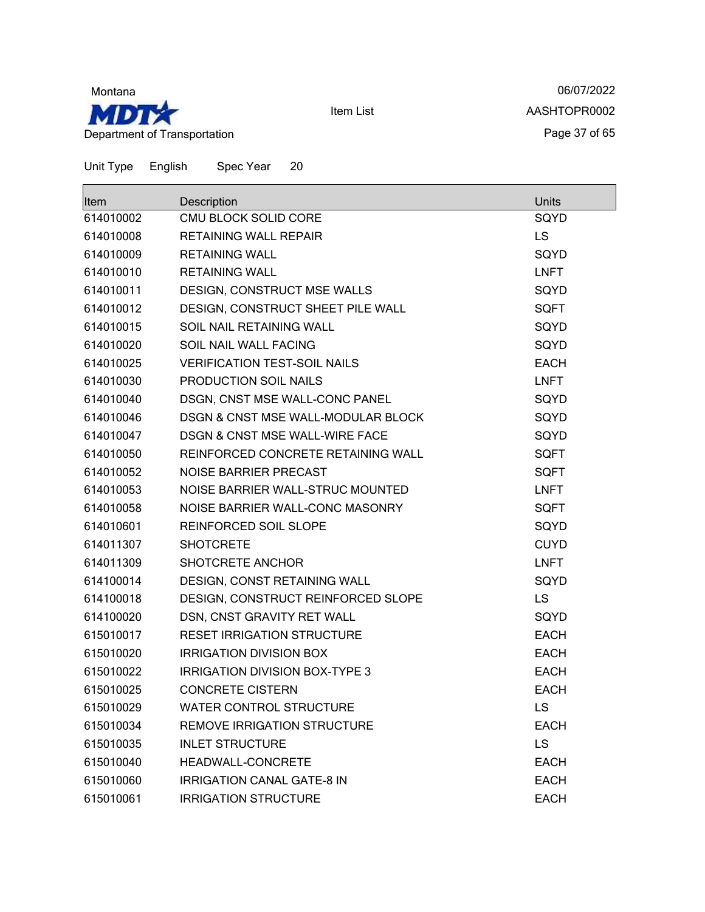Montana

**MDT**

Department of Transportation

Item List

06/07/2022

AASHTOPR0002

Unit Type English Spec Year 20

| Item | Description | Units |
|---|---|---|
| 614010002 | CMU BLOCK SOLID CORE | SQYD |
| 614010008 | RETAINING WALL REPAIR | LS |
| 614010009 | RETAINING WALL | SQYD |
| 614010010 | RETAINING WALL | LNFT |
| 614010011 | DESIGN, CONSTRUCT MSE WALLS | SQYD |
| 614010012 | DESIGN, CONSTRUCT SHEET PILE WALL | SQFT |
| 614010015 | SOIL NAIL RETAINING WALL | SQYD |
| 614010020 | SOIL NAIL WALL FACING | SQYD |
| 614010025 | VERIFICATION TEST-SOIL NAILS | EACH |
| 614010030 | PRODUCTION SOIL NAILS | LNFT |
| 614010040 | DSGN, CNST MSE WALL-CONC PANEL | SQYD |
| 614010046 | DSGN & CNST MSE WALL-MODULAR BLOCK | SQYD |
| 614010047 | DSGN & CNST MSE WALL-WIRE FACE | SQYD |
| 614010050 | REINFORCED CONCRETE RETAINING WALL | SQFT |
| 614010052 | NOISE BARRIER PRECAST | SQFT |
| 614010053 | NOISE BARRIER WALL-STRUC MOUNTED | LNFT |
| 614010058 | NOISE BARRIER WALL-CONC MASONRY | SQFT |
| 614010601 | REINFORCED SOIL SLOPE | SQYD |
| 614011307 | SHOTCRETE | CUYD |
| 614011309 | SHOTCRETE ANCHOR | LNFT |
| 614100014 | DESIGN, CONST RETAINING WALL | SQYD |
| 614100018 | DESIGN, CONSTRUCT REINFORCED SLOPE | LS |
| 614100020 | DSN, CNST GRAVITY RET WALL | SQYD |
| 615010017 | RESET IRRIGATION STRUCTURE | EACH |
| 615010020 | IRRIGATION DIVISION BOX | EACH |
| 615010022 | IRRIGATION DIVISION BOX-TYPE 3 | EACH |
| 615010025 | CONCRETE CISTERN | EACH |
| 615010029 | WATER CONTROL STRUCTURE | LS |
| 615010034 | REMOVE IRRIGATION STRUCTURE | EACH |
| 615010035 | INLET STRUCTURE | LS |
| 615010040 | HEADWALL-CONCRETE | EACH |
| 615010060 | IRRIGATION CANAL GATE-8 IN | EACH |
| 615010061 | IRRIGATION STRUCTURE | EACH |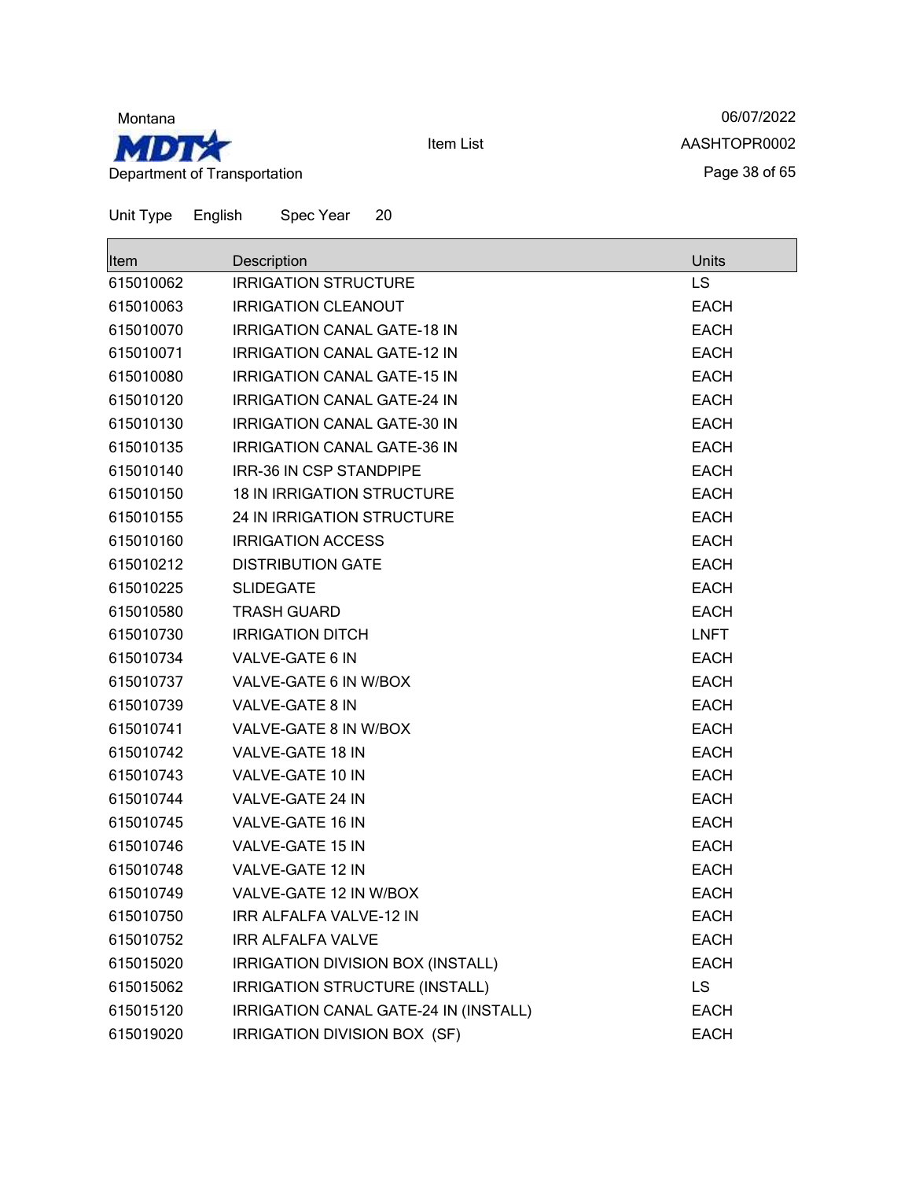Unit Type English Spec Year 20

| Item | Description | Units |
| --- | --- | --- |
| 615010062 | IRRIGATION STRUCTURE | LS |
| 615010063 | IRRIGATION CLEANOUT | EACH |
| 615010070 | IRRIGATION CANAL GATE-18 IN | EACH |
| 615010071 | IRRIGATION CANAL GATE-12 IN | EACH |
| 615010080 | IRRIGATION CANAL GATE-15 IN | EACH |
| 615010120 | IRRIGATION CANAL GATE-24 IN | EACH |
| 615010130 | IRRIGATION CANAL GATE-30 IN | EACH |
| 615010135 | IRRIGATION CANAL GATE-36 IN | EACH |
| 615010140 | IRR-36 IN CSP STANDPIPE | EACH |
| 615010150 | 18 IN IRRIGATION STRUCTURE | EACH |
| 615010155 | 24 IN IRRIGATION STRUCTURE | EACH |
| 615010160 | IRRIGATION ACCESS | EACH |
| 615010212 | DISTRIBUTION GATE | EACH |
| 615010225 | SLIDEGATE | EACH |
| 615010580 | TRASH GUARD | EACH |
| 615010730 | IRRIGATION DITCH | LNFT |
| 615010734 | VALVE-GATE 6 IN | EACH |
| 615010737 | VALVE-GATE 6 IN W/BOX | EACH |
| 615010739 | VALVE-GATE 8 IN | EACH |
| 615010741 | VALVE-GATE 8 IN W/BOX | EACH |
| 615010742 | VALVE-GATE 18 IN | EACH |
| 615010743 | VALVE-GATE 10 IN | EACH |
| 615010744 | VALVE-GATE 24 IN | EACH |
| 615010745 | VALVE-GATE 16 IN | EACH |
| 615010746 | VALVE-GATE 15 IN | EACH |
| 615010748 | VALVE-GATE 12 IN | EACH |
| 615010749 | VALVE-GATE 12 IN W/BOX | EACH |
| 615010750 | IRR ALFALFA VALVE-12 IN | EACH |
| 615010752 | IRR ALFALFA VALVE | EACH |
| 615015020 | IRRIGATION DIVISION BOX (INSTALL) | EACH |
| 615015062 | IRRIGATION STRUCTURE (INSTALL) | LS |
| 615015120 | IRRIGATION CANAL GATE-24 IN (INSTALL) | EACH |
| 615019020 | IRRIGATION DIVISION BOX (SF) | EACH |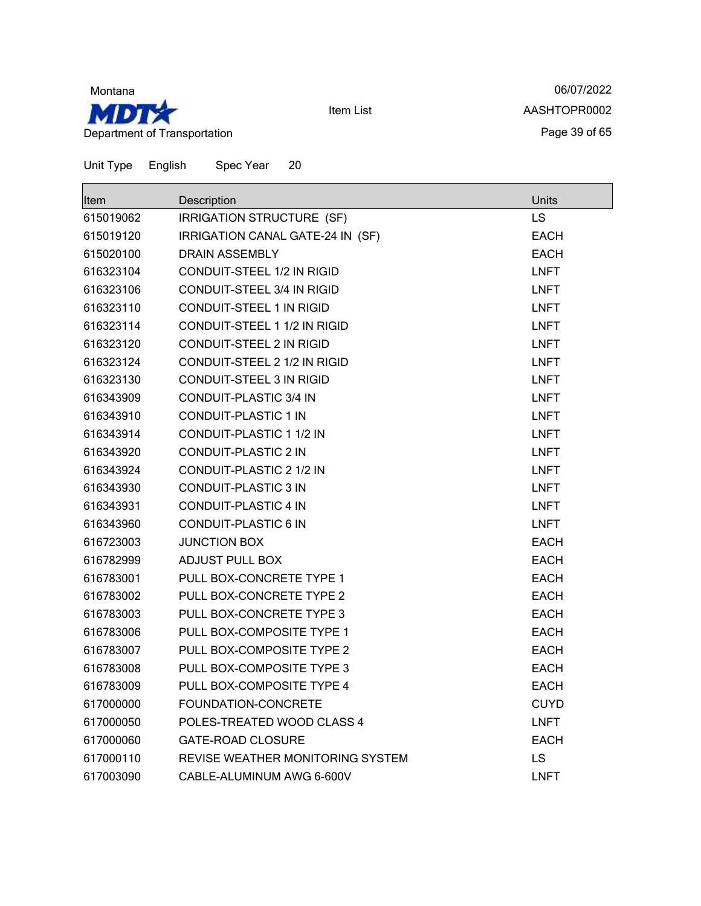Unit Type English Spec Year 20

| Item | Description | Units |
|---|---|---|
| 615019062 | IRRIGATION STRUCTURE (SF) | LS |
| 615019120 | IRRIGATION CANAL GATE-24 IN (SF) | EACH |
| 615020100 | DRAIN ASSEMBLY | EACH |
| 616323104 | CONDUIT-STEEL 1/2 IN RIGID | LNFT |
| 616323106 | CONDUIT-STEEL 3/4 IN RIGID | LNFT |
| 616323110 | CONDUIT-STEEL 1 IN RIGID | LNFT |
| 616323114 | CONDUIT-STEEL 1 1/2 IN RIGID | LNFT |
| 616323120 | CONDUIT-STEEL 2 IN RIGID | LNFT |
| 616323124 | CONDUIT-STEEL 2 1/2 IN RIGID | LNFT |
| 616323130 | CONDUIT-STEEL 3 IN RIGID | LNFT |
| 616343909 | CONDUIT-PLASTIC 3/4 IN | LNFT |
| 616343910 | CONDUIT-PLASTIC 1 IN | LNFT |
| 616343914 | CONDUIT-PLASTIC 1 1/2 IN | LNFT |
| 616343920 | CONDUIT-PLASTIC 2 IN | LNFT |
| 616343924 | CONDUIT-PLASTIC 2 1/2 IN | LNFT |
| 616343930 | CONDUIT-PLASTIC 3 IN | LNFT |
| 616343931 | CONDUIT-PLASTIC 4 IN | LNFT |
| 616343960 | CONDUIT-PLASTIC 6 IN | LNFT |
| 616723003 | JUNCTION BOX | EACH |
| 616782999 | ADJUST PULL BOX | EACH |
| 616783001 | PULL BOX-CONCRETE TYPE 1 | EACH |
| 616783002 | PULL BOX-CONCRETE TYPE 2 | EACH |
| 616783003 | PULL BOX-CONCRETE TYPE 3 | EACH |
| 616783006 | PULL BOX-COMPOSITE TYPE 1 | EACH |
| 616783007 | PULL BOX-COMPOSITE TYPE 2 | EACH |
| 616783008 | PULL BOX-COMPOSITE TYPE 3 | EACH |
| 616783009 | PULL BOX-COMPOSITE TYPE 4 | EACH |
| 617000000 | FOUNDATION-CONCRETE | CUYD |
| 617000050 | POLES-TREATED WOOD CLASS 4 | LNFT |
| 617000060 | GATE-ROAD CLOSURE | EACH |
| 617000110 | REVISE WEATHER MONITORING SYSTEM | LS |
| 617003090 | CABLE-ALUMINUM AWG 6-600V | LNFT |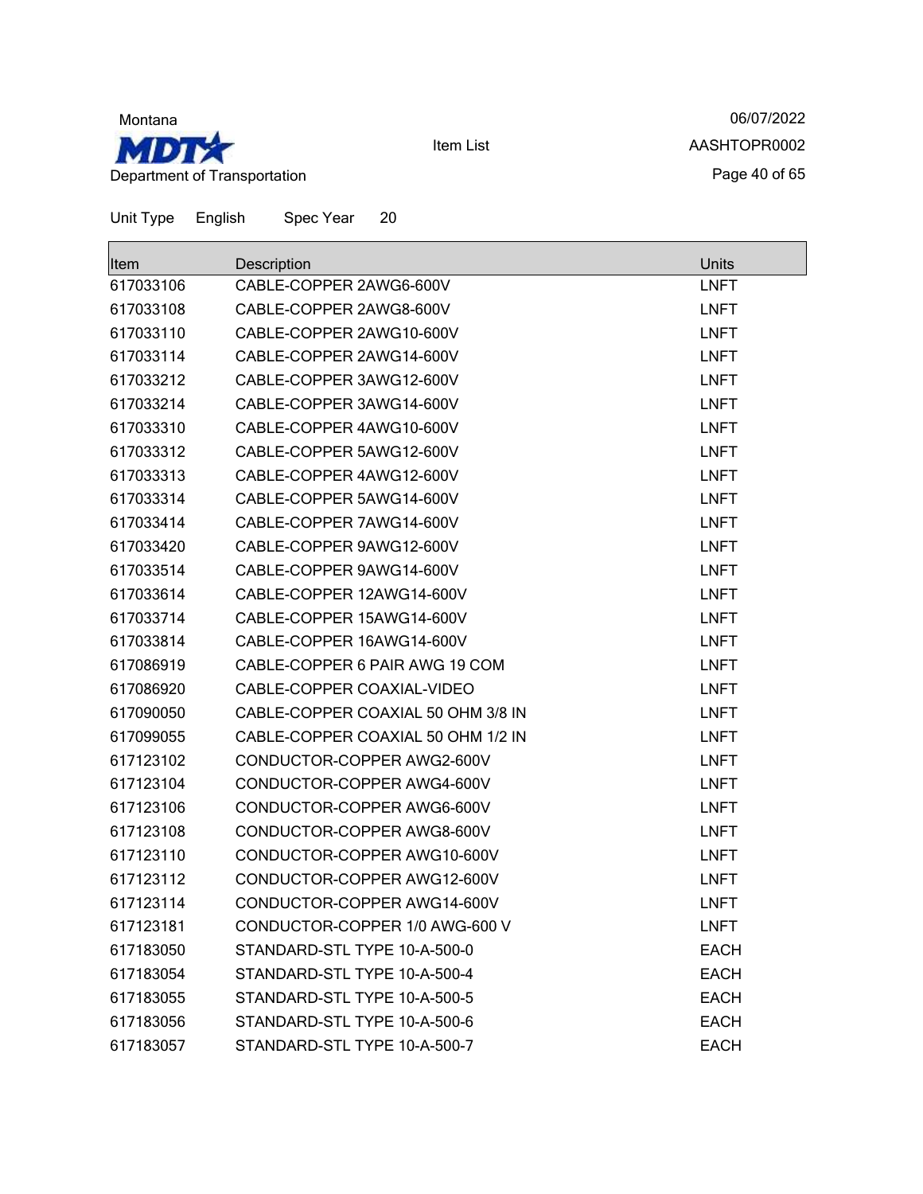Unit Type English Spec Year 20

| Item | Description | Units |
|---|---|---|
| 617033106 | CABLE-COPPER 2AWG6-600V | LNFT |
| 617033108 | CABLE-COPPER 2AWG8-600V | LNFT |
| 617033110 | CABLE-COPPER 2AWG10-600V | LNFT |
| 617033114 | CABLE-COPPER 2AWG14-600V | LNFT |
| 617033212 | CABLE-COPPER 3AWG12-600V | LNFT |
| 617033214 | CABLE-COPPER 3AWG14-600V | LNFT |
| 617033310 | CABLE-COPPER 4AWG10-600V | LNFT |
| 617033312 | CABLE-COPPER 5AWG12-600V | LNFT |
| 617033313 | CABLE-COPPER 4AWG12-600V | LNFT |
| 617033314 | CABLE-COPPER 5AWG14-600V | LNFT |
| 617033414 | CABLE-COPPER 7AWG14-600V | LNFT |
| 617033420 | CABLE-COPPER 9AWG12-600V | LNFT |
| 617033514 | CABLE-COPPER 9AWG14-600V | LNFT |
| 617033614 | CABLE-COPPER 12AWG14-600V | LNFT |
| 617033714 | CABLE-COPPER 15AWG14-600V | LNFT |
| 617033814 | CABLE-COPPER 16AWG14-600V | LNFT |
| 617086919 | CABLE-COPPER 6 PAIR AWG 19 COM | LNFT |
| 617086920 | CABLE-COPPER COAXIAL-VIDEO | LNFT |
| 617090050 | CABLE-COPPER COAXIAL 50 OHM 3/8 IN | LNFT |
| 617099055 | CABLE-COPPER COAXIAL 50 OHM 1/2 IN | LNFT |
| 617123102 | CONDUCTOR-COPPER AWG2-600V | LNFT |
| 617123104 | CONDUCTOR-COPPER AWG4-600V | LNFT |
| 617123106 | CONDUCTOR-COPPER AWG6-600V | LNFT |
| 617123108 | CONDUCTOR-COPPER AWG8-600V | LNFT |
| 617123110 | CONDUCTOR-COPPER AWG10-600V | LNFT |
| 617123112 | CONDUCTOR-COPPER AWG12-600V | LNFT |
| 617123114 | CONDUCTOR-COPPER AWG14-600V | LNFT |
| 617123181 | CONDUCTOR-COPPER 1/0 AWG-600 V | LNFT |
| 617183050 | STANDARD-STL TYPE 10-A-500-0 | EACH |
| 617183054 | STANDARD-STL TYPE 10-A-500-4 | EACH |
| 617183055 | STANDARD-STL TYPE 10-A-500-5 | EACH |
| 617183056 | STANDARD-STL TYPE 10-A-500-6 | EACH |
| 617183057 | STANDARD-STL TYPE 10-A-500-7 | EACH |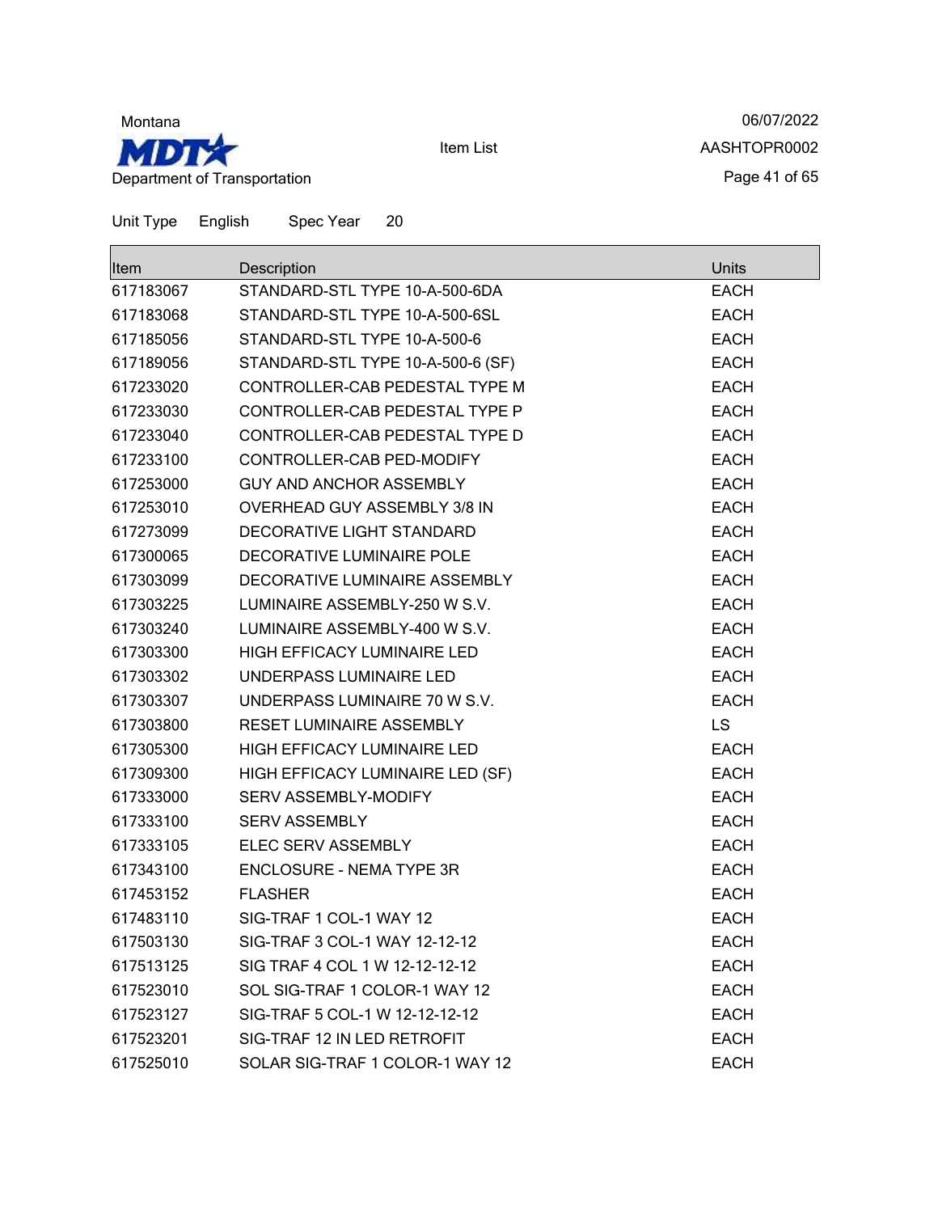Unit Type English Spec Year 20

| Item | Description | Units |
|---|---|---|
| 617183067 | STANDARD-STL TYPE 10-A-500-6DA | EACH |
| 617183068 | STANDARD-STL TYPE 10-A-500-6SL | EACH |
| 617185056 | STANDARD-STL TYPE 10-A-500-6 | EACH |
| 617189056 | STANDARD-STL TYPE 10-A-500-6 (SF) | EACH |
| 617233020 | CONTROLLER-CAB PEDESTAL TYPE M | EACH |
| 617233030 | CONTROLLER-CAB PEDESTAL TYPE P | EACH |
| 617233040 | CONTROLLER-CAB PEDESTAL TYPE D | EACH |
| 617233100 | CONTROLLER-CAB PED-MODIFY | EACH |
| 617253000 | GUY AND ANCHOR ASSEMBLY | EACH |
| 617253010 | OVERHEAD GUY ASSEMBLY 3/8 IN | EACH |
| 617273099 | DECORATIVE LIGHT STANDARD | EACH |
| 617300065 | DECORATIVE LUMINAIRE POLE | EACH |
| 617303099 | DECORATIVE LUMINAIRE ASSEMBLY | EACH |
| 617303225 | LUMINAIRE ASSEMBLY-250 W S.V. | EACH |
| 617303240 | LUMINAIRE ASSEMBLY-400 W S.V. | EACH |
| 617303300 | HIGH EFFICACY LUMINAIRE LED | EACH |
| 617303302 | UNDERPASS LUMINAIRE LED | EACH |
| 617303307 | UNDERPASS LUMINAIRE 70 W S.V. | EACH |
| 617303800 | RESET LUMINAIRE ASSEMBLY | LS |
| 617305300 | HIGH EFFICACY LUMINAIRE LED | EACH |
| 617309300 | HIGH EFFICACY LUMINAIRE LED (SF) | EACH |
| 617333000 | SERV ASSEMBLY-MODIFY | EACH |
| 617333100 | SERV ASSEMBLY | EACH |
| 617333105 | ELEC SERV ASSEMBLY | EACH |
| 617343100 | ENCLOSURE - NEMA TYPE 3R | EACH |
| 617453152 | FLASHER | EACH |
| 617483110 | SIG-TRAF 1 COL-1 WAY 12 | EACH |
| 617503130 | SIG-TRAF 3 COL-1 WAY 12-12-12 | EACH |
| 617513125 | SIG TRAF 4 COL 1 W 12-12-12-12 | EACH |
| 617523010 | SOL SIG-TRAF 1 COLOR-1 WAY 12 | EACH |
| 617523127 | SIG-TRAF 5 COL-1 W 12-12-12-12 | EACH |
| 617523201 | SIG-TRAF 12 IN LED RETROFIT | EACH |
| 617525010 | SOLAR SIG-TRAF 1 COLOR-1 WAY 12 | EACH |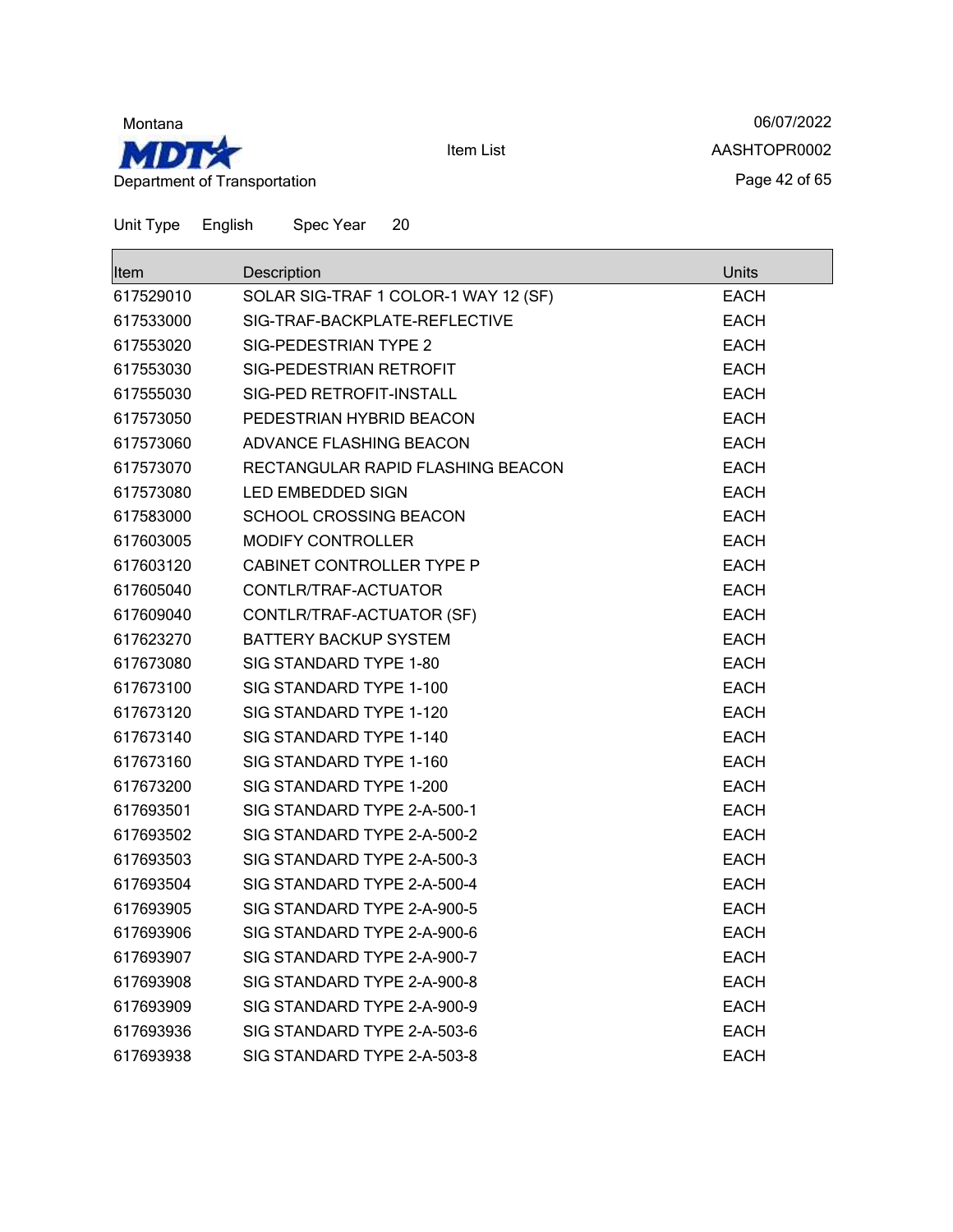Unit Type English Spec Year 20

| Item | Description | Units |
|---|---|---|
| 617529010 | SOLAR SIG-TRAF 1 COLOR-1 WAY 12 (SF) | EACH |
| 617533000 | SIG-TRAF-BACKPLATE-REFLECTIVE | EACH |
| 617553020 | SIG-PEDESTRIAN TYPE 2 | EACH |
| 617553030 | SIG-PEDESTRIAN RETROFIT | EACH |
| 617555030 | SIG-PED RETROFIT-INSTALL | EACH |
| 617573050 | PEDESTRIAN HYBRID BEACON | EACH |
| 617573060 | ADVANCE FLASHING BEACON | EACH |
| 617573070 | RECTANGULAR RAPID FLASHING BEACON | EACH |
| 617573080 | LED EMBEDDED SIGN | EACH |
| 617583000 | SCHOOL CROSSING BEACON | EACH |
| 617603005 | MODIFY CONTROLLER | EACH |
| 617603120 | CABINET CONTROLLER TYPE P | EACH |
| 617605040 | CONTLR/TRAF-ACTUATOR | EACH |
| 617609040 | CONTLR/TRAF-ACTUATOR (SF) | EACH |
| 617623270 | BATTERY BACKUP SYSTEM | EACH |
| 617673080 | SIG STANDARD TYPE 1-80 | EACH |
| 617673100 | SIG STANDARD TYPE 1-100 | EACH |
| 617673120 | SIG STANDARD TYPE 1-120 | EACH |
| 617673140 | SIG STANDARD TYPE 1-140 | EACH |
| 617673160 | SIG STANDARD TYPE 1-160 | EACH |
| 617673200 | SIG STANDARD TYPE 1-200 | EACH |
| 617693501 | SIG STANDARD TYPE 2-A-500-1 | EACH |
| 617693502 | SIG STANDARD TYPE 2-A-500-2 | EACH |
| 617693503 | SIG STANDARD TYPE 2-A-500-3 | EACH |
| 617693504 | SIG STANDARD TYPE 2-A-500-4 | EACH |
| 617693905 | SIG STANDARD TYPE 2-A-900-5 | EACH |
| 617693906 | SIG STANDARD TYPE 2-A-900-6 | EACH |
| 617693907 | SIG STANDARD TYPE 2-A-900-7 | EACH |
| 617693908 | SIG STANDARD TYPE 2-A-900-8 | EACH |
| 617693909 | SIG STANDARD TYPE 2-A-900-9 | EACH |
| 617693936 | SIG STANDARD TYPE 2-A-503-6 | EACH |
| 617693938 | SIG STANDARD TYPE 2-A-503-8 | EACH |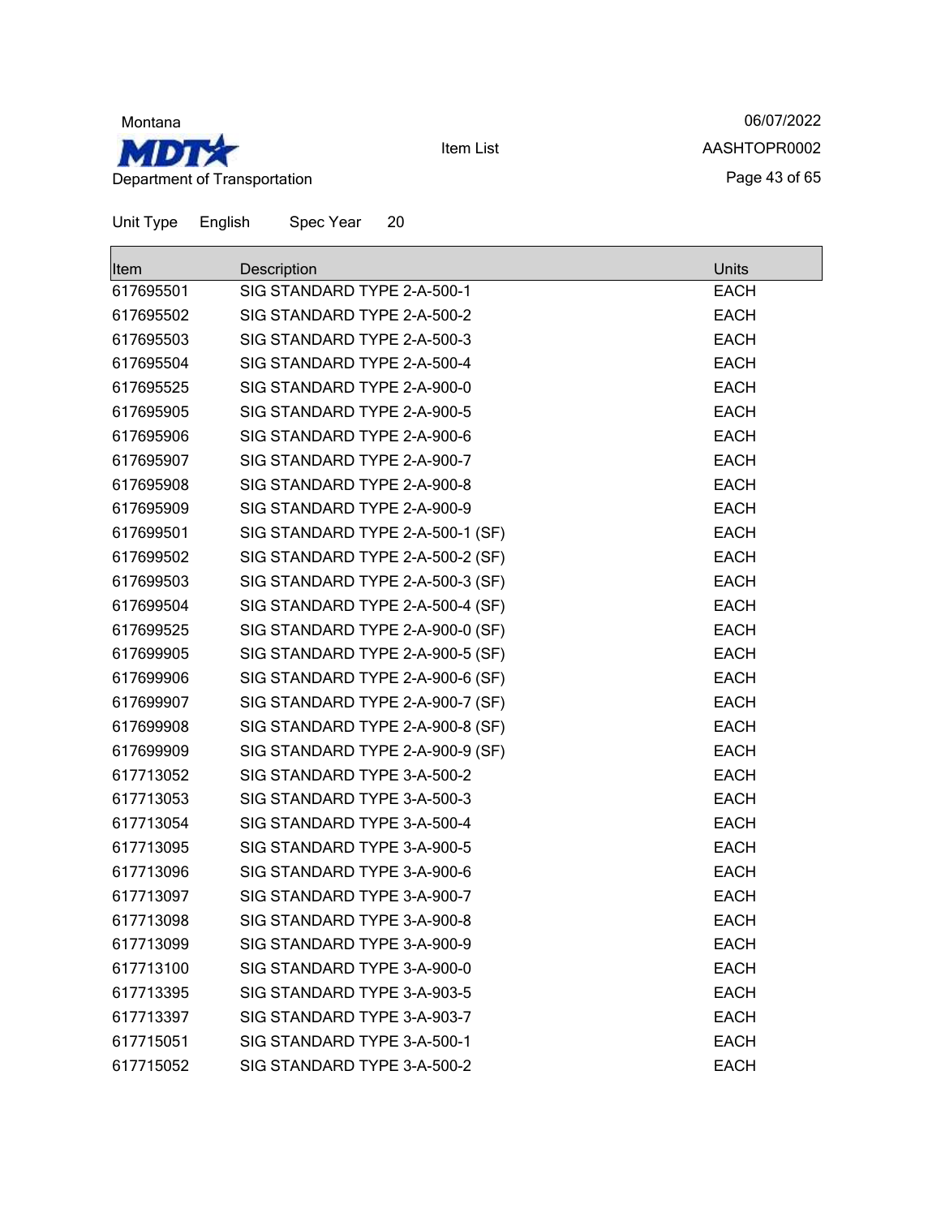Montana

MDT

Department of Transportation

Item List

06/07/2022

AASHTOPR0002

Unit Type English Spec Year 20

| Item | Description | Units |
| --- | --- | --- |
| 617695501 | SIG STANDARD TYPE 2-A-500-1 | EACH |
| 617695502 | SIG STANDARD TYPE 2-A-500-2 | EACH |
| 617695503 | SIG STANDARD TYPE 2-A-500-3 | EACH |
| 617695504 | SIG STANDARD TYPE 2-A-500-4 | EACH |
| 617695525 | SIG STANDARD TYPE 2-A-900-0 | EACH |
| 617695905 | SIG STANDARD TYPE 2-A-900-5 | EACH |
| 617695906 | SIG STANDARD TYPE 2-A-900-6 | EACH |
| 617695907 | SIG STANDARD TYPE 2-A-900-7 | EACH |
| 617695908 | SIG STANDARD TYPE 2-A-900-8 | EACH |
| 617695909 | SIG STANDARD TYPE 2-A-900-9 | EACH |
| 617699501 | SIG STANDARD TYPE 2-A-500-1 (SF) | EACH |
| 617699502 | SIG STANDARD TYPE 2-A-500-2 (SF) | EACH |
| 617699503 | SIG STANDARD TYPE 2-A-500-3 (SF) | EACH |
| 617699504 | SIG STANDARD TYPE 2-A-500-4 (SF) | EACH |
| 617699525 | SIG STANDARD TYPE 2-A-900-0 (SF) | EACH |
| 617699905 | SIG STANDARD TYPE 2-A-900-5 (SF) | EACH |
| 617699906 | SIG STANDARD TYPE 2-A-900-6 (SF) | EACH |
| 617699907 | SIG STANDARD TYPE 2-A-900-7 (SF) | EACH |
| 617699908 | SIG STANDARD TYPE 2-A-900-8 (SF) | EACH |
| 617699909 | SIG STANDARD TYPE 2-A-900-9 (SF) | EACH |
| 617713052 | SIG STANDARD TYPE 3-A-500-2 | EACH |
| 617713053 | SIG STANDARD TYPE 3-A-500-3 | EACH |
| 617713054 | SIG STANDARD TYPE 3-A-500-4 | EACH |
| 617713095 | SIG STANDARD TYPE 3-A-900-5 | EACH |
| 617713096 | SIG STANDARD TYPE 3-A-900-6 | EACH |
| 617713097 | SIG STANDARD TYPE 3-A-900-7 | EACH |
| 617713098 | SIG STANDARD TYPE 3-A-900-8 | EACH |
| 617713099 | SIG STANDARD TYPE 3-A-900-9 | EACH |
| 617713100 | SIG STANDARD TYPE 3-A-900-0 | EACH |
| 617713395 | SIG STANDARD TYPE 3-A-903-5 | EACH |
| 617713397 | SIG STANDARD TYPE 3-A-903-7 | EACH |
| 617715051 | SIG STANDARD TYPE 3-A-500-1 | EACH |
| 617715052 | SIG STANDARD TYPE 3-A-500-2 | EACH |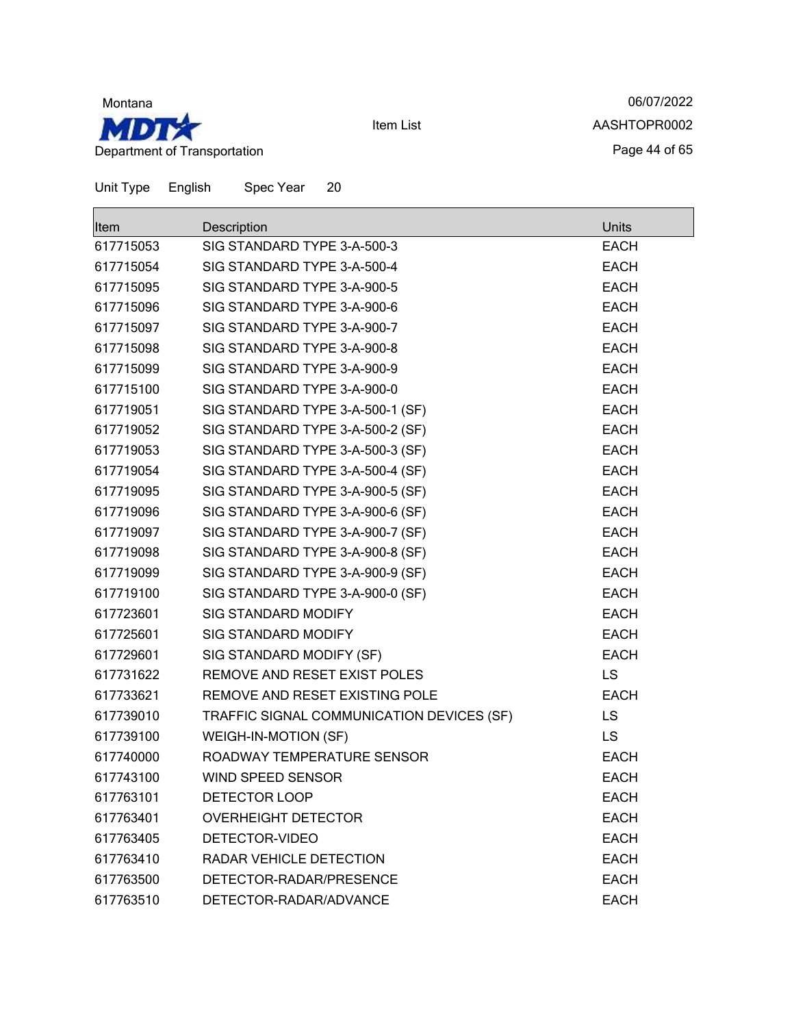Unit Type English Spec Year 20

| Item | Description | Units |
|---|---|---|
| 617715053 | SIG STANDARD TYPE 3-A-500-3 | EACH |
| 617715054 | SIG STANDARD TYPE 3-A-500-4 | EACH |
| 617715095 | SIG STANDARD TYPE 3-A-900-5 | EACH |
| 617715096 | SIG STANDARD TYPE 3-A-900-6 | EACH |
| 617715097 | SIG STANDARD TYPE 3-A-900-7 | EACH |
| 617715098 | SIG STANDARD TYPE 3-A-900-8 | EACH |
| 617715099 | SIG STANDARD TYPE 3-A-900-9 | EACH |
| 617715100 | SIG STANDARD TYPE 3-A-900-0 | EACH |
| 617719051 | SIG STANDARD TYPE 3-A-500-1 (SF) | EACH |
| 617719052 | SIG STANDARD TYPE 3-A-500-2 (SF) | EACH |
| 617719053 | SIG STANDARD TYPE 3-A-500-3 (SF) | EACH |
| 617719054 | SIG STANDARD TYPE 3-A-500-4 (SF) | EACH |
| 617719095 | SIG STANDARD TYPE 3-A-900-5 (SF) | EACH |
| 617719096 | SIG STANDARD TYPE 3-A-900-6 (SF) | EACH |
| 617719097 | SIG STANDARD TYPE 3-A-900-7 (SF) | EACH |
| 617719098 | SIG STANDARD TYPE 3-A-900-8 (SF) | EACH |
| 617719099 | SIG STANDARD TYPE 3-A-900-9 (SF) | EACH |
| 617719100 | SIG STANDARD TYPE 3-A-900-0 (SF) | EACH |
| 617723601 | SIG STANDARD MODIFY | EACH |
| 617725601 | SIG STANDARD MODIFY | EACH |
| 617729601 | SIG STANDARD MODIFY (SF) | EACH |
| 617731622 | REMOVE AND RESET EXIST POLES | LS |
| 617733621 | REMOVE AND RESET EXISTING POLE | EACH |
| 617739010 | TRAFFIC SIGNAL COMMUNICATION DEVICES (SF) | LS |
| 617739100 | WEIGH-IN-MOTION (SF) | LS |
| 617740000 | ROADWAY TEMPERATURE SENSOR | EACH |
| 617743100 | WIND SPEED SENSOR | EACH |
| 617763101 | DETECTOR LOOP | EACH |
| 617763401 | OVERHEIGHT DETECTOR | EACH |
| 617763405 | DETECTOR-VIDEO | EACH |
| 617763410 | RADAR VEHICLE DETECTION | EACH |
| 617763500 | DETECTOR-RADAR/PRESENCE | EACH |
| 617763510 | DETECTOR-RADAR/ADVANCE | EACH |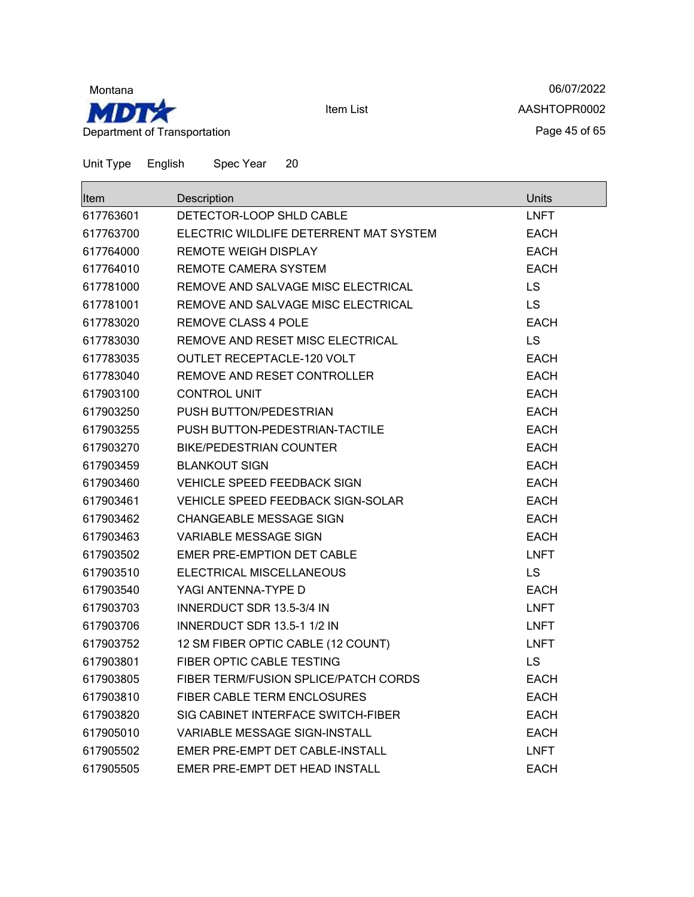Montana
MDT
Department of Transportation

Item List

06/07/2022
AASHTOPR0002

Unit Type English Spec Year 20

| Item | Description | Units |
|---|---|---|
| 617763601 | DETECTOR-LOOP SHLD CABLE | LNFT |
| 617763700 | ELECTRIC WILDLIFE DETERRENT MAT SYSTEM | EACH |
| 617764000 | REMOTE WEIGH DISPLAY | EACH |
| 617764010 | REMOTE CAMERA SYSTEM | EACH |
| 617781000 | REMOVE AND SALVAGE MISC ELECTRICAL | LS |
| 617781001 | REMOVE AND SALVAGE MISC ELECTRICAL | LS |
| 617783020 | REMOVE CLASS 4 POLE | EACH |
| 617783030 | REMOVE AND RESET MISC ELECTRICAL | LS |
| 617783035 | OUTLET RECEPTACLE-120 VOLT | EACH |
| 617783040 | REMOVE AND RESET CONTROLLER | EACH |
| 617903100 | CONTROL UNIT | EACH |
| 617903250 | PUSH BUTTON/PEDESTRIAN | EACH |
| 617903255 | PUSH BUTTON-PEDESTRIAN-TACTILE | EACH |
| 617903270 | BIKE/PEDESTRIAN COUNTER | EACH |
| 617903459 | BLANKOUT SIGN | EACH |
| 617903460 | VEHICLE SPEED FEEDBACK SIGN | EACH |
| 617903461 | VEHICLE SPEED FEEDBACK SIGN-SOLAR | EACH |
| 617903462 | CHANGEABLE MESSAGE SIGN | EACH |
| 617903463 | VARIABLE MESSAGE SIGN | EACH |
| 617903502 | EMER PRE-EMPTION DET CABLE | LNFT |
| 617903510 | ELECTRICAL MISCELLANEOUS | LS |
| 617903540 | YAGI ANTENNA-TYPE D | EACH |
| 617903703 | INNERDUCT SDR 13.5-3/4 IN | LNFT |
| 617903706 | INNERDUCT SDR 13.5-1 1/2 IN | LNFT |
| 617903752 | 12 SM FIBER OPTIC CABLE (12 COUNT) | LNFT |
| 617903801 | FIBER OPTIC CABLE TESTING | LS |
| 617903805 | FIBER TERM/FUSION SPLICE/PATCH CORDS | EACH |
| 617903810 | FIBER CABLE TERM ENCLOSURES | EACH |
| 617903820 | SIG CABINET INTERFACE SWITCH-FIBER | EACH |
| 617905010 | VARIABLE MESSAGE SIGN-INSTALL | EACH |
| 617905502 | EMER PRE-EMPT DET CABLE-INSTALL | LNFT |
| 617905505 | EMER PRE-EMPT DET HEAD INSTALL | EACH |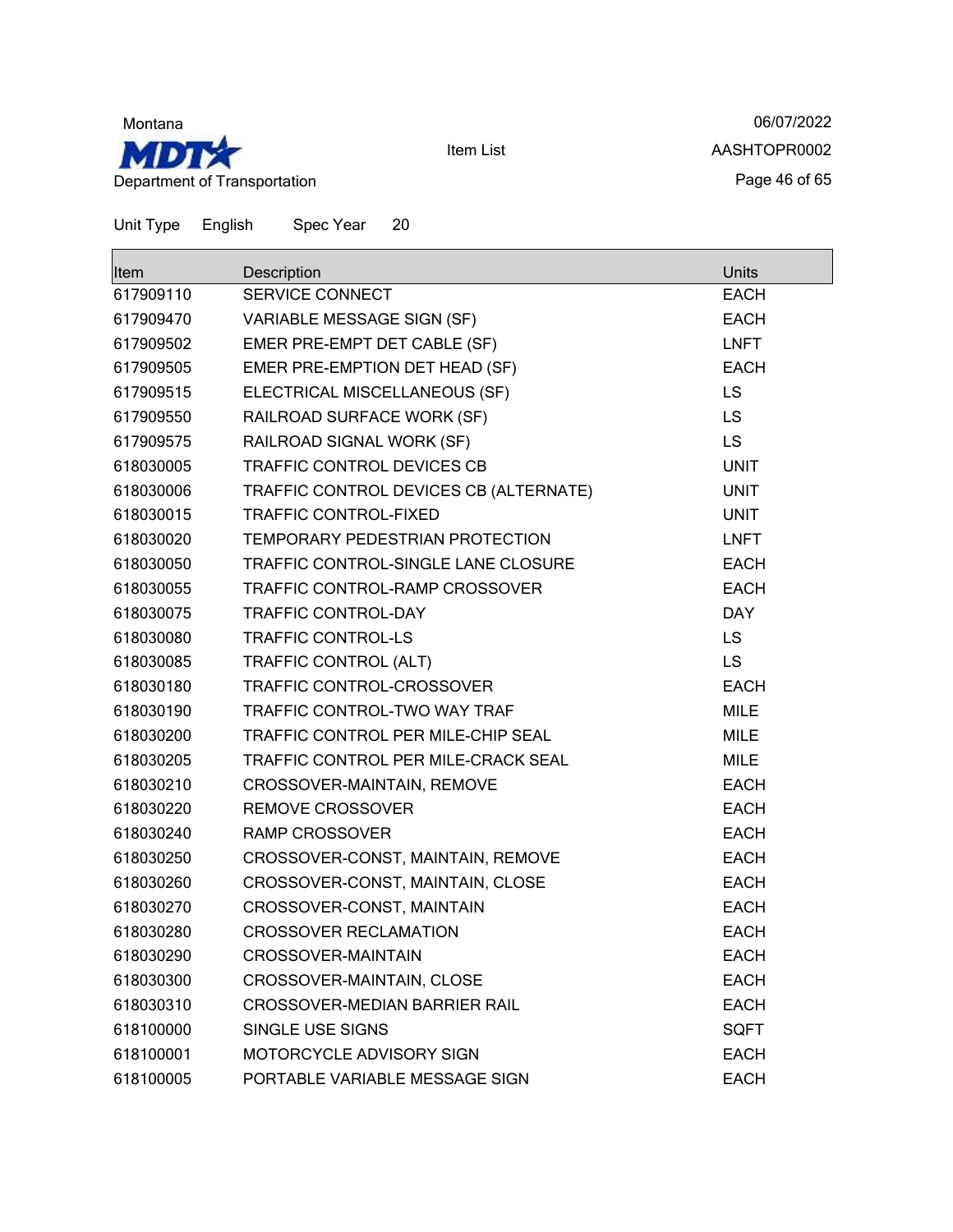Montana

MDT

Department of Transportation

Item List

06/07/2022

AASHTOPR0002

Unit Type English Spec Year 20

| Item | Description | Units |
|---|---|---|
| 617909110 | SERVICE CONNECT | EACH |
| 617909470 | VARIABLE MESSAGE SIGN (SF) | EACH |
| 617909502 | EMER PRE-EMPT DET CABLE (SF) | LNFT |
| 617909505 | EMER PRE-EMPTION DET HEAD (SF) | EACH |
| 617909515 | ELECTRICAL MISCELLANEOUS (SF) | LS |
| 617909550 | RAILROAD SURFACE WORK (SF) | LS |
| 617909575 | RAILROAD SIGNAL WORK (SF) | LS |
| 618030005 | TRAFFIC CONTROL DEVICES CB | UNIT |
| 618030006 | TRAFFIC CONTROL DEVICES CB (ALTERNATE) | UNIT |
| 618030015 | TRAFFIC CONTROL-FIXED | UNIT |
| 618030020 | TEMPORARY PEDESTRIAN PROTECTION | LNFT |
| 618030050 | TRAFFIC CONTROL-SINGLE LANE CLOSURE | EACH |
| 618030055 | TRAFFIC CONTROL-RAMP CROSSOVER | EACH |
| 618030075 | TRAFFIC CONTROL-DAY | DAY |
| 618030080 | TRAFFIC CONTROL-LS | LS |
| 618030085 | TRAFFIC CONTROL (ALT) | LS |
| 618030180 | TRAFFIC CONTROL-CROSSOVER | EACH |
| 618030190 | TRAFFIC CONTROL-TWO WAY TRAF | MILE |
| 618030200 | TRAFFIC CONTROL PER MILE-CHIP SEAL | MILE |
| 618030205 | TRAFFIC CONTROL PER MILE-CRACK SEAL | MILE |
| 618030210 | CROSSOVER-MAINTAIN, REMOVE | EACH |
| 618030220 | REMOVE CROSSOVER | EACH |
| 618030240 | RAMP CROSSOVER | EACH |
| 618030250 | CROSSOVER-CONST, MAINTAIN, REMOVE | EACH |
| 618030260 | CROSSOVER-CONST, MAINTAIN, CLOSE | EACH |
| 618030270 | CROSSOVER-CONST, MAINTAIN | EACH |
| 618030280 | CROSSOVER RECLAMATION | EACH |
| 618030290 | CROSSOVER-MAINTAIN | EACH |
| 618030300 | CROSSOVER-MAINTAIN, CLOSE | EACH |
| 618030310 | CROSSOVER-MEDIAN BARRIER RAIL | EACH |
| 618100000 | SINGLE USE SIGNS | SQFT |
| 618100001 | MOTORCYCLE ADVISORY SIGN | EACH |
| 618100005 | PORTABLE VARIABLE MESSAGE SIGN | EACH |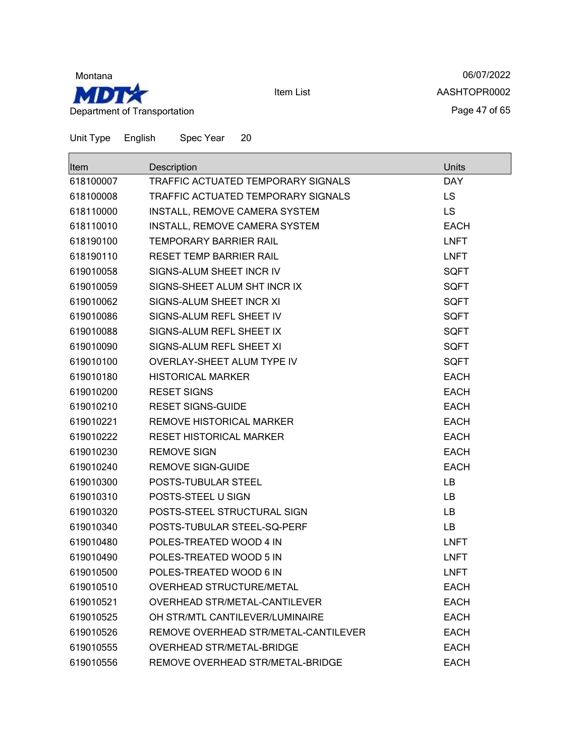Unit Type English Spec Year 20

| Item | Description | Units |
|---|---|---|
| 618100007 | TRAFFIC ACTUATED TEMPORARY SIGNALS | DAY |
| 618100008 | TRAFFIC ACTUATED TEMPORARY SIGNALS | LS |
| 618110000 | INSTALL, REMOVE CAMERA SYSTEM | LS |
| 618110010 | INSTALL, REMOVE CAMERA SYSTEM | EACH |
| 618190100 | TEMPORARY BARRIER RAIL | LNFT |
| 618190110 | RESET TEMP BARRIER RAIL | LNFT |
| 619010058 | SIGNS-ALUM SHEET INCR IV | SQFT |
| 619010059 | SIGNS-SHEET ALUM SHT INCR IX | SQFT |
| 619010062 | SIGNS-ALUM SHEET INCR XI | SQFT |
| 619010086 | SIGNS-ALUM REFL SHEET IV | SQFT |
| 619010088 | SIGNS-ALUM REFL SHEET IX | SQFT |
| 619010090 | SIGNS-ALUM REFL SHEET XI | SQFT |
| 619010100 | OVERLAY-SHEET ALUM TYPE IV | SQFT |
| 619010180 | HISTORICAL MARKER | EACH |
| 619010200 | RESET SIGNS | EACH |
| 619010210 | RESET SIGNS-GUIDE | EACH |
| 619010221 | REMOVE HISTORICAL MARKER | EACH |
| 619010222 | RESET HISTORICAL MARKER | EACH |
| 619010230 | REMOVE SIGN | EACH |
| 619010240 | REMOVE SIGN-GUIDE | EACH |
| 619010300 | POSTS-TUBULAR STEEL | LB |
| 619010310 | POSTS-STEEL U SIGN | LB |
| 619010320 | POSTS-STEEL STRUCTURAL SIGN | LB |
| 619010340 | POSTS-TUBULAR STEEL-SQ-PERF | LB |
| 619010480 | POLES-TREATED WOOD 4 IN | LNFT |
| 619010490 | POLES-TREATED WOOD 5 IN | LNFT |
| 619010500 | POLES-TREATED WOOD 6 IN | LNFT |
| 619010510 | OVERHEAD STRUCTURE/METAL | EACH |
| 619010521 | OVERHEAD STR/METAL-CANTILEVER | EACH |
| 619010525 | OH STR/MTL CANTILEVER/LUMINAIRE | EACH |
| 619010526 | REMOVE OVERHEAD STR/METAL-CANTILEVER | EACH |
| 619010555 | OVERHEAD STR/METAL-BRIDGE | EACH |
| 619010556 | REMOVE OVERHEAD STR/METAL-BRIDGE | EACH |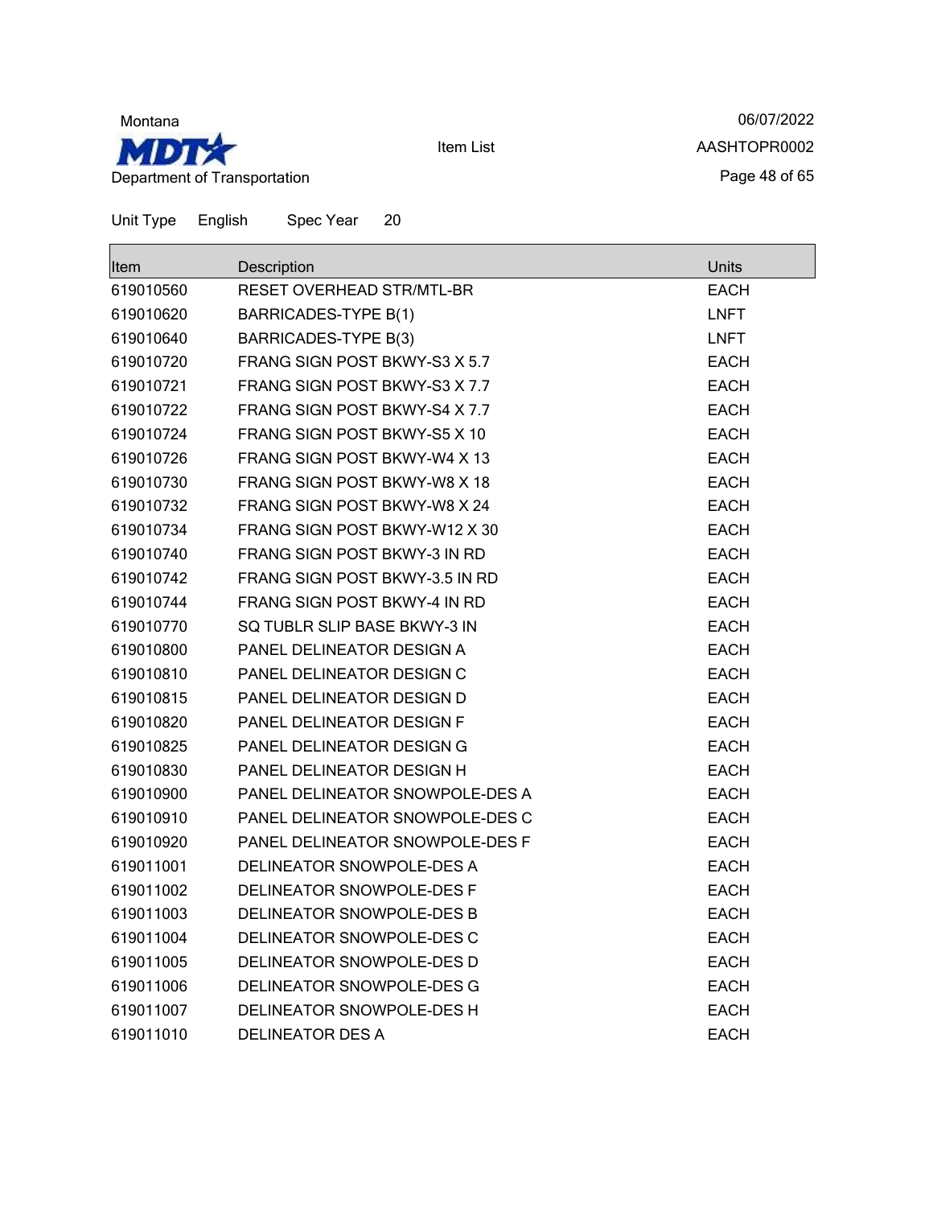Montana

MDT

Department of Transportation

Item List

06/07/2022

AASHTOPR0002

Unit Type English Spec Year 20

| Item | Description | Units |
|---|---|---|
| 619010560 | RESET OVERHEAD STR/MTL-BR | EACH |
| 619010620 | BARRICADES-TYPE B(1) | LNFT |
| 619010640 | BARRICADES-TYPE B(3) | LNFT |
| 619010720 | FRANG SIGN POST BKWY-S3 X 5.7 | EACH |
| 619010721 | FRANG SIGN POST BKWY-S3 X 7.7 | EACH |
| 619010722 | FRANG SIGN POST BKWY-S4 X 7.7 | EACH |
| 619010724 | FRANG SIGN POST BKWY-S5 X 10 | EACH |
| 619010726 | FRANG SIGN POST BKWY-W4 X 13 | EACH |
| 619010730 | FRANG SIGN POST BKWY-W8 X 18 | EACH |
| 619010732 | FRANG SIGN POST BKWY-W8 X 24 | EACH |
| 619010734 | FRANG SIGN POST BKWY-W12 X 30 | EACH |
| 619010740 | FRANG SIGN POST BKWY-3 IN RD | EACH |
| 619010742 | FRANG SIGN POST BKWY-3.5 IN RD | EACH |
| 619010744 | FRANG SIGN POST BKWY-4 IN RD | EACH |
| 619010770 | SQ TUBLR SLIP BASE BKWY-3 IN | EACH |
| 619010800 | PANEL DELINEATOR DESIGN A | EACH |
| 619010810 | PANEL DELINEATOR DESIGN C | EACH |
| 619010815 | PANEL DELINEATOR DESIGN D | EACH |
| 619010820 | PANEL DELINEATOR DESIGN F | EACH |
| 619010825 | PANEL DELINEATOR DESIGN G | EACH |
| 619010830 | PANEL DELINEATOR DESIGN H | EACH |
| 619010900 | PANEL DELINEATOR SNOWPOLE-DES A | EACH |
| 619010910 | PANEL DELINEATOR SNOWPOLE-DES C | EACH |
| 619010920 | PANEL DELINEATOR SNOWPOLE-DES F | EACH |
| 619011001 | DELINEATOR SNOWPOLE-DES A | EACH |
| 619011002 | DELINEATOR SNOWPOLE-DES F | EACH |
| 619011003 | DELINEATOR SNOWPOLE-DES B | EACH |
| 619011004 | DELINEATOR SNOWPOLE-DES C | EACH |
| 619011005 | DELINEATOR SNOWPOLE-DES D | EACH |
| 619011006 | DELINEATOR SNOWPOLE-DES G | EACH |
| 619011007 | DELINEATOR SNOWPOLE-DES H | EACH |
| 619011010 | DELINEATOR DES A | EACH |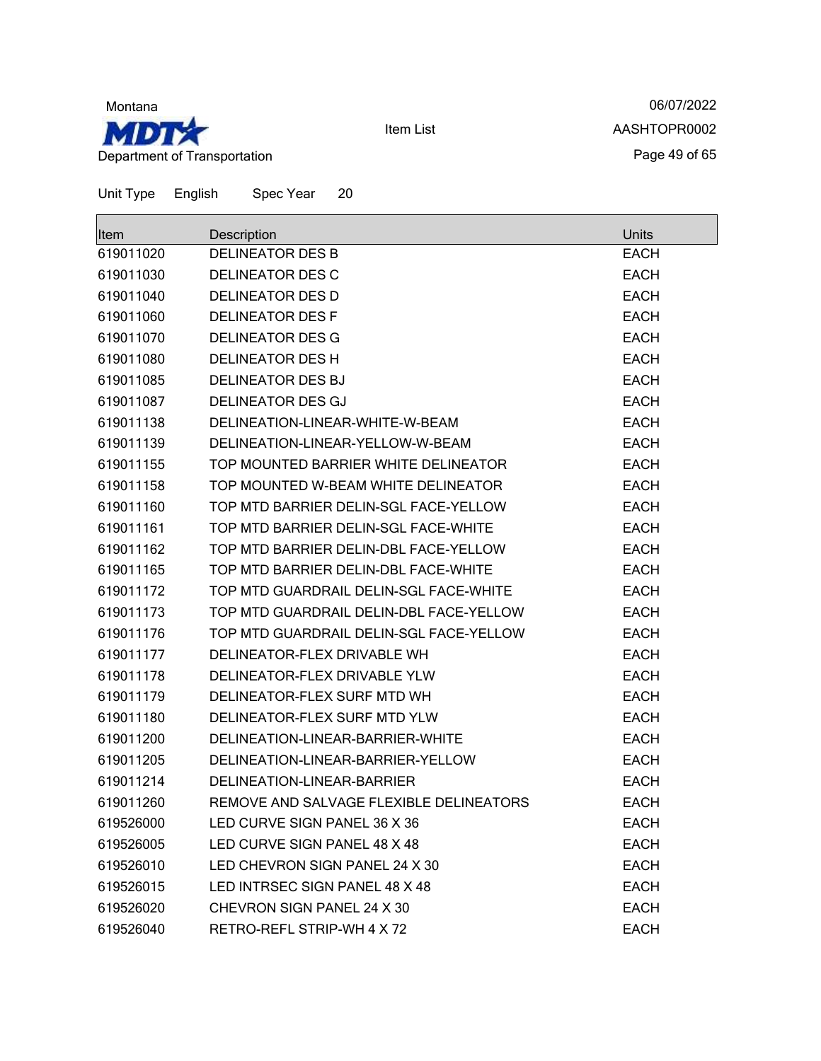Unit Type English Spec Year 20

| Item | Description | Units |
|---|---|---|
| 619011020 | DELINEATOR DES B | EACH |
| 619011030 | DELINEATOR DES C | EACH |
| 619011040 | DELINEATOR DES D | EACH |
| 619011060 | DELINEATOR DES F | EACH |
| 619011070 | DELINEATOR DES G | EACH |
| 619011080 | DELINEATOR DES H | EACH |
| 619011085 | DELINEATOR DES BJ | EACH |
| 619011087 | DELINEATOR DES GJ | EACH |
| 619011138 | DELINEATION-LINEAR-WHITE-W-BEAM | EACH |
| 619011139 | DELINEATION-LINEAR-YELLOW-W-BEAM | EACH |
| 619011155 | TOP MOUNTED BARRIER WHITE DELINEATOR | EACH |
| 619011158 | TOP MOUNTED W-BEAM WHITE DELINEATOR | EACH |
| 619011160 | TOP MTD BARRIER DELIN-SGL FACE-YELLOW | EACH |
| 619011161 | TOP MTD BARRIER DELIN-SGL FACE-WHITE | EACH |
| 619011162 | TOP MTD BARRIER DELIN-DBL FACE-YELLOW | EACH |
| 619011165 | TOP MTD BARRIER DELIN-DBL FACE-WHITE | EACH |
| 619011172 | TOP MTD GUARDRAIL DELIN-SGL FACE-WHITE | EACH |
| 619011173 | TOP MTD GUARDRAIL DELIN-DBL FACE-YELLOW | EACH |
| 619011176 | TOP MTD GUARDRAIL DELIN-SGL FACE-YELLOW | EACH |
| 619011177 | DELINEATOR-FLEX DRIVABLE WH | EACH |
| 619011178 | DELINEATOR-FLEX DRIVABLE YLW | EACH |
| 619011179 | DELINEATOR-FLEX SURF MTD WH | EACH |
| 619011180 | DELINEATOR-FLEX SURF MTD YLW | EACH |
| 619011200 | DELINEATION-LINEAR-BARRIER-WHITE | EACH |
| 619011205 | DELINEATION-LINEAR-BARRIER-YELLOW | EACH |
| 619011214 | DELINEATION-LINEAR-BARRIER | EACH |
| 619011260 | REMOVE AND SALVAGE FLEXIBLE DELINEATORS | EACH |
| 619526000 | LED CURVE SIGN PANEL 36 X 36 | EACH |
| 619526005 | LED CURVE SIGN PANEL 48 X 48 | EACH |
| 619526010 | LED CHEVRON SIGN PANEL 24 X 30 | EACH |
| 619526015 | LED INTRSEC SIGN PANEL 48 X 48 | EACH |
| 619526020 | CHEVRON SIGN PANEL 24 X 30 | EACH |
| 619526040 | RETRO-REFL STRIP-WH 4 X 72 | EACH |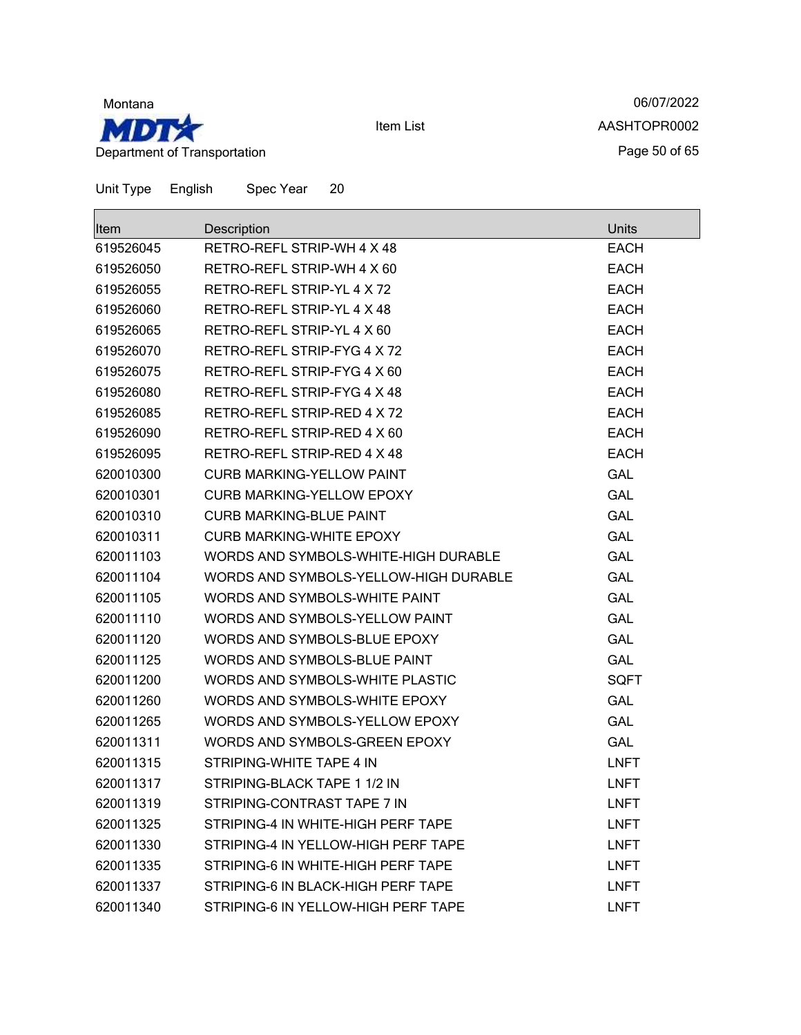Unit Type English Spec Year 20

| Item | Description | Units |
|---|---|---|
| 619526045 | RETRO-REFL STRIP-WH 4 X 48 | EACH |
| 619526050 | RETRO-REFL STRIP-WH 4 X 60 | EACH |
| 619526055 | RETRO-REFL STRIP-YL 4 X 72 | EACH |
| 619526060 | RETRO-REFL STRIP-YL 4 X 48 | EACH |
| 619526065 | RETRO-REFL STRIP-YL 4 X 60 | EACH |
| 619526070 | RETRO-REFL STRIP-FYG 4 X 72 | EACH |
| 619526075 | RETRO-REFL STRIP-FYG 4 X 60 | EACH |
| 619526080 | RETRO-REFL STRIP-FYG 4 X 48 | EACH |
| 619526085 | RETRO-REFL STRIP-RED 4 X 72 | EACH |
| 619526090 | RETRO-REFL STRIP-RED 4 X 60 | EACH |
| 619526095 | RETRO-REFL STRIP-RED 4 X 48 | EACH |
| 620010300 | CURB MARKING-YELLOW PAINT | GAL |
| 620010301 | CURB MARKING-YELLOW EPOXY | GAL |
| 620010310 | CURB MARKING-BLUE PAINT | GAL |
| 620010311 | CURB MARKING-WHITE EPOXY | GAL |
| 620011103 | WORDS AND SYMBOLS-WHITE-HIGH DURABLE | GAL |
| 620011104 | WORDS AND SYMBOLS-YELLOW-HIGH DURABLE | GAL |
| 620011105 | WORDS AND SYMBOLS-WHITE PAINT | GAL |
| 620011110 | WORDS AND SYMBOLS-YELLOW PAINT | GAL |
| 620011120 | WORDS AND SYMBOLS-BLUE EPOXY | GAL |
| 620011125 | WORDS AND SYMBOLS-BLUE PAINT | GAL |
| 620011200 | WORDS AND SYMBOLS-WHITE PLASTIC | SQFT |
| 620011260 | WORDS AND SYMBOLS-WHITE EPOXY | GAL |
| 620011265 | WORDS AND SYMBOLS-YELLOW EPOXY | GAL |
| 620011311 | WORDS AND SYMBOLS-GREEN EPOXY | GAL |
| 620011315 | STRIPING-WHITE TAPE 4 IN | LNFT |
| 620011317 | STRIPING-BLACK TAPE 1 1/2 IN | LNFT |
| 620011319 | STRIPING-CONTRAST TAPE 7 IN | LNFT |
| 620011325 | STRIPING-4 IN WHITE-HIGH PERF TAPE | LNFT |
| 620011330 | STRIPING-4 IN YELLOW-HIGH PERF TAPE | LNFT |
| 620011335 | STRIPING-6 IN WHITE-HIGH PERF TAPE | LNFT |
| 620011337 | STRIPING-6 IN BLACK-HIGH PERF TAPE | LNFT |
| 620011340 | STRIPING-6 IN YELLOW-HIGH PERF TAPE | LNFT |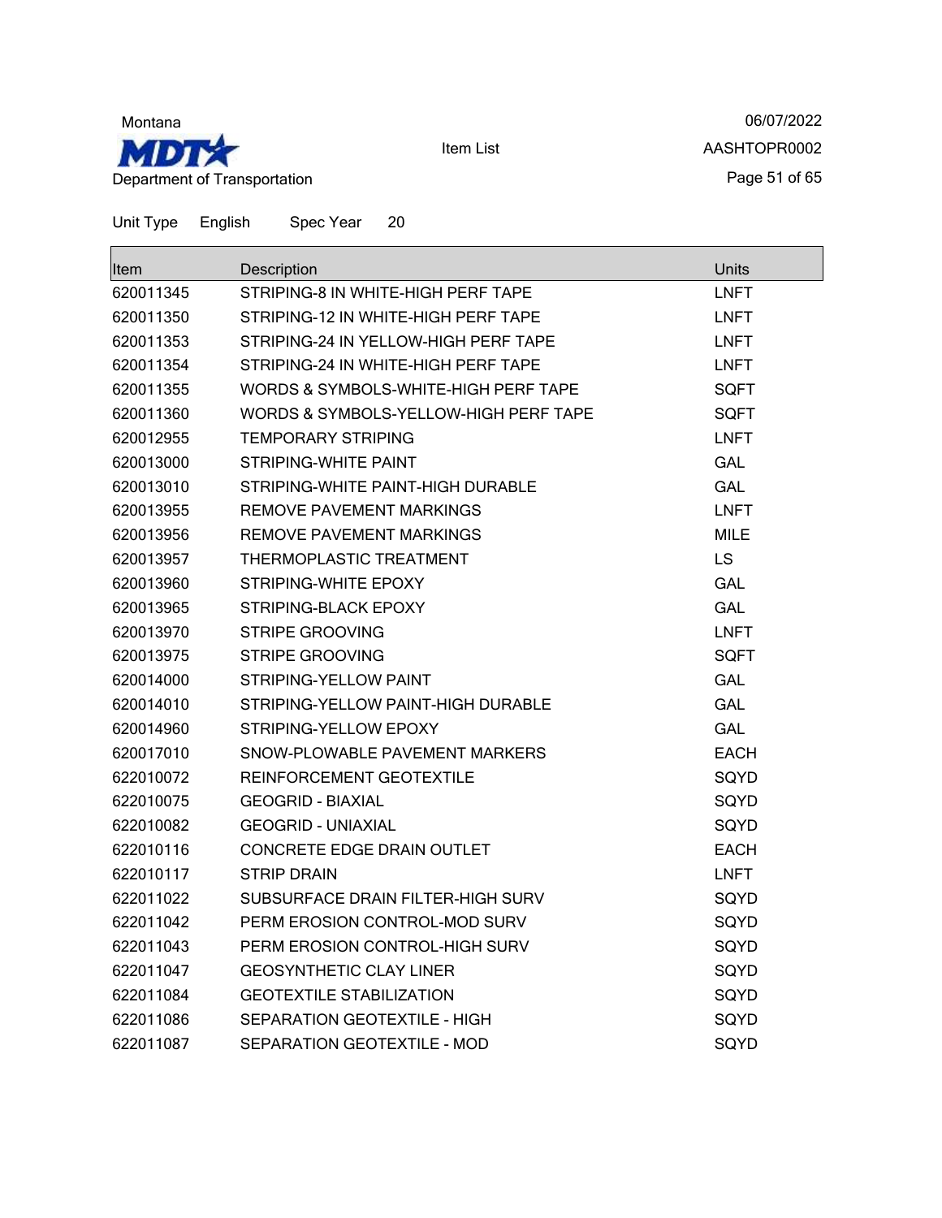Montana

Department of Transportation

Item List

06/07/2022

AASHTOPR0002

Unit Type English Spec Year 20

| Item | Description | Units |
| --- | --- | --- |
| 620011345 | STRIPING-8 IN WHITE-HIGH PERF TAPE | LNFT |
| 620011350 | STRIPING-12 IN WHITE-HIGH PERF TAPE | LNFT |
| 620011353 | STRIPING-24 IN YELLOW-HIGH PERF TAPE | LNFT |
| 620011354 | STRIPING-24 IN WHITE-HIGH PERF TAPE | LNFT |
| 620011355 | WORDS & SYMBOLS-WHITE-HIGH PERF TAPE | SQFT |
| 620011360 | WORDS & SYMBOLS-YELLOW-HIGH PERF TAPE | SQFT |
| 620012955 | TEMPORARY STRIPING | LNFT |
| 620013000 | STRIPING-WHITE PAINT | GAL |
| 620013010 | STRIPING-WHITE PAINT-HIGH DURABLE | GAL |
| 620013955 | REMOVE PAVEMENT MARKINGS | LNFT |
| 620013956 | REMOVE PAVEMENT MARKINGS | MILE |
| 620013957 | THERMOPLASTIC TREATMENT | LS |
| 620013960 | STRIPING-WHITE EPOXY | GAL |
| 620013965 | STRIPING-BLACK EPOXY | GAL |
| 620013970 | STRIPE GROOVING | LNFT |
| 620013975 | STRIPE GROOVING | SQFT |
| 620014000 | STRIPING-YELLOW PAINT | GAL |
| 620014010 | STRIPING-YELLOW PAINT-HIGH DURABLE | GAL |
| 620014960 | STRIPING-YELLOW EPOXY | GAL |
| 620017010 | SNOW-PLOWABLE PAVEMENT MARKERS | EACH |
| 622010072 | REINFORCEMENT GEOTEXTILE | SQYD |
| 622010075 | GEOGRID - BIAXIAL | SQYD |
| 622010082 | GEOGRID - UNIAXIAL | SQYD |
| 622010116 | CONCRETE EDGE DRAIN OUTLET | EACH |
| 622010117 | STRIP DRAIN | LNFT |
| 622011022 | SUBSURFACE DRAIN FILTER-HIGH SURV | SQYD |
| 622011042 | PERM EROSION CONTROL-MOD SURV | SQYD |
| 622011043 | PERM EROSION CONTROL-HIGH SURV | SQYD |
| 622011047 | GEOSYNTHETIC CLAY LINER | SQYD |
| 622011084 | GEOTEXTILE STABILIZATION | SQYD |
| 622011086 | SEPARATION GEOTEXTILE - HIGH | SQYD |
| 622011087 | SEPARATION GEOTEXTILE - MOD | SQYD |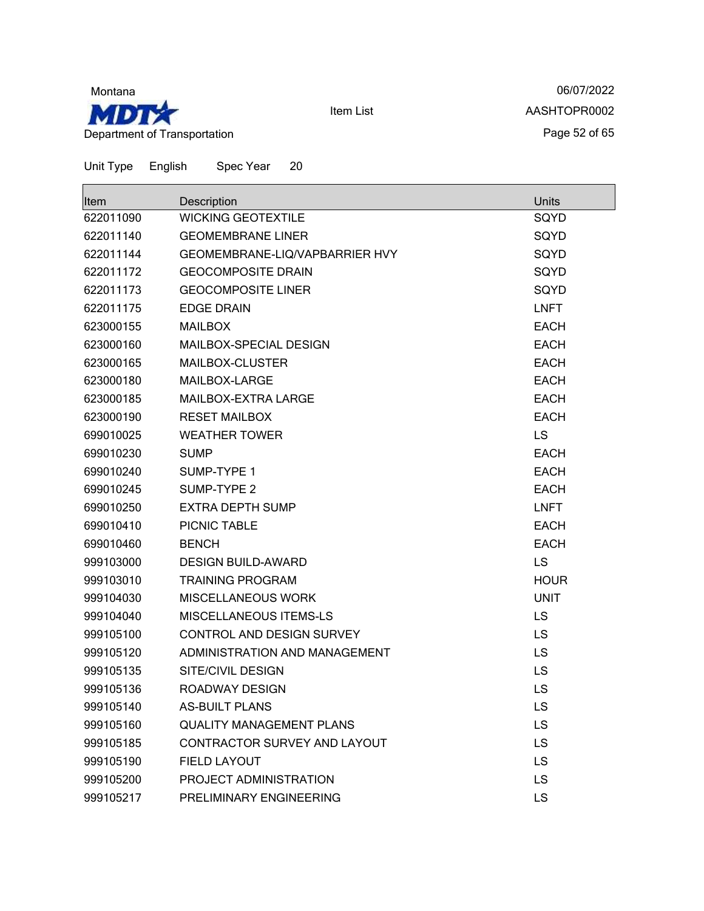Unit Type English Spec Year 20

| Item | Description | Units |
|---|---|---|
| 622011090 | WICKING GEOTEXTILE | SQYD |
| 622011140 | GEOMEMBRANE LINER | SQYD |
| 622011144 | GEOMEMBRANE-LIQ/VAPBARRIER HVY | SQYD |
| 622011172 | GEOCOMPOSITE DRAIN | SQYD |
| 622011173 | GEOCOMPOSITE LINER | SQYD |
| 622011175 | EDGE DRAIN | LNFT |
| 623000155 | MAILBOX | EACH |
| 623000160 | MAILBOX-SPECIAL DESIGN | EACH |
| 623000165 | MAILBOX-CLUSTER | EACH |
| 623000180 | MAILBOX-LARGE | EACH |
| 623000185 | MAILBOX-EXTRA LARGE | EACH |
| 623000190 | RESET MAILBOX | EACH |
| 699010025 | WEATHER TOWER | LS |
| 699010230 | SUMP | EACH |
| 699010240 | SUMP-TYPE 1 | EACH |
| 699010245 | SUMP-TYPE 2 | EACH |
| 699010250 | EXTRA DEPTH SUMP | LNFT |
| 699010410 | PICNIC TABLE | EACH |
| 699010460 | BENCH | EACH |
| 999103000 | DESIGN BUILD-AWARD | LS |
| 999103010 | TRAINING PROGRAM | HOUR |
| 999104030 | MISCELLANEOUS WORK | UNIT |
| 999104040 | MISCELLANEOUS ITEMS-LS | LS |
| 999105100 | CONTROL AND DESIGN SURVEY | LS |
| 999105120 | ADMINISTRATION AND MANAGEMENT | LS |
| 999105135 | SITE/CIVIL DESIGN | LS |
| 999105136 | ROADWAY DESIGN | LS |
| 999105140 | AS-BUILT PLANS | LS |
| 999105160 | QUALITY MANAGEMENT PLANS | LS |
| 999105185 | CONTRACTOR SURVEY AND LAYOUT | LS |
| 999105190 | FIELD LAYOUT | LS |
| 999105200 | PROJECT ADMINISTRATION | LS |
| 999105217 | PRELIMINARY ENGINEERING | LS |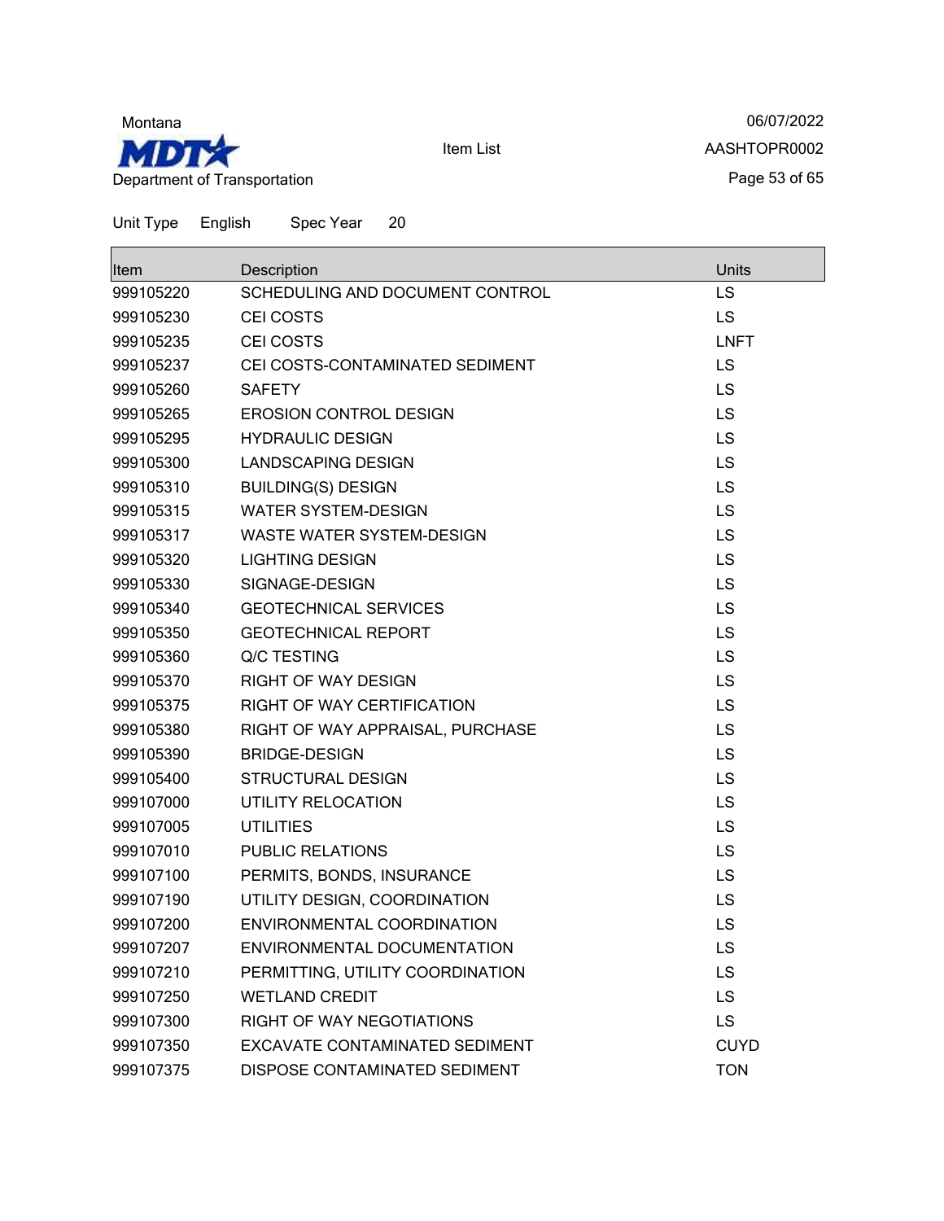Montana
Department of Transportation

Item List

06/07/2022
AASHTOPR0002

Unit Type English Spec Year 20

| Item | Description | Units |
|---|---|---|
| 999105220 | SCHEDULING AND DOCUMENT CONTROL | LS |
| 999105230 | CEI COSTS | LS |
| 999105235 | CEI COSTS | LNFT |
| 999105237 | CEI COSTS-CONTAMINATED SEDIMENT | LS |
| 999105260 | SAFETY | LS |
| 999105265 | EROSION CONTROL DESIGN | LS |
| 999105295 | HYDRAULIC DESIGN | LS |
| 999105300 | LANDSCAPING DESIGN | LS |
| 999105310 | BUILDING(S) DESIGN | LS |
| 999105315 | WATER SYSTEM-DESIGN | LS |
| 999105317 | WASTE WATER SYSTEM-DESIGN | LS |
| 999105320 | LIGHTING DESIGN | LS |
| 999105330 | SIGNAGE-DESIGN | LS |
| 999105340 | GEOTECHNICAL SERVICES | LS |
| 999105350 | GEOTECHNICAL REPORT | LS |
| 999105360 | Q/C TESTING | LS |
| 999105370 | RIGHT OF WAY DESIGN | LS |
| 999105375 | RIGHT OF WAY CERTIFICATION | LS |
| 999105380 | RIGHT OF WAY APPRAISAL, PURCHASE | LS |
| 999105390 | BRIDGE-DESIGN | LS |
| 999105400 | STRUCTURAL DESIGN | LS |
| 999107000 | UTILITY RELOCATION | LS |
| 999107005 | UTILITIES | LS |
| 999107010 | PUBLIC RELATIONS | LS |
| 999107100 | PERMITS, BONDS, INSURANCE | LS |
| 999107190 | UTILITY DESIGN, COORDINATION | LS |
| 999107200 | ENVIRONMENTAL COORDINATION | LS |
| 999107207 | ENVIRONMENTAL DOCUMENTATION | LS |
| 999107210 | PERMITTING, UTILITY COORDINATION | LS |
| 999107250 | WETLAND CREDIT | LS |
| 999107300 | RIGHT OF WAY NEGOTIATIONS | LS |
| 999107350 | EXCAVATE CONTAMINATED SEDIMENT | CUYD |
| 999107375 | DISPOSE CONTAMINATED SEDIMENT | TON |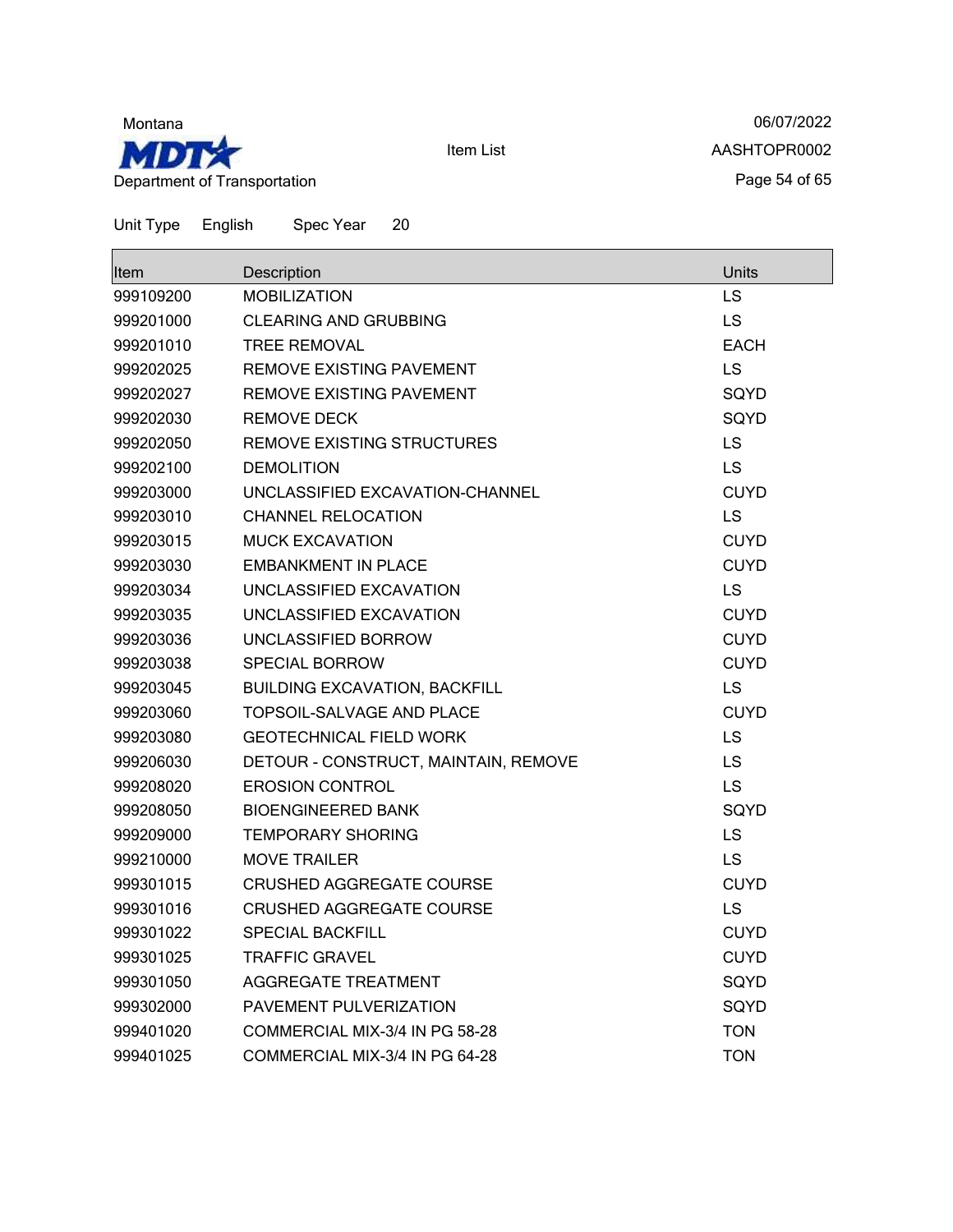Montana

Department of Transportation

Item List

06/07/2022

AASHTOPR0002

Unit Type English Spec Year 20

| Item | Description | Units |
| --- | --- | --- |
| 999109200 | MOBILIZATION | LS |
| 999201000 | CLEARING AND GRUBBING | LS |
| 999201010 | TREE REMOVAL | EACH |
| 999202025 | REMOVE EXISTING PAVEMENT | LS |
| 999202027 | REMOVE EXISTING PAVEMENT | SQYD |
| 999202030 | REMOVE DECK | SQYD |
| 999202050 | REMOVE EXISTING STRUCTURES | LS |
| 999202100 | DEMOLITION | LS |
| 999203000 | UNCLASSIFIED EXCAVATION-CHANNEL | CUYD |
| 999203010 | CHANNEL RELOCATION | LS |
| 999203015 | MUCK EXCAVATION | CUYD |
| 999203030 | EMBANKMENT IN PLACE | CUYD |
| 999203034 | UNCLASSIFIED EXCAVATION | LS |
| 999203035 | UNCLASSIFIED EXCAVATION | CUYD |
| 999203036 | UNCLASSIFIED BORROW | CUYD |
| 999203038 | SPECIAL BORROW | CUYD |
| 999203045 | BUILDING EXCAVATION, BACKFILL | LS |
| 999203060 | TOPSOIL-SALVAGE AND PLACE | CUYD |
| 999203080 | GEOTECHNICAL FIELD WORK | LS |
| 999206030 | DETOUR - CONSTRUCT, MAINTAIN, REMOVE | LS |
| 999208020 | EROSION CONTROL | LS |
| 999208050 | BIOENGINEERED BANK | SQYD |
| 999209000 | TEMPORARY SHORING | LS |
| 999210000 | MOVE TRAILER | LS |
| 999301015 | CRUSHED AGGREGATE COURSE | CUYD |
| 999301016 | CRUSHED AGGREGATE COURSE | LS |
| 999301022 | SPECIAL BACKFILL | CUYD |
| 999301025 | TRAFFIC GRAVEL | CUYD |
| 999301050 | AGGREGATE TREATMENT | SQYD |
| 999302000 | PAVEMENT PULVERIZATION | SQYD |
| 999401020 | COMMERCIAL MIX-3/4 IN PG 58-28 | TON |
| 999401025 | COMMERCIAL MIX-3/4 IN PG 64-28 | TON |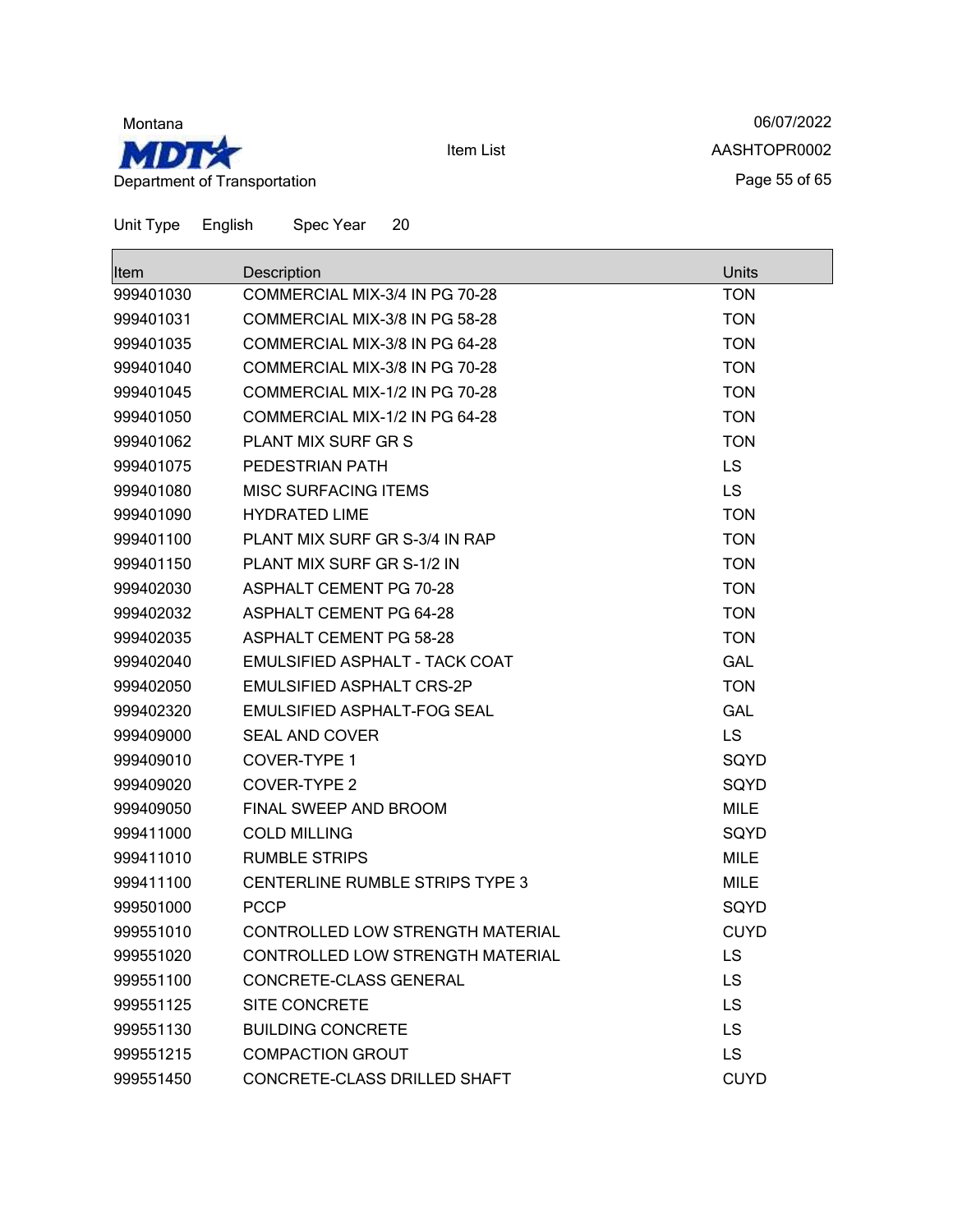Montana

Department of Transportation

Item List

06/07/2022

AASHTOPR0002

Unit Type English Spec Year 20

| Item | Description | Units |
|---|---|---|
| 999401030 | COMMERCIAL MIX-3/4 IN PG 70-28 | TON |
| 999401031 | COMMERCIAL MIX-3/8 IN PG 58-28 | TON |
| 999401035 | COMMERCIAL MIX-3/8 IN PG 64-28 | TON |
| 999401040 | COMMERCIAL MIX-3/8 IN PG 70-28 | TON |
| 999401045 | COMMERCIAL MIX-1/2 IN PG 70-28 | TON |
| 999401050 | COMMERCIAL MIX-1/2 IN PG 64-28 | TON |
| 999401062 | PLANT MIX SURF GR S | TON |
| 999401075 | PEDESTRIAN PATH | LS |
| 999401080 | MISC SURFACING ITEMS | LS |
| 999401090 | HYDRATED LIME | TON |
| 999401100 | PLANT MIX SURF GR S-3/4 IN RAP | TON |
| 999401150 | PLANT MIX SURF GR S-1/2 IN | TON |
| 999402030 | ASPHALT CEMENT PG 70-28 | TON |
| 999402032 | ASPHALT CEMENT PG 64-28 | TON |
| 999402035 | ASPHALT CEMENT PG 58-28 | TON |
| 999402040 | EMULSIFIED ASPHALT - TACK COAT | GAL |
| 999402050 | EMULSIFIED ASPHALT CRS-2P | TON |
| 999402320 | EMULSIFIED ASPHALT-FOG SEAL | GAL |
| 999409000 | SEAL AND COVER | LS |
| 999409010 | COVER-TYPE 1 | SQYD |
| 999409020 | COVER-TYPE 2 | SQYD |
| 999409050 | FINAL SWEEP AND BROOM | MILE |
| 999411000 | COLD MILLING | SQYD |
| 999411010 | RUMBLE STRIPS | MILE |
| 999411100 | CENTERLINE RUMBLE STRIPS TYPE 3 | MILE |
| 999501000 | PCCP | SQYD |
| 999551010 | CONTROLLED LOW STRENGTH MATERIAL | CUYD |
| 999551020 | CONTROLLED LOW STRENGTH MATERIAL | LS |
| 999551100 | CONCRETE-CLASS GENERAL | LS |
| 999551125 | SITE CONCRETE | LS |
| 999551130 | BUILDING CONCRETE | LS |
| 999551215 | COMPACTION GROUT | LS |
| 999551450 | CONCRETE-CLASS DRILLED SHAFT | CUYD |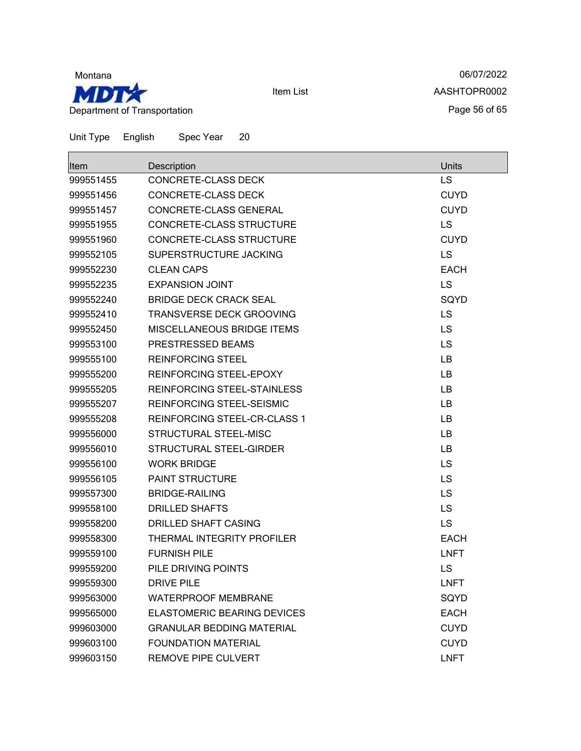Montana

Department of Transportation

Item List

06/07/2022

AASHTOPR0002

Unit Type English Spec Year 20

| Item | Description | Units |
| --- | --- | --- |
| 999551455 | CONCRETE-CLASS DECK | LS |
| 999551456 | CONCRETE-CLASS DECK | CUYD |
| 999551457 | CONCRETE-CLASS GENERAL | CUYD |
| 999551955 | CONCRETE-CLASS STRUCTURE | LS |
| 999551960 | CONCRETE-CLASS STRUCTURE | CUYD |
| 999552105 | SUPERSTRUCTURE JACKING | LS |
| 999552230 | CLEAN CAPS | EACH |
| 999552235 | EXPANSION JOINT | LS |
| 999552240 | BRIDGE DECK CRACK SEAL | SQYD |
| 999552410 | TRANSVERSE DECK GROOVING | LS |
| 999552450 | MISCELLANEOUS BRIDGE ITEMS | LS |
| 999553100 | PRESTRESSED BEAMS | LS |
| 999555100 | REINFORCING STEEL | LB |
| 999555200 | REINFORCING STEEL-EPOXY | LB |
| 999555205 | REINFORCING STEEL-STAINLESS | LB |
| 999555207 | REINFORCING STEEL-SEISMIC | LB |
| 999555208 | REINFORCING STEEL-CR-CLASS 1 | LB |
| 999556000 | STRUCTURAL STEEL-MISC | LB |
| 999556010 | STRUCTURAL STEEL-GIRDER | LB |
| 999556100 | WORK BRIDGE | LS |
| 999556105 | PAINT STRUCTURE | LS |
| 999557300 | BRIDGE-RAILING | LS |
| 999558100 | DRILLED SHAFTS | LS |
| 999558200 | DRILLED SHAFT CASING | LS |
| 999558300 | THERMAL INTEGRITY PROFILER | EACH |
| 999559100 | FURNISH PILE | LNFT |
| 999559200 | PILE DRIVING POINTS | LS |
| 999559300 | DRIVE PILE | LNFT |
| 999563000 | WATERPROOF MEMBRANE | SQYD |
| 999565000 | ELASTOMERIC BEARING DEVICES | EACH |
| 999603000 | GRANULAR BEDDING MATERIAL | CUYD |
| 999603100 | FOUNDATION MATERIAL | CUYD |
| 999603150 | REMOVE PIPE CULVERT | LNFT |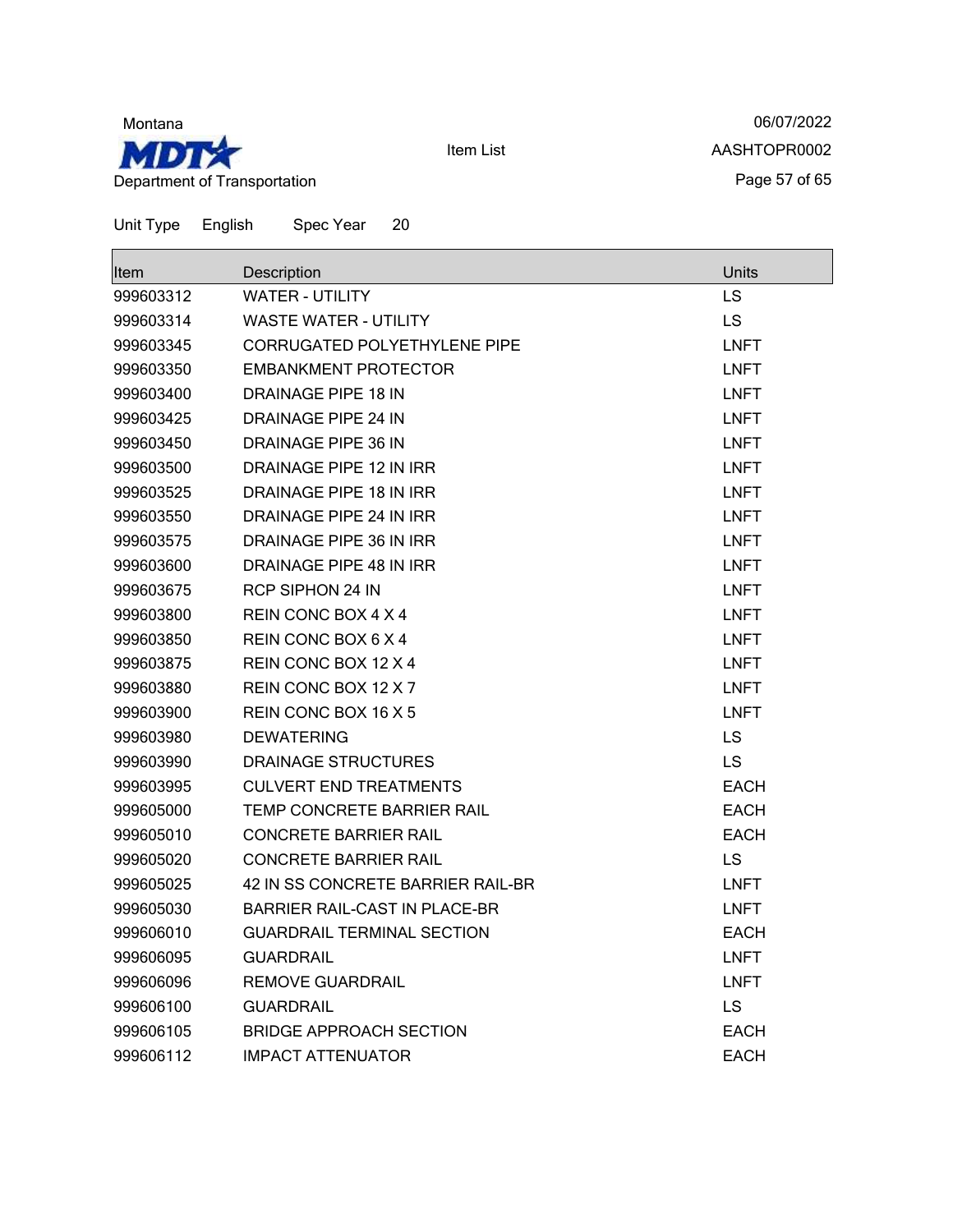Montana

**MDT** Department of Transportation

Item List

06/07/2022

AASHTOPR0002

Unit Type English Spec Year 20

| Item | Description | Units |
|---|---|---|
| 999603312 | WATER - UTILITY | LS |
| 999603314 | WASTE WATER - UTILITY | LS |
| 999603345 | CORRUGATED POLYETHYLENE PIPE | LNFT |
| 999603350 | EMBANKMENT PROTECTOR | LNFT |
| 999603400 | DRAINAGE PIPE 18 IN | LNFT |
| 999603425 | DRAINAGE PIPE 24 IN | LNFT |
| 999603450 | DRAINAGE PIPE 36 IN | LNFT |
| 999603500 | DRAINAGE PIPE 12 IN IRR | LNFT |
| 999603525 | DRAINAGE PIPE 18 IN IRR | LNFT |
| 999603550 | DRAINAGE PIPE 24 IN IRR | LNFT |
| 999603575 | DRAINAGE PIPE 36 IN IRR | LNFT |
| 999603600 | DRAINAGE PIPE 48 IN IRR | LNFT |
| 999603675 | RCP SIPHON 24 IN | LNFT |
| 999603800 | REIN CONC BOX 4 X 4 | LNFT |
| 999603850 | REIN CONC BOX 6 X 4 | LNFT |
| 999603875 | REIN CONC BOX 12 X 4 | LNFT |
| 999603880 | REIN CONC BOX 12 X 7 | LNFT |
| 999603900 | REIN CONC BOX 16 X 5 | LNFT |
| 999603980 | DEWATERING | LS |
| 999603990 | DRAINAGE STRUCTURES | LS |
| 999603995 | CULVERT END TREATMENTS | EACH |
| 999605000 | TEMP CONCRETE BARRIER RAIL | EACH |
| 999605010 | CONCRETE BARRIER RAIL | EACH |
| 999605020 | CONCRETE BARRIER RAIL | LS |
| 999605025 | 42 IN SS CONCRETE BARRIER RAIL-BR | LNFT |
| 999605030 | BARRIER RAIL-CAST IN PLACE-BR | LNFT |
| 999606010 | GUARDRAIL TERMINAL SECTION | EACH |
| 999606095 | GUARDRAIL | LNFT |
| 999606096 | REMOVE GUARDRAIL | LNFT |
| 999606100 | GUARDRAIL | LS |
| 999606105 | BRIDGE APPROACH SECTION | EACH |
| 999606112 | IMPACT ATTENUATOR | EACH |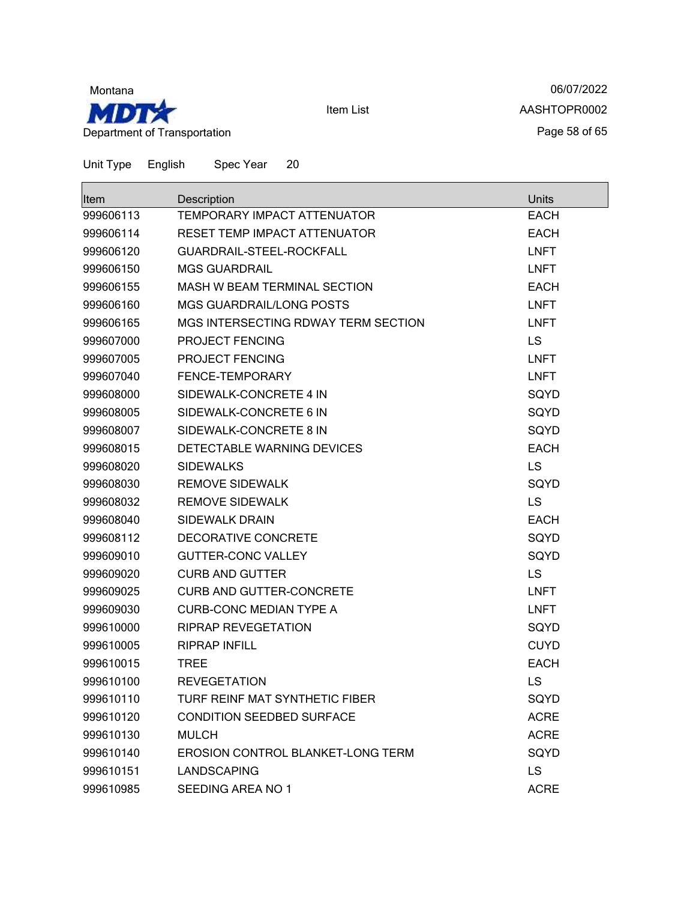Montana

MDT

Department of Transportation

Item List

06/07/2022

AASHTOPR0002

Unit Type English Spec Year 20

| Item | Description | Units |
|---|---|---|
| 999606113 | TEMPORARY IMPACT ATTENUATOR | EACH |
| 999606114 | RESET TEMP IMPACT ATTENUATOR | EACH |
| 999606120 | GUARDRAIL-STEEL-ROCKFALL | LNFT |
| 999606150 | MGS GUARDRAIL | LNFT |
| 999606155 | MASH W BEAM TERMINAL SECTION | EACH |
| 999606160 | MGS GUARDRAIL/LONG POSTS | LNFT |
| 999606165 | MGS INTERSECTING RDWAY TERM SECTION | LNFT |
| 999607000 | PROJECT FENCING | LS |
| 999607005 | PROJECT FENCING | LNFT |
| 999607040 | FENCE-TEMPORARY | LNFT |
| 999608000 | SIDEWALK-CONCRETE 4 IN | SQYD |
| 999608005 | SIDEWALK-CONCRETE 6 IN | SQYD |
| 999608007 | SIDEWALK-CONCRETE 8 IN | SQYD |
| 999608015 | DETECTABLE WARNING DEVICES | EACH |
| 999608020 | SIDEWALKS | LS |
| 999608030 | REMOVE SIDEWALK | SQYD |
| 999608032 | REMOVE SIDEWALK | LS |
| 999608040 | SIDEWALK DRAIN | EACH |
| 999608112 | DECORATIVE CONCRETE | SQYD |
| 999609010 | GUTTER-CONC VALLEY | SQYD |
| 999609020 | CURB AND GUTTER | LS |
| 999609025 | CURB AND GUTTER-CONCRETE | LNFT |
| 999609030 | CURB-CONC MEDIAN TYPE A | LNFT |
| 999610000 | RIPRAP REVEGETATION | SQYD |
| 999610005 | RIPRAP INFILL | CUYD |
| 999610015 | TREE | EACH |
| 999610100 | REVEGETATION | LS |
| 999610110 | TURF REINF MAT SYNTHETIC FIBER | SQYD |
| 999610120 | CONDITION SEEDBED SURFACE | ACRE |
| 999610130 | MULCH | ACRE |
| 999610140 | EROSION CONTROL BLANKET-LONG TERM | SQYD |
| 999610151 | LANDSCAPING | LS |
| 999610985 | SEEDING AREA NO 1 | ACRE |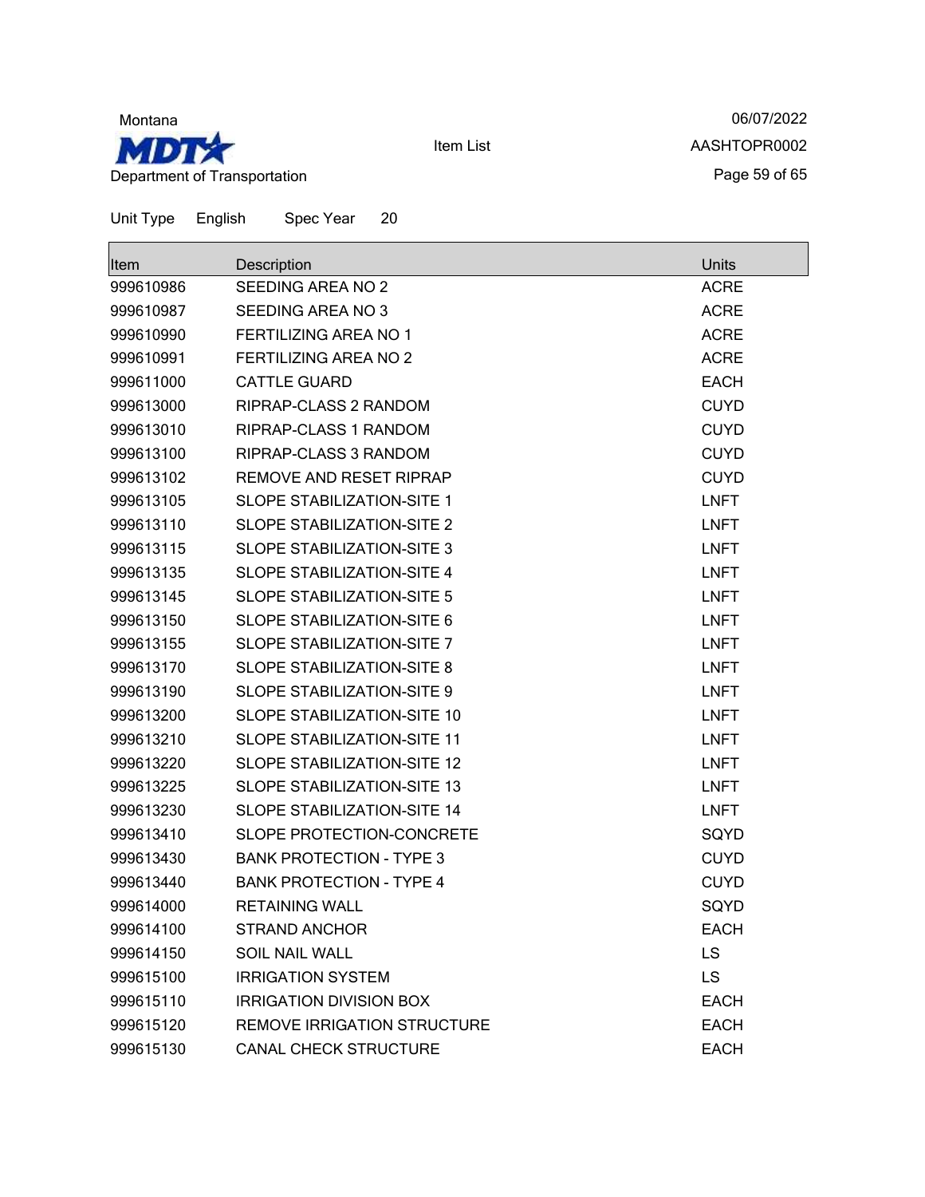Unit Type English Spec Year 20

| Item | Description | Units |
| --- | --- | --- |
| 999610986 | SEEDING AREA NO 2 | ACRE |
| 999610987 | SEEDING AREA NO 3 | ACRE |
| 999610990 | FERTILIZING AREA NO 1 | ACRE |
| 999610991 | FERTILIZING AREA NO 2 | ACRE |
| 999611000 | CATTLE GUARD | EACH |
| 999613000 | RIPRAP-CLASS 2 RANDOM | CUYD |
| 999613010 | RIPRAP-CLASS 1 RANDOM | CUYD |
| 999613100 | RIPRAP-CLASS 3 RANDOM | CUYD |
| 999613102 | REMOVE AND RESET RIPRAP | CUYD |
| 999613105 | SLOPE STABILIZATION-SITE 1 | LNFT |
| 999613110 | SLOPE STABILIZATION-SITE 2 | LNFT |
| 999613115 | SLOPE STABILIZATION-SITE 3 | LNFT |
| 999613135 | SLOPE STABILIZATION-SITE 4 | LNFT |
| 999613145 | SLOPE STABILIZATION-SITE 5 | LNFT |
| 999613150 | SLOPE STABILIZATION-SITE 6 | LNFT |
| 999613155 | SLOPE STABILIZATION-SITE 7 | LNFT |
| 999613170 | SLOPE STABILIZATION-SITE 8 | LNFT |
| 999613190 | SLOPE STABILIZATION-SITE 9 | LNFT |
| 999613200 | SLOPE STABILIZATION-SITE 10 | LNFT |
| 999613210 | SLOPE STABILIZATION-SITE 11 | LNFT |
| 999613220 | SLOPE STABILIZATION-SITE 12 | LNFT |
| 999613225 | SLOPE STABILIZATION-SITE 13 | LNFT |
| 999613230 | SLOPE STABILIZATION-SITE 14 | LNFT |
| 999613410 | SLOPE PROTECTION-CONCRETE | SQYD |
| 999613430 | BANK PROTECTION - TYPE 3 | CUYD |
| 999613440 | BANK PROTECTION - TYPE 4 | CUYD |
| 999614000 | RETAINING WALL | SQYD |
| 999614100 | STRAND ANCHOR | EACH |
| 999614150 | SOIL NAIL WALL | LS |
| 999615100 | IRRIGATION SYSTEM | LS |
| 999615110 | IRRIGATION DIVISION BOX | EACH |
| 999615120 | REMOVE IRRIGATION STRUCTURE | EACH |
| 999615130 | CANAL CHECK STRUCTURE | EACH |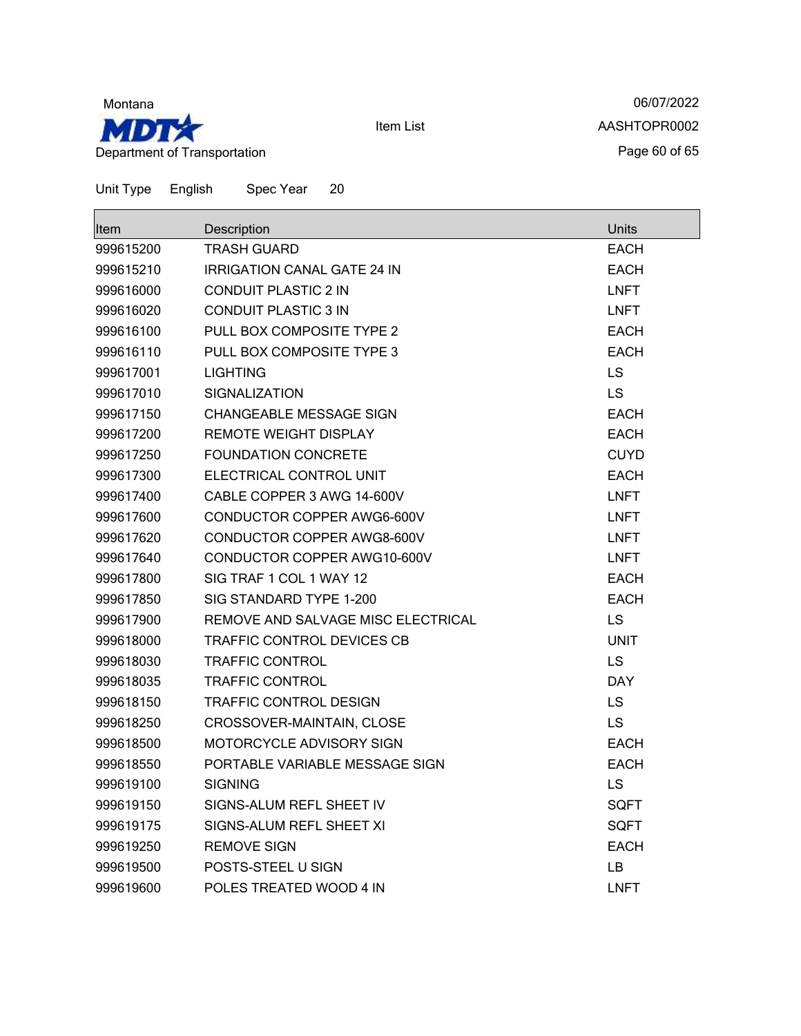Unit Type English Spec Year 20

| Item | Description | Units |
| --- | --- | --- |
| 999615200 | TRASH GUARD | EACH |
| 999615210 | IRRIGATION CANAL GATE 24 IN | EACH |
| 999616000 | CONDUIT PLASTIC 2 IN | LNFT |
| 999616020 | CONDUIT PLASTIC 3 IN | LNFT |
| 999616100 | PULL BOX COMPOSITE TYPE 2 | EACH |
| 999616110 | PULL BOX COMPOSITE TYPE 3 | EACH |
| 999617001 | LIGHTING | LS |
| 999617010 | SIGNALIZATION | LS |
| 999617150 | CHANGEABLE MESSAGE SIGN | EACH |
| 999617200 | REMOTE WEIGHT DISPLAY | EACH |
| 999617250 | FOUNDATION CONCRETE | CUYD |
| 999617300 | ELECTRICAL CONTROL UNIT | EACH |
| 999617400 | CABLE COPPER 3 AWG 14-600V | LNFT |
| 999617600 | CONDUCTOR COPPER AWG6-600V | LNFT |
| 999617620 | CONDUCTOR COPPER AWG8-600V | LNFT |
| 999617640 | CONDUCTOR COPPER AWG10-600V | LNFT |
| 999617800 | SIG TRAF 1 COL 1 WAY 12 | EACH |
| 999617850 | SIG STANDARD TYPE 1-200 | EACH |
| 999617900 | REMOVE AND SALVAGE MISC ELECTRICAL | LS |
| 999618000 | TRAFFIC CONTROL DEVICES CB | UNIT |
| 999618030 | TRAFFIC CONTROL | LS |
| 999618035 | TRAFFIC CONTROL | DAY |
| 999618150 | TRAFFIC CONTROL DESIGN | LS |
| 999618250 | CROSSOVER-MAINTAIN, CLOSE | LS |
| 999618500 | MOTORCYCLE ADVISORY SIGN | EACH |
| 999618550 | PORTABLE VARIABLE MESSAGE SIGN | EACH |
| 999619100 | SIGNING | LS |
| 999619150 | SIGNS-ALUM REFL SHEET IV | SQFT |
| 999619175 | SIGNS-ALUM REFL SHEET XI | SQFT |
| 999619250 | REMOVE SIGN | EACH |
| 999619500 | POSTS-STEEL U SIGN | LB |
| 999619600 | POLES TREATED WOOD 4 IN | LNFT |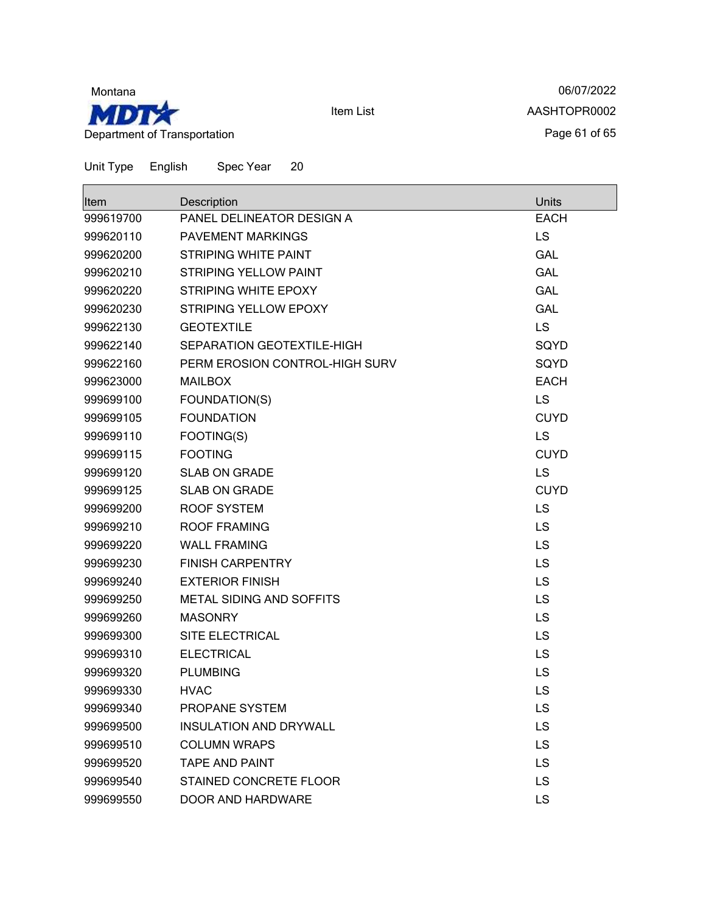Unit Type English Spec Year 20

| Item | Description | Units |
|---|---|---|
| 999619700 | PANEL DELINEATOR DESIGN A | EACH |
| 999620110 | PAVEMENT MARKINGS | LS |
| 999620200 | STRIPING WHITE PAINT | GAL |
| 999620210 | STRIPING YELLOW PAINT | GAL |
| 999620220 | STRIPING WHITE EPOXY | GAL |
| 999620230 | STRIPING YELLOW EPOXY | GAL |
| 999622130 | GEOTEXTILE | LS |
| 999622140 | SEPARATION GEOTEXTILE-HIGH | SQYD |
| 999622160 | PERM EROSION CONTROL-HIGH SURV | SQYD |
| 999623000 | MAILBOX | EACH |
| 999699100 | FOUNDATION(S) | LS |
| 999699105 | FOUNDATION | CUYD |
| 999699110 | FOOTING(S) | LS |
| 999699115 | FOOTING | CUYD |
| 999699120 | SLAB ON GRADE | LS |
| 999699125 | SLAB ON GRADE | CUYD |
| 999699200 | ROOF SYSTEM | LS |
| 999699210 | ROOF FRAMING | LS |
| 999699220 | WALL FRAMING | LS |
| 999699230 | FINISH CARPENTRY | LS |
| 999699240 | EXTERIOR FINISH | LS |
| 999699250 | METAL SIDING AND SOFFITS | LS |
| 999699260 | MASONRY | LS |
| 999699300 | SITE ELECTRICAL | LS |
| 999699310 | ELECTRICAL | LS |
| 999699320 | PLUMBING | LS |
| 999699330 | HVAC | LS |
| 999699340 | PROPANE SYSTEM | LS |
| 999699500 | INSULATION AND DRYWALL | LS |
| 999699510 | COLUMN WRAPS | LS |
| 999699520 | TAPE AND PAINT | LS |
| 999699540 | STAINED CONCRETE FLOOR | LS |
| 999699550 | DOOR AND HARDWARE | LS |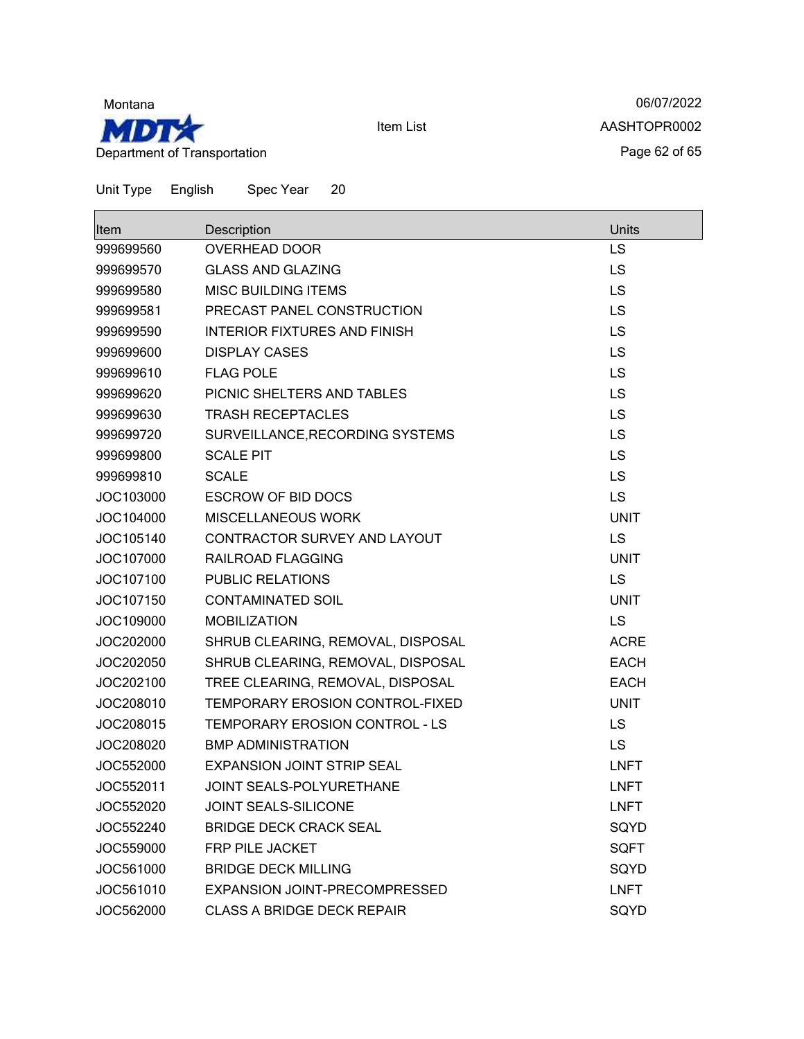Montana
MDT
Department of Transportation

Item List

06/07/2022
AASHTOPR0002

Unit Type English Spec Year 20

| Item | Description | Units |
| --- | --- | --- |
| 999699560 | OVERHEAD DOOR | LS |
| 999699570 | GLASS AND GLAZING | LS |
| 999699580 | MISC BUILDING ITEMS | LS |
| 999699581 | PRECAST PANEL CONSTRUCTION | LS |
| 999699590 | INTERIOR FIXTURES AND FINISH | LS |
| 999699600 | DISPLAY CASES | LS |
| 999699610 | FLAG POLE | LS |
| 999699620 | PICNIC SHELTERS AND TABLES | LS |
| 999699630 | TRASH RECEPTACLES | LS |
| 999699720 | SURVEILLANCE,RECORDING SYSTEMS | LS |
| 999699800 | SCALE PIT | LS |
| 999699810 | SCALE | LS |
| JOC103000 | ESCROW OF BID DOCS | LS |
| JOC104000 | MISCELLANEOUS WORK | UNIT |
| JOC105140 | CONTRACTOR SURVEY AND LAYOUT | LS |
| JOC107000 | RAILROAD FLAGGING | UNIT |
| JOC107100 | PUBLIC RELATIONS | LS |
| JOC107150 | CONTAMINATED SOIL | UNIT |
| JOC109000 | MOBILIZATION | LS |
| JOC202000 | SHRUB CLEARING, REMOVAL, DISPOSAL | ACRE |
| JOC202050 | SHRUB CLEARING, REMOVAL, DISPOSAL | EACH |
| JOC202100 | TREE CLEARING, REMOVAL, DISPOSAL | EACH |
| JOC208010 | TEMPORARY EROSION CONTROL-FIXED | UNIT |
| JOC208015 | TEMPORARY EROSION CONTROL - LS | LS |
| JOC208020 | BMP ADMINISTRATION | LS |
| JOC552000 | EXPANSION JOINT STRIP SEAL | LNFT |
| JOC552011 | JOINT SEALS-POLYURETHANE | LNFT |
| JOC552020 | JOINT SEALS-SILICONE | LNFT |
| JOC552240 | BRIDGE DECK CRACK SEAL | SQYD |
| JOC559000 | FRP PILE JACKET | SQFT |
| JOC561000 | BRIDGE DECK MILLING | SQYD |
| JOC561010 | EXPANSION JOINT-PRECOMPRESSED | LNFT |
| JOC562000 | CLASS A BRIDGE DECK REPAIR | SQYD |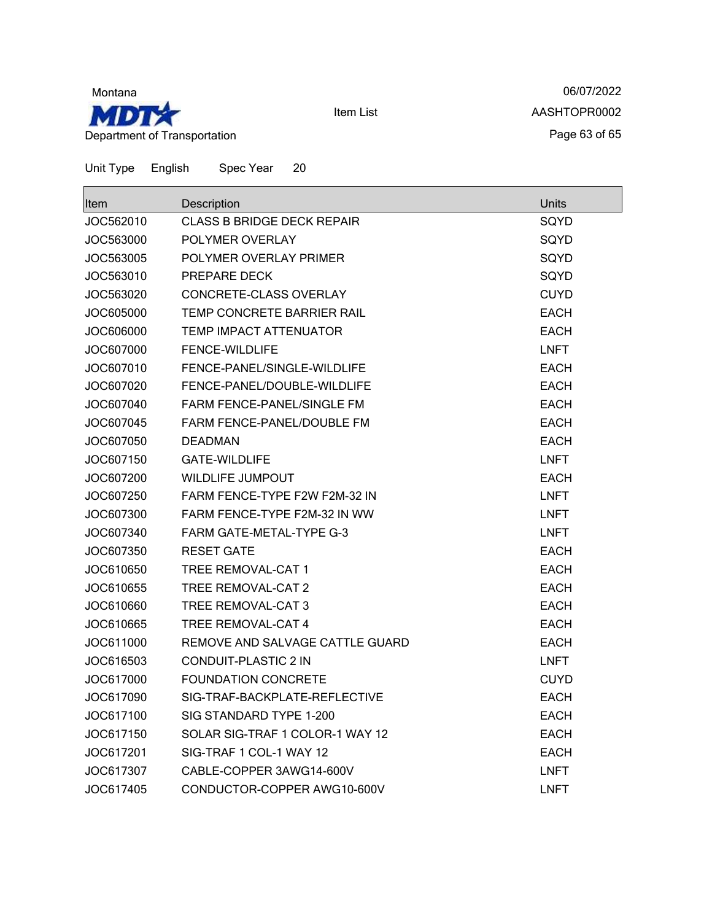Unit Type English Spec Year 20

| Item | Description | Units |
| --- | --- | --- |
| JOC562010 | CLASS B BRIDGE DECK REPAIR | SQYD |
| JOC563000 | POLYMER OVERLAY | SQYD |
| JOC563005 | POLYMER OVERLAY PRIMER | SQYD |
| JOC563010 | PREPARE DECK | SQYD |
| JOC563020 | CONCRETE-CLASS OVERLAY | CUYD |
| JOC605000 | TEMP CONCRETE BARRIER RAIL | EACH |
| JOC606000 | TEMP IMPACT ATTENUATOR | EACH |
| JOC607000 | FENCE-WILDLIFE | LNFT |
| JOC607010 | FENCE-PANEL/SINGLE-WILDLIFE | EACH |
| JOC607020 | FENCE-PANEL/DOUBLE-WILDLIFE | EACH |
| JOC607040 | FARM FENCE-PANEL/SINGLE FM | EACH |
| JOC607045 | FARM FENCE-PANEL/DOUBLE FM | EACH |
| JOC607050 | DEADMAN | EACH |
| JOC607150 | GATE-WILDLIFE | LNFT |
| JOC607200 | WILDLIFE JUMPOUT | EACH |
| JOC607250 | FARM FENCE-TYPE F2W F2M-32 IN | LNFT |
| JOC607300 | FARM FENCE-TYPE F2M-32 IN WW | LNFT |
| JOC607340 | FARM GATE-METAL-TYPE G-3 | LNFT |
| JOC607350 | RESET GATE | EACH |
| JOC610650 | TREE REMOVAL-CAT 1 | EACH |
| JOC610655 | TREE REMOVAL-CAT 2 | EACH |
| JOC610660 | TREE REMOVAL-CAT 3 | EACH |
| JOC610665 | TREE REMOVAL-CAT 4 | EACH |
| JOC611000 | REMOVE AND SALVAGE CATTLE GUARD | EACH |
| JOC616503 | CONDUIT-PLASTIC 2 IN | LNFT |
| JOC617000 | FOUNDATION CONCRETE | CUYD |
| JOC617090 | SIG-TRAF-BACKPLATE-REFLECTIVE | EACH |
| JOC617100 | SIG STANDARD TYPE 1-200 | EACH |
| JOC617150 | SOLAR SIG-TRAF 1 COLOR-1 WAY 12 | EACH |
| JOC617201 | SIG-TRAF 1 COL-1 WAY 12 | EACH |
| JOC617307 | CABLE-COPPER 3AWG14-600V | LNFT |
| JOC617405 | CONDUCTOR-COPPER AWG10-600V | LNFT |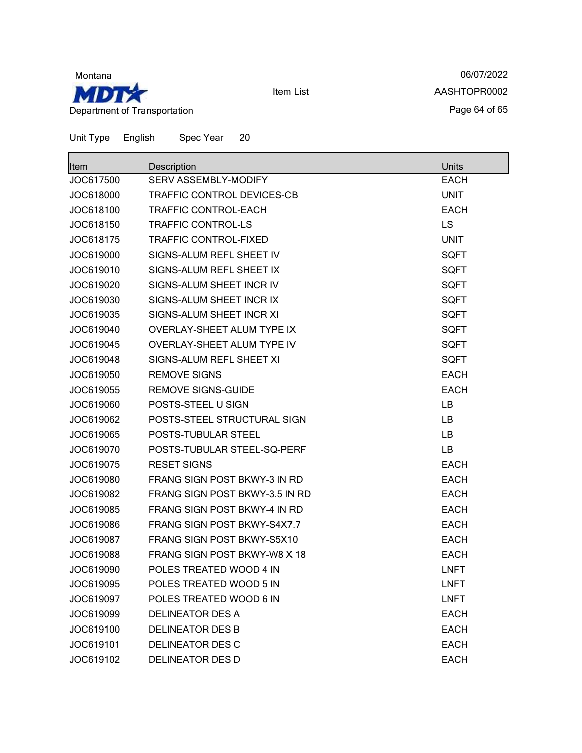Unit Type English Spec Year 20

| Item | Description | Units |
| --- | --- | --- |
| JOC617500 | SERV ASSEMBLY-MODIFY | EACH |
| JOC618000 | TRAFFIC CONTROL DEVICES-CB | UNIT |
| JOC618100 | TRAFFIC CONTROL-EACH | EACH |
| JOC618150 | TRAFFIC CONTROL-LS | LS |
| JOC618175 | TRAFFIC CONTROL-FIXED | UNIT |
| JOC619000 | SIGNS-ALUM REFL SHEET IV | SQFT |
| JOC619010 | SIGNS-ALUM REFL SHEET IX | SQFT |
| JOC619020 | SIGNS-ALUM SHEET INCR IV | SQFT |
| JOC619030 | SIGNS-ALUM SHEET INCR IX | SQFT |
| JOC619035 | SIGNS-ALUM SHEET INCR XI | SQFT |
| JOC619040 | OVERLAY-SHEET ALUM TYPE IX | SQFT |
| JOC619045 | OVERLAY-SHEET ALUM TYPE IV | SQFT |
| JOC619048 | SIGNS-ALUM REFL SHEET XI | SQFT |
| JOC619050 | REMOVE SIGNS | EACH |
| JOC619055 | REMOVE SIGNS-GUIDE | EACH |
| JOC619060 | POSTS-STEEL U SIGN | LB |
| JOC619062 | POSTS-STEEL STRUCTURAL SIGN | LB |
| JOC619065 | POSTS-TUBULAR STEEL | LB |
| JOC619070 | POSTS-TUBULAR STEEL-SQ-PERF | LB |
| JOC619075 | RESET SIGNS | EACH |
| JOC619080 | FRANG SIGN POST BKWY-3 IN RD | EACH |
| JOC619082 | FRANG SIGN POST BKWY-3.5 IN RD | EACH |
| JOC619085 | FRANG SIGN POST BKWY-4 IN RD | EACH |
| JOC619086 | FRANG SIGN POST BKWY-S4X7.7 | EACH |
| JOC619087 | FRANG SIGN POST BKWY-S5X10 | EACH |
| JOC619088 | FRANG SIGN POST BKWY-W8 X 18 | EACH |
| JOC619090 | POLES TREATED WOOD 4 IN | LNFT |
| JOC619095 | POLES TREATED WOOD 5 IN | LNFT |
| JOC619097 | POLES TREATED WOOD 6 IN | LNFT |
| JOC619099 | DELINEATOR DES A | EACH |
| JOC619100 | DELINEATOR DES B | EACH |
| JOC619101 | DELINEATOR DES C | EACH |
| JOC619102 | DELINEATOR DES D | EACH |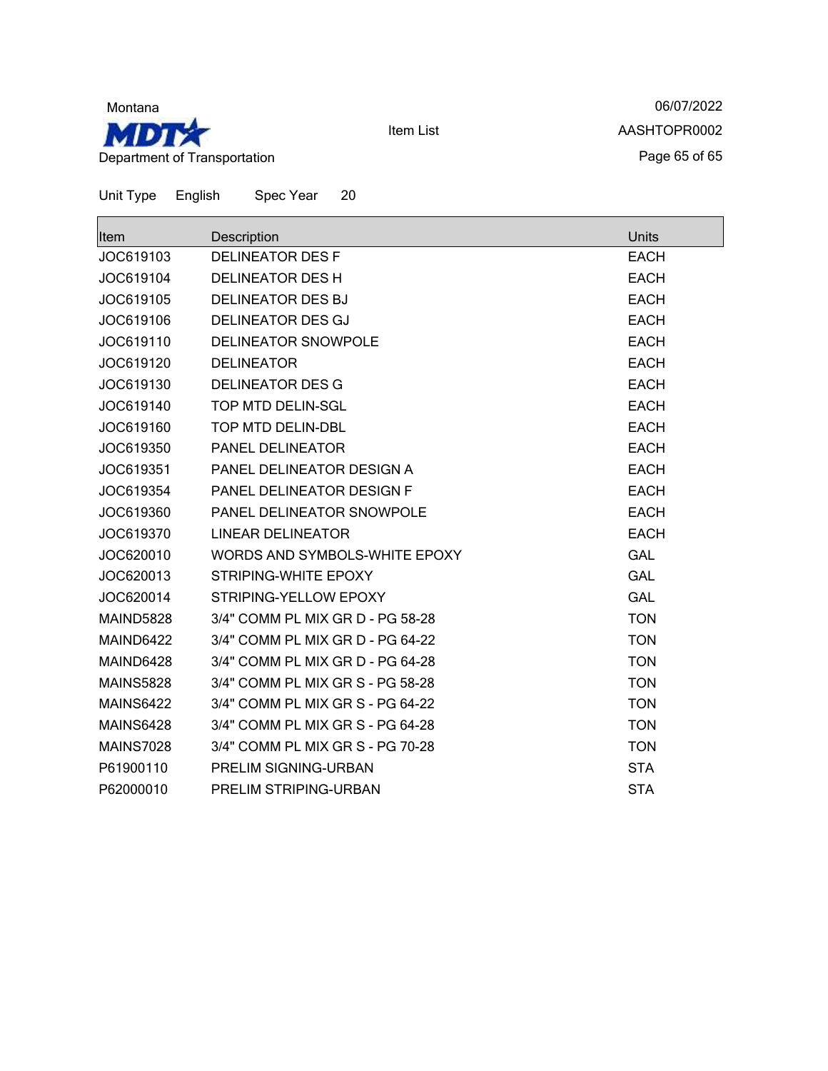Montana

MDT

Department of Transportation

Item List

06/07/2022

AASHTOPR0002

Unit Type English Spec Year 20

| Item | Description | Units |
|---|---|---|
| JOC619103 | DELINEATOR DES F | EACH |
| JOC619104 | DELINEATOR DES H | EACH |
| JOC619105 | DELINEATOR DES BJ | EACH |
| JOC619106 | DELINEATOR DES GJ | EACH |
| JOC619110 | DELINEATOR SNOWPOLE | EACH |
| JOC619120 | DELINEATOR | EACH |
| JOC619130 | DELINEATOR DES G | EACH |
| JOC619140 | TOP MTD DELIN-SGL | EACH |
| JOC619160 | TOP MTD DELIN-DBL | EACH |
| JOC619350 | PANEL DELINEATOR | EACH |
| JOC619351 | PANEL DELINEATOR DESIGN A | EACH |
| JOC619354 | PANEL DELINEATOR DESIGN F | EACH |
| JOC619360 | PANEL DELINEATOR SNOWPOLE | EACH |
| JOC619370 | LINEAR DELINEATOR | EACH |
| JOC620010 | WORDS AND SYMBOLS-WHITE EPOXY | GAL |
| JOC620013 | STRIPING-WHITE EPOXY | GAL |
| JOC620014 | STRIPING-YELLOW EPOXY | GAL |
| MAIND5828 | 3/4" COMM PL MIX GR D - PG 58-28 | TON |
| MAIND6422 | 3/4" COMM PL MIX GR D - PG 64-22 | TON |
| MAIND6428 | 3/4" COMM PL MIX GR D - PG 64-28 | TON |
| MAINS5828 | 3/4" COMM PL MIX GR S - PG 58-28 | TON |
| MAINS6422 | 3/4" COMM PL MIX GR S - PG 64-22 | TON |
| MAINS6428 | 3/4" COMM PL MIX GR S - PG 64-28 | TON |
| MAINS7028 | 3/4" COMM PL MIX GR S - PG 70-28 | TON |
| P61900110 | PRELIM SIGNING-URBAN | STA |
| P62000010 | PRELIM STRIPING-URBAN | STA |